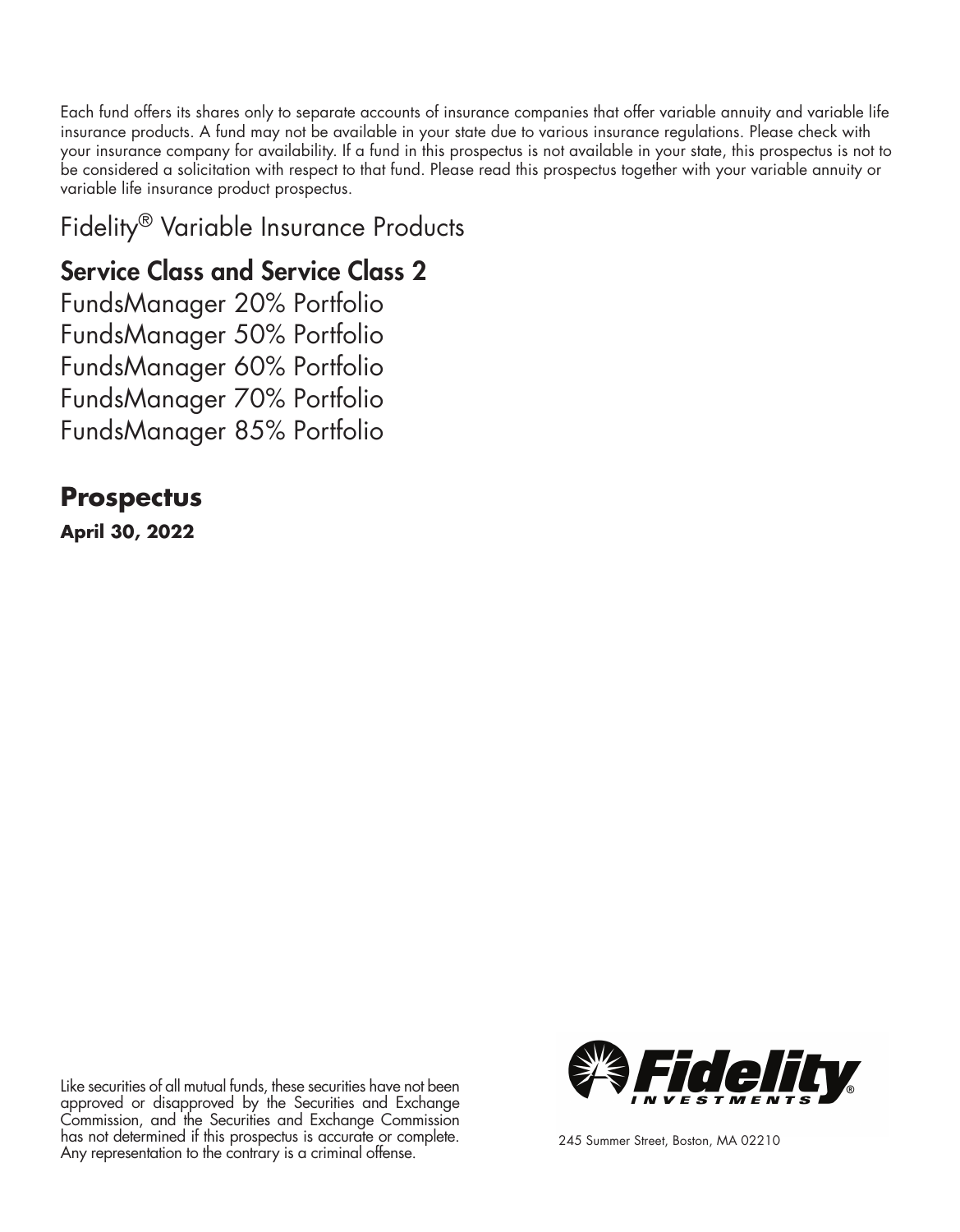Each fund offers its shares only to separate accounts of insurance companies that offer variable annuity and variable life insurance products. A fund may not be available in your state due to various insurance regulations. Please check with your insurance company for availability. If a fund in this prospectus is not available in your state, this prospectus is not to be considered a solicitation with respect to that fund. Please read this prospectus together with your variable annuity or variable life insurance product prospectus.

# Fidelity® Variable Insurance Products

## Service Class and Service Class 2

FundsManager 20% Portfolio
FundsManager 50% Portfolio
FundsManager 60% Portfolio
FundsManager 70% Portfolio
FundsManager 85% Portfolio

## Prospectus

**April 30, 2022**

Like securities of all mutual funds, these securities have not been approved or disapproved by the Securities and Exchange Commission, and the Securities and Exchange Commission has not determined if this prospectus is accurate or complete. Any representation to the contrary is a criminal offense.

Fidelity INVESTMENTS®

245 Summer Street, Boston, MA 02210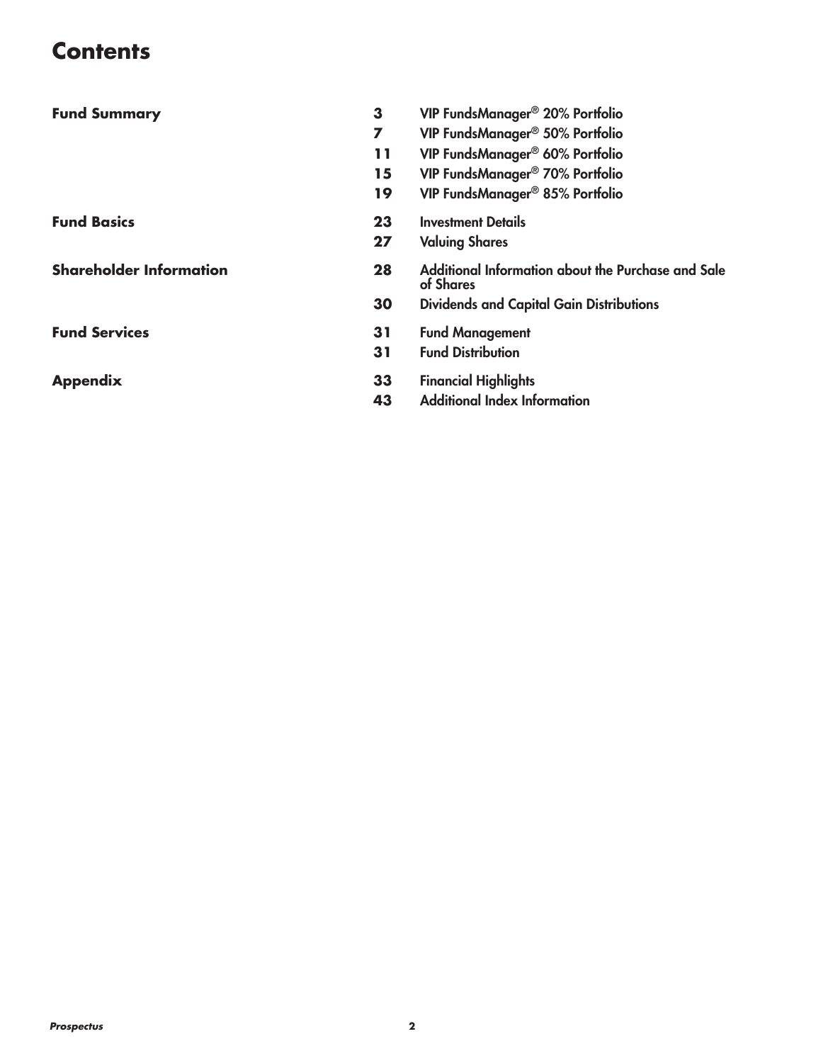# Contents

| | | |
|---|---|---|
| **Fund Summary** | **3** | VIP FundsManager® 20% Portfolio |
| | **7** | VIP FundsManager® 50% Portfolio |
| | **11** | VIP FundsManager® 60% Portfolio |
| | **15** | VIP FundsManager® 70% Portfolio |
| | **19** | VIP FundsManager® 85% Portfolio |
| **Fund Basics** | **23** | Investment Details |
| | **27** | Valuing Shares |
| **Shareholder Information** | **28** | Additional Information about the Purchase and Sale of Shares |
| | **30** | Dividends and Capital Gain Distributions |
| **Fund Services** | **31** | Fund Management |
| | **31** | Fund Distribution |
| **Appendix** | **33** | Financial Highlights |
| | **43** | Additional Index Information |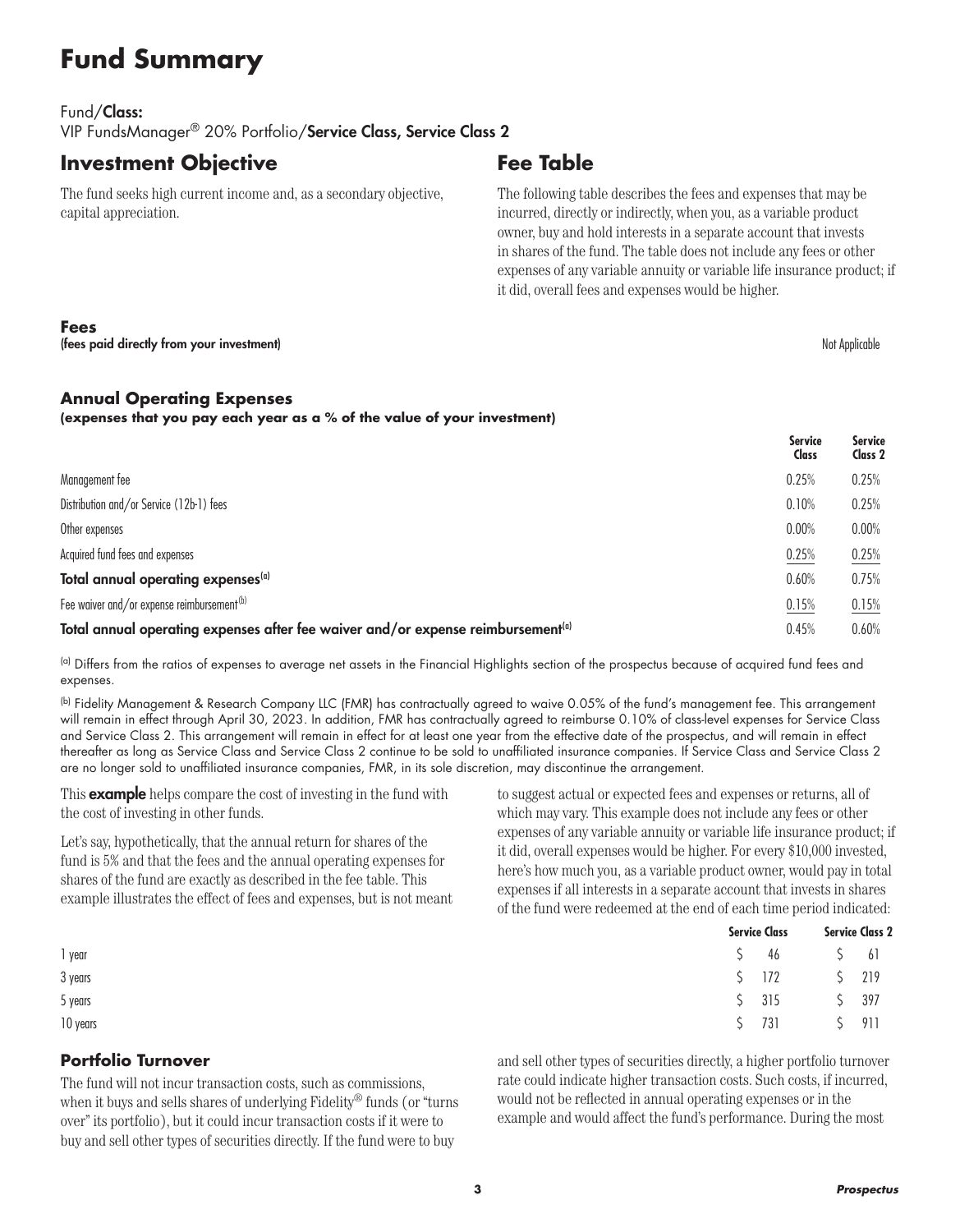# Fund Summary

Fund/**Class:**
VIP FundsManager® 20% Portfolio/**Service Class, Service Class 2**

## Investment Objective

The fund seeks high current income and, as a secondary objective, capital appreciation.

## Fee Table

The following table describes the fees and expenses that may be incurred, directly or indirectly, when you, as a variable product owner, buy and hold interests in a separate account that invests in shares of the fund. The table does not include any fees or other expenses of any variable annuity or variable life insurance product; if it did, overall fees and expenses would be higher.

### Fees

**(fees paid directly from your investment)** Not Applicable

### Annual Operating Expenses

**(expenses that you pay each year as a % of the value of your investment)**

| | Service Class | Service Class 2 |
|---|---|---|
| Management fee | 0.25% | 0.25% |
| Distribution and/or Service (12b-1) fees | 0.10% | 0.25% |
| Other expenses | 0.00% | 0.00% |
| Acquired fund fees and expenses | 0.25% | 0.25% |
| **Total annual operating expenses[(a)]** | 0.60% | 0.75% |
| Fee waiver and/or expense reimbursement[(b)] | 0.15% | 0.15% |
| **Total annual operating expenses after fee waiver and/or expense reimbursement[(a)]** | 0.45% | 0.60% |

[(a)] Differs from the ratios of expenses to average net assets in the Financial Highlights section of the prospectus because of acquired fund fees and expenses.

[(b)] Fidelity Management & Research Company LLC (FMR) has contractually agreed to waive 0.05% of the fund's management fee. This arrangement will remain in effect through April 30, 2023. In addition, FMR has contractually agreed to reimburse 0.10% of class-level expenses for Service Class and Service Class 2. This arrangement will remain in effect for at least one year from the effective date of the prospectus, and will remain in effect thereafter as long as Service Class and Service Class 2 continue to be sold to unaffiliated insurance companies. If Service Class and Service Class 2 are no longer sold to unaffiliated insurance companies, FMR, in its sole discretion, may discontinue the arrangement.

This **example** helps compare the cost of investing in the fund with the cost of investing in other funds.

Let's say, hypothetically, that the annual return for shares of the fund is 5% and that the fees and the annual operating expenses for shares of the fund are exactly as described in the fee table. This example illustrates the effect of fees and expenses, but is not meant to suggest actual or expected fees and expenses or returns, all of which may vary. This example does not include any fees or other expenses of any variable annuity or variable life insurance product; if it did, overall expenses would be higher. For every $10,000 invested, here's how much you, as a variable product owner, would pay in total expenses if all interests in a separate account that invests in shares of the fund were redeemed at the end of each time period indicated:

| | Service Class | Service Class 2 |
|---|---|---|
| 1 year | $ 46 | $ 61 |
| 3 years | $ 172 | $ 219 |
| 5 years | $ 315 | $ 397 |
| 10 years | $ 731 | $ 911 |

### Portfolio Turnover

The fund will not incur transaction costs, such as commissions, when it buys and sells shares of underlying Fidelity® funds (or "turns over" its portfolio), but it could incur transaction costs if it were to buy and sell other types of securities directly. If the fund were to buy and sell other types of securities directly, a higher portfolio turnover rate could indicate higher transaction costs. Such costs, if incurred, would not be reflected in annual operating expenses or in the example and would affect the fund's performance. During the most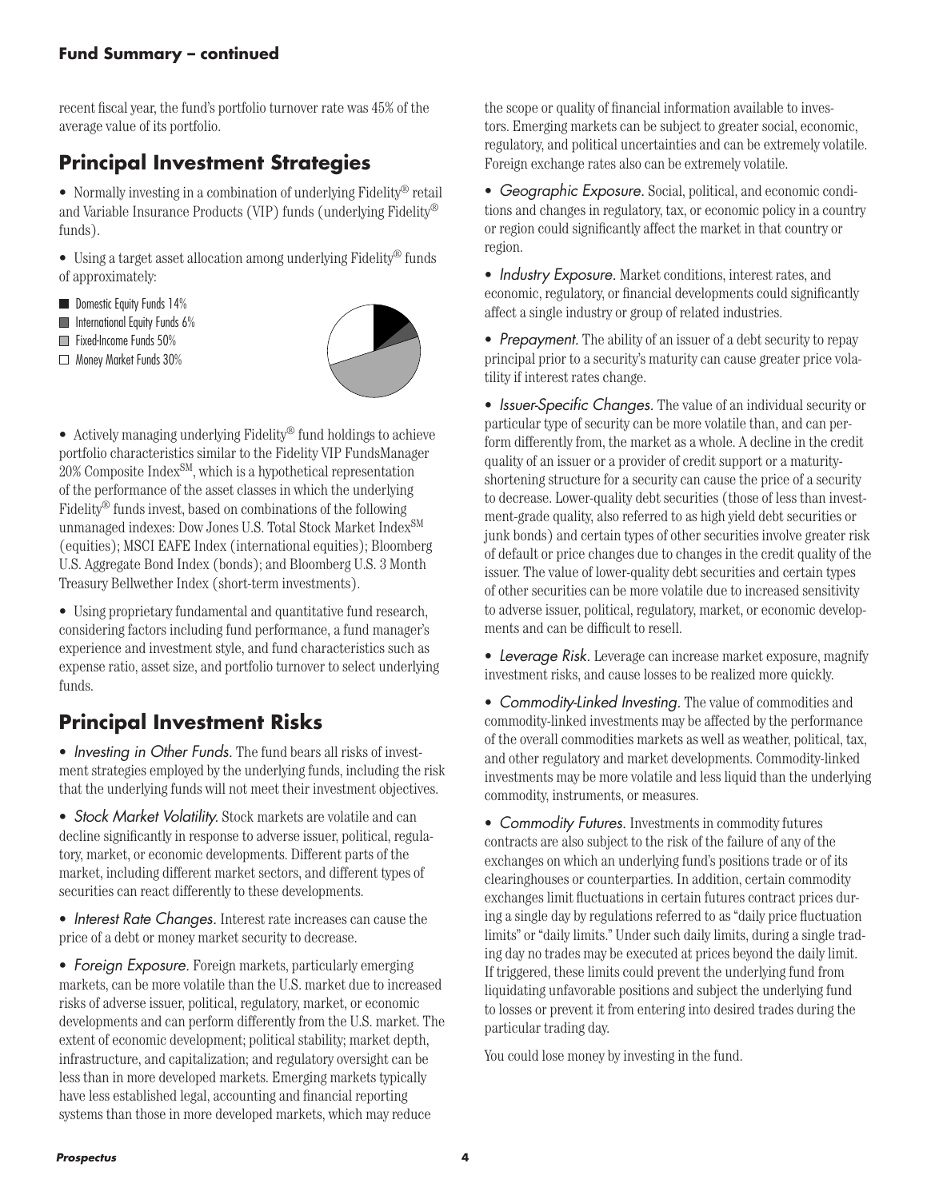**Fund Summary – continued**

recent fiscal year, the fund's portfolio turnover rate was 45% of the average value of its portfolio.

## Principal Investment Strategies

- Normally investing in a combination of underlying Fidelity® retail and Variable Insurance Products (VIP) funds (underlying Fidelity® funds).
- Using a target asset allocation among underlying Fidelity® funds of approximately:

  - Domestic Equity Funds 14%
  - International Equity Funds 6%
  - Fixed-Income Funds 50%
  - Money Market Funds 30%

- Actively managing underlying Fidelity® fund holdings to achieve portfolio characteristics similar to the Fidelity VIP FundsManager 20% Composite Index℠, which is a hypothetical representation of the performance of the asset classes in which the underlying Fidelity® funds invest, based on combinations of the following unmanaged indexes: Dow Jones U.S. Total Stock Market Index℠ (equities); MSCI EAFE Index (international equities); Bloomberg U.S. Aggregate Bond Index (bonds); and Bloomberg U.S. 3 Month Treasury Bellwether Index (short-term investments).
- Using proprietary fundamental and quantitative fund research, considering factors including fund performance, a fund manager's experience and investment style, and fund characteristics such as expense ratio, asset size, and portfolio turnover to select underlying funds.

## Principal Investment Risks

- *Investing in Other Funds.* The fund bears all risks of investment strategies employed by the underlying funds, including the risk that the underlying funds will not meet their investment objectives.
- *Stock Market Volatility.* Stock markets are volatile and can decline significantly in response to adverse issuer, political, regulatory, market, or economic developments. Different parts of the market, including different market sectors, and different types of securities can react differently to these developments.
- *Interest Rate Changes.* Interest rate increases can cause the price of a debt or money market security to decrease.
- *Foreign Exposure.* Foreign markets, particularly emerging markets, can be more volatile than the U.S. market due to increased risks of adverse issuer, political, regulatory, market, or economic developments and can perform differently from the U.S. market. The extent of economic development; political stability; market depth, infrastructure, and capitalization; and regulatory oversight can be less than in more developed markets. Emerging markets typically have less established legal, accounting and financial reporting systems than those in more developed markets, which may reduce the scope or quality of financial information available to investors. Emerging markets can be subject to greater social, economic, regulatory, and political uncertainties and can be extremely volatile. Foreign exchange rates also can be extremely volatile.
- *Geographic Exposure.* Social, political, and economic conditions and changes in regulatory, tax, or economic policy in a country or region could significantly affect the market in that country or region.
- *Industry Exposure.* Market conditions, interest rates, and economic, regulatory, or financial developments could significantly affect a single industry or group of related industries.
- *Prepayment.* The ability of an issuer of a debt security to repay principal prior to a security's maturity can cause greater price volatility if interest rates change.
- *Issuer-Specific Changes.* The value of an individual security or particular type of security can be more volatile than, and can perform differently from, the market as a whole. A decline in the credit quality of an issuer or a provider of credit support or a maturity-shortening structure for a security can cause the price of a security to decrease. Lower-quality debt securities (those of less than investment-grade quality, also referred to as high yield debt securities or junk bonds) and certain types of other securities involve greater risk of default or price changes due to changes in the credit quality of the issuer. The value of lower-quality debt securities and certain types of other securities can be more volatile due to increased sensitivity to adverse issuer, political, regulatory, market, or economic developments and can be difficult to resell.
- *Leverage Risk.* Leverage can increase market exposure, magnify investment risks, and cause losses to be realized more quickly.
- *Commodity-Linked Investing.* The value of commodities and commodity-linked investments may be affected by the performance of the overall commodities markets as well as weather, political, tax, and other regulatory and market developments. Commodity-linked investments may be more volatile and less liquid than the underlying commodity, instruments, or measures.
- *Commodity Futures.* Investments in commodity futures contracts are also subject to the risk of the failure of any of the exchanges on which an underlying fund's positions trade or of its clearinghouses or counterparties. In addition, certain commodity exchanges limit fluctuations in certain futures contract prices during a single day by regulations referred to as "daily price fluctuation limits" or "daily limits." Under such daily limits, during a single trading day no trades may be executed at prices beyond the daily limit. If triggered, these limits could prevent the underlying fund from liquidating unfavorable positions and subject the underlying fund to losses or prevent it from entering into desired trades during the particular trading day.

You could lose money by investing in the fund.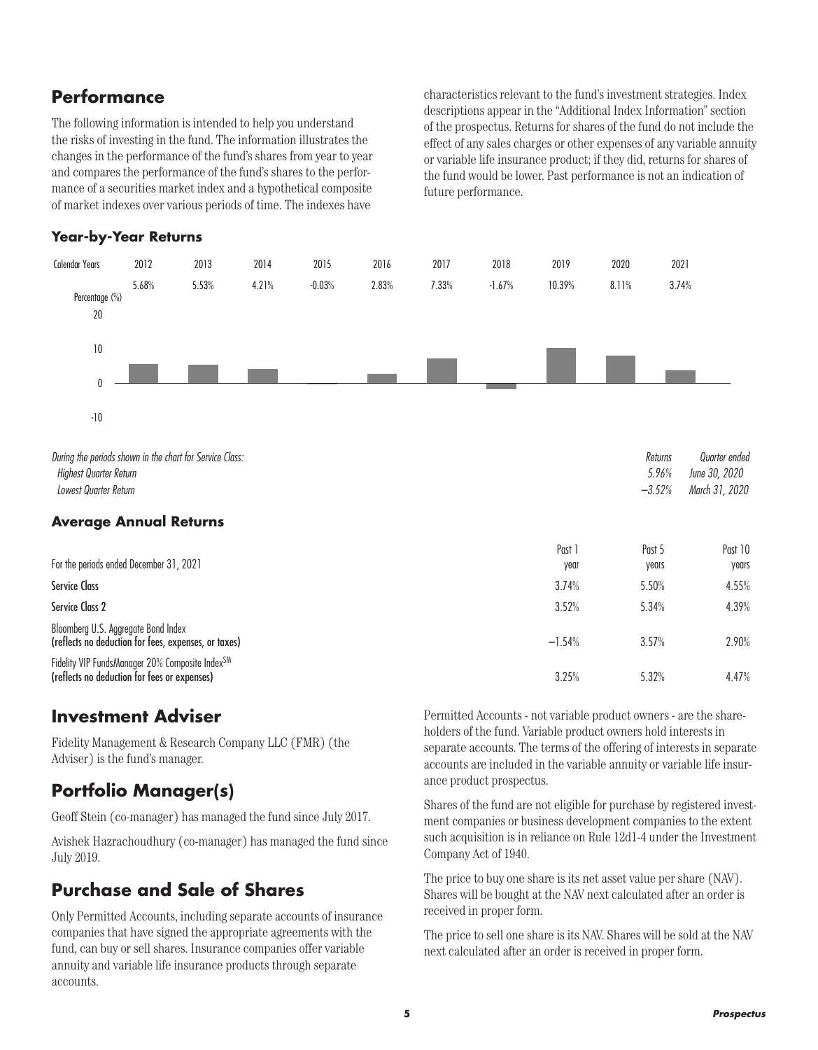## Performance

The following information is intended to help you understand the risks of investing in the fund. The information illustrates the changes in the performance of the fund's shares from year to year and compares the performance of the fund's shares to the performance of a securities market index and a hypothetical composite of market indexes over various periods of time. The indexes have characteristics relevant to the fund's investment strategies. Index descriptions appear in the "Additional Index Information" section of the prospectus. Returns for shares of the fund do not include the effect of any sales charges or other expenses of any variable annuity or variable life insurance product; if they did, returns for shares of the fund would be lower. Past performance is not an indication of future performance.

### Year-by-Year Returns

| Calendar Years | 2012 | 2013 | 2014 | 2015 | 2016 | 2017 | 2018 | 2019 | 2020 | 2021 |
|---|---|---|---|---|---|---|---|---|---|---|
| Percentage (%) | 5.68% | 5.53% | 4.21% | -0.03% | 2.83% | 7.33% | -1.67% | 10.39% | 8.11% | 3.74% |

*During the periods shown in the chart for Service Class:*

| | Returns | Quarter ended |
|---|---|---|
| *Highest Quarter Return* | *5.96%* | *June 30, 2020* |
| *Lowest Quarter Return* | *−3.52%* | *March 31, 2020* |

### Average Annual Returns

| For the periods ended December 31, 2021 | Past 1 year | Past 5 years | Past 10 years |
|---|---|---|---|
| **Service Class** | 3.74% | 5.50% | 4.55% |
| **Service Class 2** | 3.52% | 5.34% | 4.39% |
| Bloomberg U.S. Aggregate Bond Index **(reflects no deduction for fees, expenses, or taxes)** | −1.54% | 3.57% | 2.90% |
| Fidelity VIP FundsManager 20% Composite Index[SM] **(reflects no deduction for fees or expenses)** | 3.25% | 5.32% | 4.47% |

## Investment Adviser

Fidelity Management & Research Company LLC (FMR) (the Adviser) is the fund's manager.

## Portfolio Manager(s)

Geoff Stein (co-manager) has managed the fund since July 2017.

Avishek Hazrachoudhury (co-manager) has managed the fund since July 2019.

## Purchase and Sale of Shares

Only Permitted Accounts, including separate accounts of insurance companies that have signed the appropriate agreements with the fund, can buy or sell shares. Insurance companies offer variable annuity and variable life insurance products through separate accounts.

Permitted Accounts - not variable product owners - are the shareholders of the fund. Variable product owners hold interests in separate accounts. The terms of the offering of interests in separate accounts are included in the variable annuity or variable life insurance product prospectus.

Shares of the fund are not eligible for purchase by registered investment companies or business development companies to the extent such acquisition is in reliance on Rule 12d1-4 under the Investment Company Act of 1940.

The price to buy one share is its net asset value per share (NAV). Shares will be bought at the NAV next calculated after an order is received in proper form.

The price to sell one share is its NAV. Shares will be sold at the NAV next calculated after an order is received in proper form.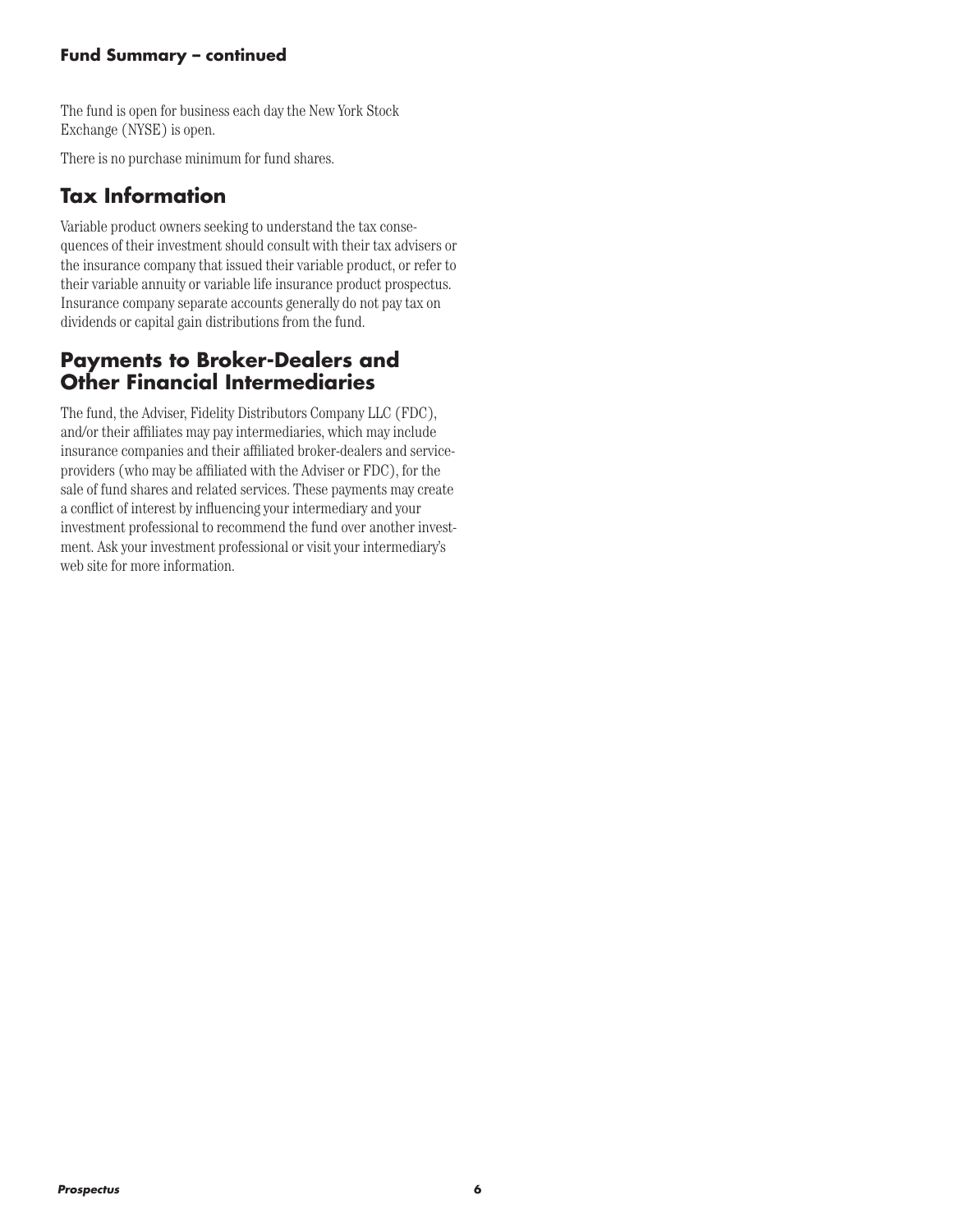**Fund Summary – continued**

The fund is open for business each day the New York Stock Exchange (NYSE) is open.

There is no purchase minimum for fund shares.

## Tax Information

Variable product owners seeking to understand the tax consequences of their investment should consult with their tax advisers or the insurance company that issued their variable product, or refer to their variable annuity or variable life insurance product prospectus. Insurance company separate accounts generally do not pay tax on dividends or capital gain distributions from the fund.

## Payments to Broker-Dealers and Other Financial Intermediaries

The fund, the Adviser, Fidelity Distributors Company LLC (FDC), and/or their affiliates may pay intermediaries, which may include insurance companies and their affiliated broker-dealers and service-providers (who may be affiliated with the Adviser or FDC), for the sale of fund shares and related services. These payments may create a conflict of interest by influencing your intermediary and your investment professional to recommend the fund over another investment. Ask your investment professional or visit your intermediary's web site for more information.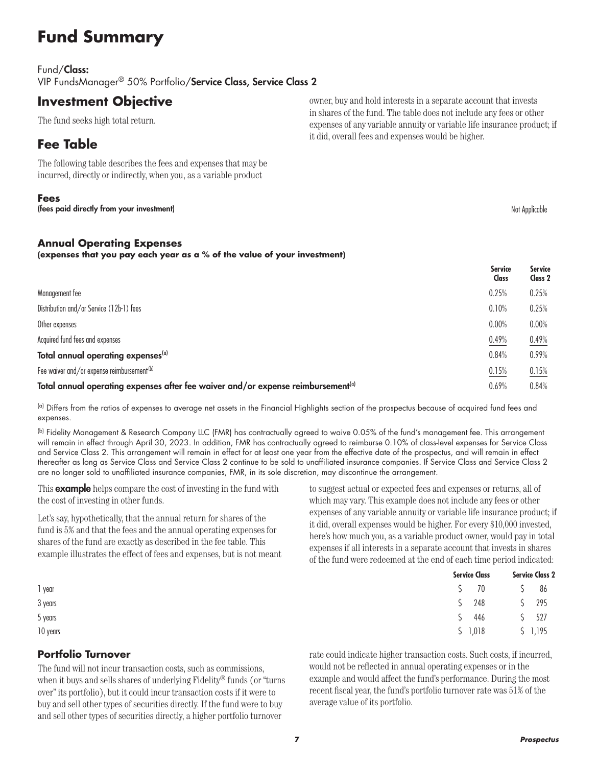# Fund Summary

Fund/**Class:**
VIP FundsManager® 50% Portfolio/**Service Class, Service Class 2**

## Investment Objective

The fund seeks high total return.

## Fee Table

The following table describes the fees and expenses that may be incurred, directly or indirectly, when you, as a variable product owner, buy and hold interests in a separate account that invests in shares of the fund. The table does not include any fees or other expenses of any variable annuity or variable life insurance product; if it did, overall fees and expenses would be higher.

### Fees

| **(fees paid directly from your investment)** | Not Applicable |
|---|---|

### Annual Operating Expenses

**(expenses that you pay each year as a % of the value of your investment)**

| | Service Class | Service Class 2 |
|---|---|---|
| Management fee | 0.25% | 0.25% |
| Distribution and/or Service (12b-1) fees | 0.10% | 0.25% |
| Other expenses | 0.00% | 0.00% |
| Acquired fund fees and expenses | 0.49% | 0.49% |
| **Total annual operating expenses**[(a)] | 0.84% | 0.99% |
| Fee waiver and/or expense reimbursement[(b)] | 0.15% | 0.15% |
| **Total annual operating expenses after fee waiver and/or expense reimbursement**[(a)] | 0.69% | 0.84% |

[(a)] Differs from the ratios of expenses to average net assets in the Financial Highlights section of the prospectus because of acquired fund fees and expenses.

[(b)] Fidelity Management & Research Company LLC (FMR) has contractually agreed to waive 0.05% of the fund's management fee. This arrangement will remain in effect through April 30, 2023. In addition, FMR has contractually agreed to reimburse 0.10% of class-level expenses for Service Class and Service Class 2. This arrangement will remain in effect for at least one year from the effective date of the prospectus, and will remain in effect thereafter as long as Service Class and Service Class 2 continue to be sold to unaffiliated insurance companies. If Service Class and Service Class 2 are no longer sold to unaffiliated insurance companies, FMR, in its sole discretion, may discontinue the arrangement.

This **example** helps compare the cost of investing in the fund with the cost of investing in other funds.

Let's say, hypothetically, that the annual return for shares of the fund is 5% and that the fees and the annual operating expenses for shares of the fund are exactly as described in the fee table. This example illustrates the effect of fees and expenses, but is not meant to suggest actual or expected fees and expenses or returns, all of which may vary. This example does not include any fees or other expenses of any variable annuity or variable life insurance product; if it did, overall expenses would be higher. For every $10,000 invested, here's how much you, as a variable product owner, would pay in total expenses if all interests in a separate account that invests in shares of the fund were redeemed at the end of each time period indicated:

| | Service Class | Service Class 2 |
|---|---|---|
| 1 year | $ 70 | $ 86 |
| 3 years | $ 248 | $ 295 |
| 5 years | $ 446 | $ 527 |
| 10 years | $ 1,018 | $ 1,195 |

### Portfolio Turnover

The fund will not incur transaction costs, such as commissions, when it buys and sells shares of underlying Fidelity® funds (or "turns over" its portfolio), but it could incur transaction costs if it were to buy and sell other types of securities directly. If the fund were to buy and sell other types of securities directly, a higher portfolio turnover rate could indicate higher transaction costs. Such costs, if incurred, would not be reflected in annual operating expenses or in the example and would affect the fund's performance. During the most recent fiscal year, the fund's portfolio turnover rate was 51% of the average value of its portfolio.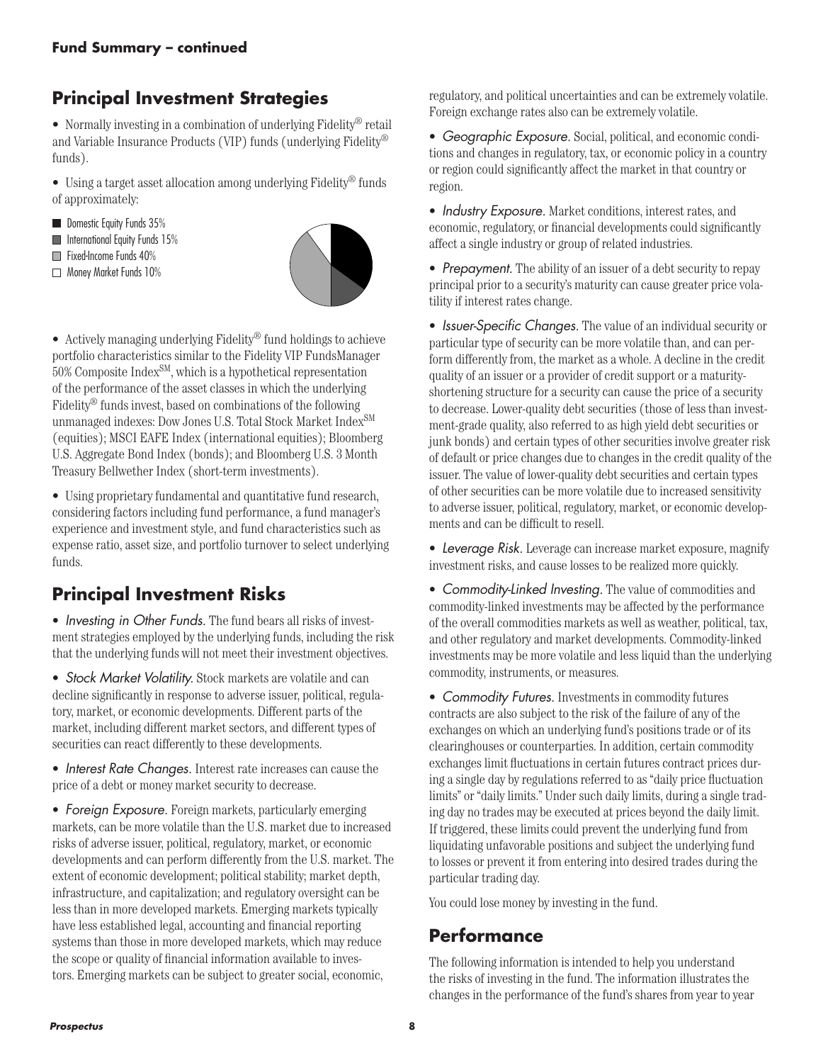**Fund Summary – continued**

## Principal Investment Strategies

- Normally investing in a combination of underlying Fidelity® retail and Variable Insurance Products (VIP) funds (underlying Fidelity® funds).
- Using a target asset allocation among underlying Fidelity® funds of approximately:

Domestic Equity Funds 35%
International Equity Funds 15%
Fixed-Income Funds 40%
Money Market Funds 10%

- Actively managing underlying Fidelity® fund holdings to achieve portfolio characteristics similar to the Fidelity VIP FundsManager 50% Composite Index℠, which is a hypothetical representation of the performance of the asset classes in which the underlying Fidelity® funds invest, based on combinations of the following unmanaged indexes: Dow Jones U.S. Total Stock Market Index℠ (equities); MSCI EAFE Index (international equities); Bloomberg U.S. Aggregate Bond Index (bonds); and Bloomberg U.S. 3 Month Treasury Bellwether Index (short-term investments).
- Using proprietary fundamental and quantitative fund research, considering factors including fund performance, a fund manager's experience and investment style, and fund characteristics such as expense ratio, asset size, and portfolio turnover to select underlying funds.

## Principal Investment Risks

- *Investing in Other Funds.* The fund bears all risks of investment strategies employed by the underlying funds, including the risk that the underlying funds will not meet their investment objectives.
- *Stock Market Volatility.* Stock markets are volatile and can decline significantly in response to adverse issuer, political, regulatory, market, or economic developments. Different parts of the market, including different market sectors, and different types of securities can react differently to these developments.
- *Interest Rate Changes.* Interest rate increases can cause the price of a debt or money market security to decrease.
- *Foreign Exposure.* Foreign markets, particularly emerging markets, can be more volatile than the U.S. market due to increased risks of adverse issuer, political, regulatory, market, or economic developments and can perform differently from the U.S. market. The extent of economic development; political stability; market depth, infrastructure, and capitalization; and regulatory oversight can be less than in more developed markets. Emerging markets typically have less established legal, accounting and financial reporting systems than those in more developed markets, which may reduce the scope or quality of financial information available to investors. Emerging markets can be subject to greater social, economic, regulatory, and political uncertainties and can be extremely volatile. Foreign exchange rates also can be extremely volatile.
- *Geographic Exposure.* Social, political, and economic conditions and changes in regulatory, tax, or economic policy in a country or region could significantly affect the market in that country or region.
- *Industry Exposure.* Market conditions, interest rates, and economic, regulatory, or financial developments could significantly affect a single industry or group of related industries.
- *Prepayment.* The ability of an issuer of a debt security to repay principal prior to a security's maturity can cause greater price volatility if interest rates change.
- *Issuer-Specific Changes.* The value of an individual security or particular type of security can be more volatile than, and can perform differently from, the market as a whole. A decline in the credit quality of an issuer or a provider of credit support or a maturity-shortening structure for a security can cause the price of a security to decrease. Lower-quality debt securities (those of less than investment-grade quality, also referred to as high yield debt securities or junk bonds) and certain types of other securities involve greater risk of default or price changes due to changes in the credit quality of the issuer. The value of lower-quality debt securities and certain types of other securities can be more volatile due to increased sensitivity to adverse issuer, political, regulatory, market, or economic developments and can be difficult to resell.
- *Leverage Risk.* Leverage can increase market exposure, magnify investment risks, and cause losses to be realized more quickly.
- *Commodity-Linked Investing.* The value of commodities and commodity-linked investments may be affected by the performance of the overall commodities markets as well as weather, political, tax, and other regulatory and market developments. Commodity-linked investments may be more volatile and less liquid than the underlying commodity, instruments, or measures.
- *Commodity Futures.* Investments in commodity futures contracts are also subject to the risk of the failure of any of the exchanges on which an underlying fund's positions trade or of its clearinghouses or counterparties. In addition, certain commodity exchanges limit fluctuations in certain futures contract prices during a single day by regulations referred to as "daily price fluctuation limits" or "daily limits." Under such daily limits, during a single trading day no trades may be executed at prices beyond the daily limit. If triggered, these limits could prevent the underlying fund from liquidating unfavorable positions and subject the underlying fund to losses or prevent it from entering into desired trades during the particular trading day.

You could lose money by investing in the fund.

## Performance

The following information is intended to help you understand the risks of investing in the fund. The information illustrates the changes in the performance of the fund's shares from year to year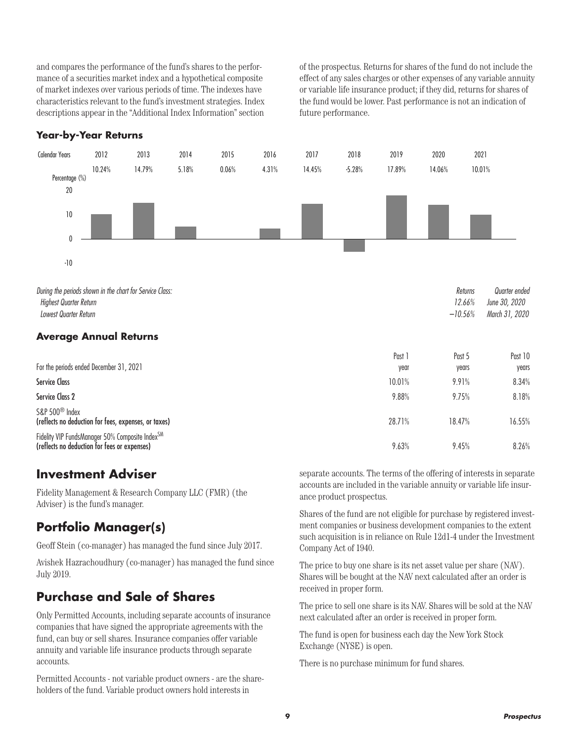and compares the performance of the fund's shares to the performance of a securities market index and a hypothetical composite of market indexes over various periods of time. The indexes have characteristics relevant to the fund's investment strategies. Index descriptions appear in the "Additional Index Information" section of the prospectus. Returns for shares of the fund do not include the effect of any sales charges or other expenses of any variable annuity or variable life insurance product; if they did, returns for shares of the fund would be lower. Past performance is not an indication of future performance.

### Year-by-Year Returns

| Calendar Years | 2012 | 2013 | 2014 | 2015 | 2016 | 2017 | 2018 | 2019 | 2020 | 2021 |
|---|---|---|---|---|---|---|---|---|---|---|
| Percentage (%) | 10.24% | 14.79% | 5.18% | 0.06% | 4.31% | 14.45% | -5.28% | 17.89% | 14.06% | 10.01% |

| *During the periods shown in the chart for Service Class:* | *Returns* | *Quarter ended* |
|---|---|---|
| *Highest Quarter Return* | *12.66%* | *June 30, 2020* |
| *Lowest Quarter Return* | *−10.56%* | *March 31, 2020* |

### Average Annual Returns

| For the periods ended December 31, 2021 | Past 1 year | Past 5 years | Past 10 years |
|---|---|---|---|
| **Service Class** | 10.01% | 9.91% | 8.34% |
| **Service Class 2** | 9.88% | 9.75% | 8.18% |
| S&P 500® Index<br>**(reflects no deduction for fees, expenses, or taxes)** | 28.71% | 18.47% | 16.55% |
| Fidelity VIP FundsManager 50% Composite Index℠<br>**(reflects no deduction for fees or expenses)** | 9.63% | 9.45% | 8.26% |

## Investment Adviser

Fidelity Management & Research Company LLC (FMR) (the Adviser) is the fund's manager.

## Portfolio Manager(s)

Geoff Stein (co-manager) has managed the fund since July 2017.

Avishek Hazrachoudhury (co-manager) has managed the fund since July 2019.

## Purchase and Sale of Shares

Only Permitted Accounts, including separate accounts of insurance companies that have signed the appropriate agreements with the fund, can buy or sell shares. Insurance companies offer variable annuity and variable life insurance products through separate accounts.

Permitted Accounts - not variable product owners - are the shareholders of the fund. Variable product owners hold interests in separate accounts. The terms of the offering of interests in separate accounts are included in the variable annuity or variable life insurance product prospectus.

Shares of the fund are not eligible for purchase by registered investment companies or business development companies to the extent such acquisition is in reliance on Rule 12d1-4 under the Investment Company Act of 1940.

The price to buy one share is its net asset value per share (NAV). Shares will be bought at the NAV next calculated after an order is received in proper form.

The price to sell one share is its NAV. Shares will be sold at the NAV next calculated after an order is received in proper form.

The fund is open for business each day the New York Stock Exchange (NYSE) is open.

There is no purchase minimum for fund shares.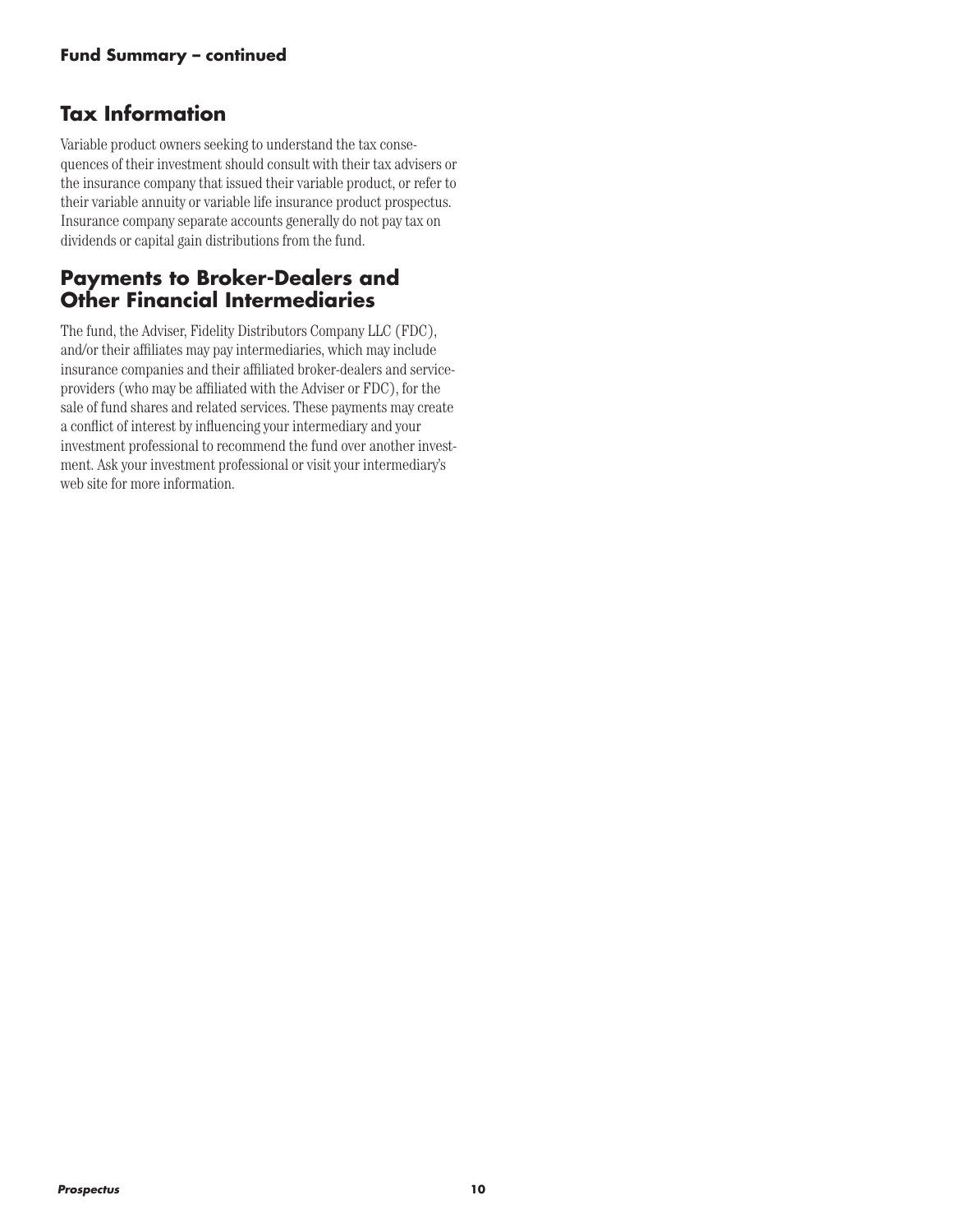**Fund Summary – continued**

## Tax Information

Variable product owners seeking to understand the tax consequences of their investment should consult with their tax advisers or the insurance company that issued their variable product, or refer to their variable annuity or variable life insurance product prospectus. Insurance company separate accounts generally do not pay tax on dividends or capital gain distributions from the fund.

## Payments to Broker-Dealers and Other Financial Intermediaries

The fund, the Adviser, Fidelity Distributors Company LLC (FDC), and/or their affiliates may pay intermediaries, which may include insurance companies and their affiliated broker-dealers and service-providers (who may be affiliated with the Adviser or FDC), for the sale of fund shares and related services. These payments may create a conflict of interest by influencing your intermediary and your investment professional to recommend the fund over another investment. Ask your investment professional or visit your intermediary's web site for more information.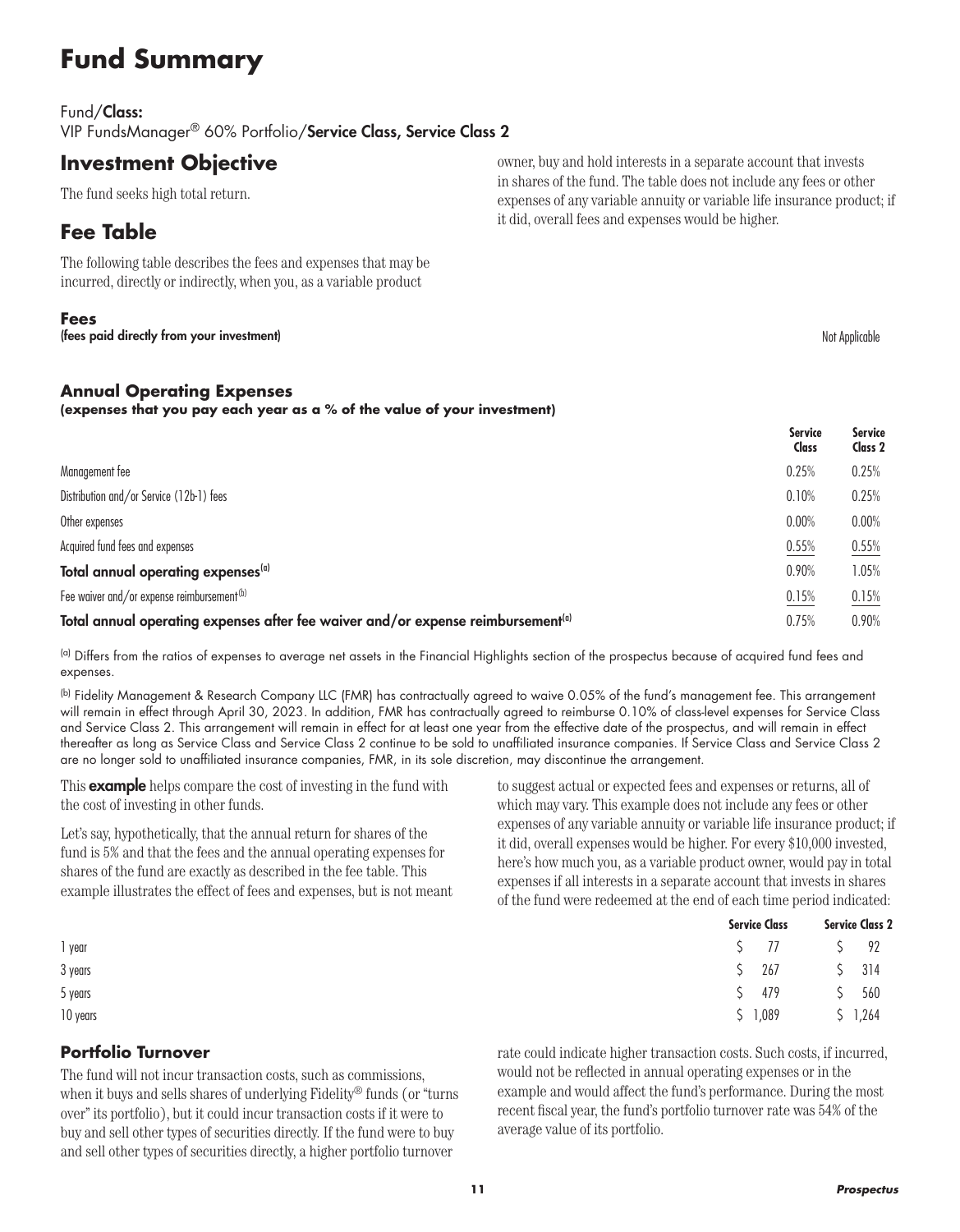# Fund Summary

Fund/**Class:**
VIP FundsManager® 60% Portfolio/**Service Class, Service Class 2**

## Investment Objective

The fund seeks high total return.

## Fee Table

The following table describes the fees and expenses that may be incurred, directly or indirectly, when you, as a variable product owner, buy and hold interests in a separate account that invests in shares of the fund. The table does not include any fees or other expenses of any variable annuity or variable life insurance product; if it did, overall fees and expenses would be higher.

### Fees
**(fees paid directly from your investment)**

Not Applicable

### Annual Operating Expenses
**(expenses that you pay each year as a % of the value of your investment)**

| | Service Class | Service Class 2 |
|---|---|---|
| Management fee | 0.25% | 0.25% |
| Distribution and/or Service (12b-1) fees | 0.10% | 0.25% |
| Other expenses | 0.00% | 0.00% |
| Acquired fund fees and expenses | 0.55% | 0.55% |
| **Total annual operating expenses**[(a)] | 0.90% | 1.05% |
| Fee waiver and/or expense reimbursement[(b)] | 0.15% | 0.15% |
| **Total annual operating expenses after fee waiver and/or expense reimbursement**[(a)] | 0.75% | 0.90% |

[(a)] Differs from the ratios of expenses to average net assets in the Financial Highlights section of the prospectus because of acquired fund fees and expenses.

[(b)] Fidelity Management & Research Company LLC (FMR) has contractually agreed to waive 0.05% of the fund's management fee. This arrangement will remain in effect through April 30, 2023. In addition, FMR has contractually agreed to reimburse 0.10% of class-level expenses for Service Class and Service Class 2. This arrangement will remain in effect for at least one year from the effective date of the prospectus, and will remain in effect thereafter as long as Service Class and Service Class 2 continue to be sold to unaffiliated insurance companies. If Service Class and Service Class 2 are no longer sold to unaffiliated insurance companies, FMR, in its sole discretion, may discontinue the arrangement.

This **example** helps compare the cost of investing in the fund with the cost of investing in other funds.

Let's say, hypothetically, that the annual return for shares of the fund is 5% and that the fees and the annual operating expenses for shares of the fund are exactly as described in the fee table. This example illustrates the effect of fees and expenses, but is not meant to suggest actual or expected fees and expenses or returns, all of which may vary. This example does not include any fees or other expenses of any variable annuity or variable life insurance product; if it did, overall expenses would be higher. For every $10,000 invested, here's how much you, as a variable product owner, would pay in total expenses if all interests in a separate account that invests in shares of the fund were redeemed at the end of each time period indicated:

| | Service Class | Service Class 2 |
|---|---|---|
| 1 year | $ 77 | $ 92 |
| 3 years | $ 267 | $ 314 |
| 5 years | $ 479 | $ 560 |
| 10 years | $ 1,089 | $ 1,264 |

### Portfolio Turnover

The fund will not incur transaction costs, such as commissions, when it buys and sells shares of underlying Fidelity® funds (or "turns over" its portfolio), but it could incur transaction costs if it were to buy and sell other types of securities directly. If the fund were to buy and sell other types of securities directly, a higher portfolio turnover rate could indicate higher transaction costs. Such costs, if incurred, would not be reflected in annual operating expenses or in the example and would affect the fund's performance. During the most recent fiscal year, the fund's portfolio turnover rate was 54% of the average value of its portfolio.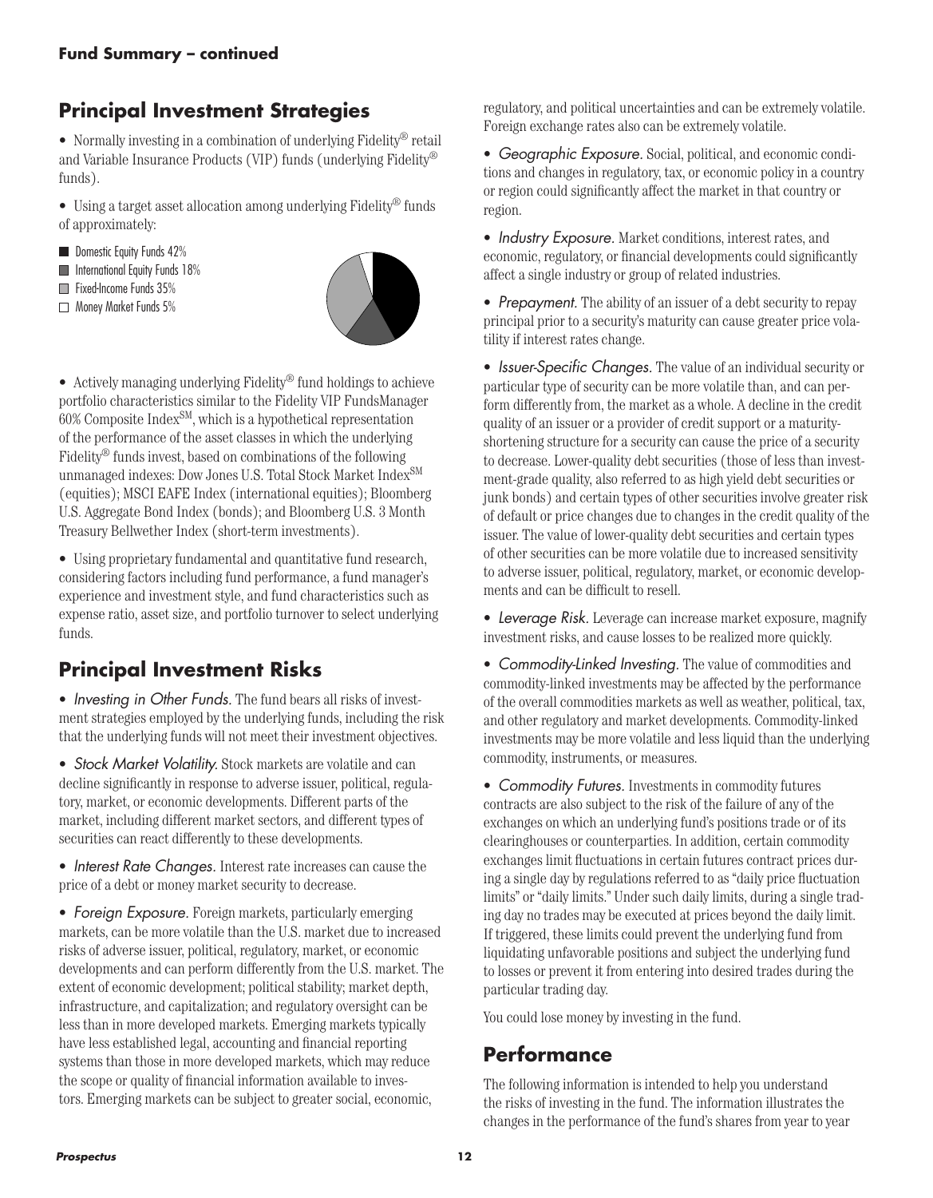**Fund Summary – continued**

## Principal Investment Strategies

- Normally investing in a combination of underlying Fidelity® retail and Variable Insurance Products (VIP) funds (underlying Fidelity® funds).
- Using a target asset allocation among underlying Fidelity® funds of approximately:

Domestic Equity Funds 42%
International Equity Funds 18%
Fixed-Income Funds 35%
Money Market Funds 5%

- Actively managing underlying Fidelity® fund holdings to achieve portfolio characteristics similar to the Fidelity VIP FundsManager 60% Composite Index℠, which is a hypothetical representation of the performance of the asset classes in which the underlying Fidelity® funds invest, based on combinations of the following unmanaged indexes: Dow Jones U.S. Total Stock Market Index℠ (equities); MSCI EAFE Index (international equities); Bloomberg U.S. Aggregate Bond Index (bonds); and Bloomberg U.S. 3 Month Treasury Bellwether Index (short-term investments).
- Using proprietary fundamental and quantitative fund research, considering factors including fund performance, a fund manager's experience and investment style, and fund characteristics such as expense ratio, asset size, and portfolio turnover to select underlying funds.

## Principal Investment Risks

- *Investing in Other Funds.* The fund bears all risks of investment strategies employed by the underlying funds, including the risk that the underlying funds will not meet their investment objectives.
- *Stock Market Volatility.* Stock markets are volatile and can decline significantly in response to adverse issuer, political, regulatory, market, or economic developments. Different parts of the market, including different market sectors, and different types of securities can react differently to these developments.
- *Interest Rate Changes.* Interest rate increases can cause the price of a debt or money market security to decrease.
- *Foreign Exposure.* Foreign markets, particularly emerging markets, can be more volatile than the U.S. market due to increased risks of adverse issuer, political, regulatory, market, or economic developments and can perform differently from the U.S. market. The extent of economic development; political stability; market depth, infrastructure, and capitalization; and regulatory oversight can be less than in more developed markets. Emerging markets typically have less established legal, accounting and financial reporting systems than those in more developed markets, which may reduce the scope or quality of financial information available to investors. Emerging markets can be subject to greater social, economic, regulatory, and political uncertainties and can be extremely volatile. Foreign exchange rates also can be extremely volatile.
- *Geographic Exposure.* Social, political, and economic conditions and changes in regulatory, tax, or economic policy in a country or region could significantly affect the market in that country or region.
- *Industry Exposure.* Market conditions, interest rates, and economic, regulatory, or financial developments could significantly affect a single industry or group of related industries.
- *Prepayment.* The ability of an issuer of a debt security to repay principal prior to a security's maturity can cause greater price volatility if interest rates change.
- *Issuer-Specific Changes.* The value of an individual security or particular type of security can be more volatile than, and can perform differently from, the market as a whole. A decline in the credit quality of an issuer or a provider of credit support or a maturity-shortening structure for a security can cause the price of a security to decrease. Lower-quality debt securities (those of less than investment-grade quality, also referred to as high yield debt securities or junk bonds) and certain types of other securities involve greater risk of default or price changes due to changes in the credit quality of the issuer. The value of lower-quality debt securities and certain types of other securities can be more volatile due to increased sensitivity to adverse issuer, political, regulatory, market, or economic developments and can be difficult to resell.
- *Leverage Risk.* Leverage can increase market exposure, magnify investment risks, and cause losses to be realized more quickly.
- *Commodity-Linked Investing.* The value of commodities and commodity-linked investments may be affected by the performance of the overall commodities markets as well as weather, political, tax, and other regulatory and market developments. Commodity-linked investments may be more volatile and less liquid than the underlying commodity, instruments, or measures.
- *Commodity Futures.* Investments in commodity futures contracts are also subject to the risk of the failure of any of the exchanges on which an underlying fund's positions trade or of its clearinghouses or counterparties. In addition, certain commodity exchanges limit fluctuations in certain futures contract prices during a single day by regulations referred to as "daily price fluctuation limits" or "daily limits." Under such daily limits, during a single trading day no trades may be executed at prices beyond the daily limit. If triggered, these limits could prevent the underlying fund from liquidating unfavorable positions and subject the underlying fund to losses or prevent it from entering into desired trades during the particular trading day.

You could lose money by investing in the fund.

## Performance

The following information is intended to help you understand the risks of investing in the fund. The information illustrates the changes in the performance of the fund's shares from year to year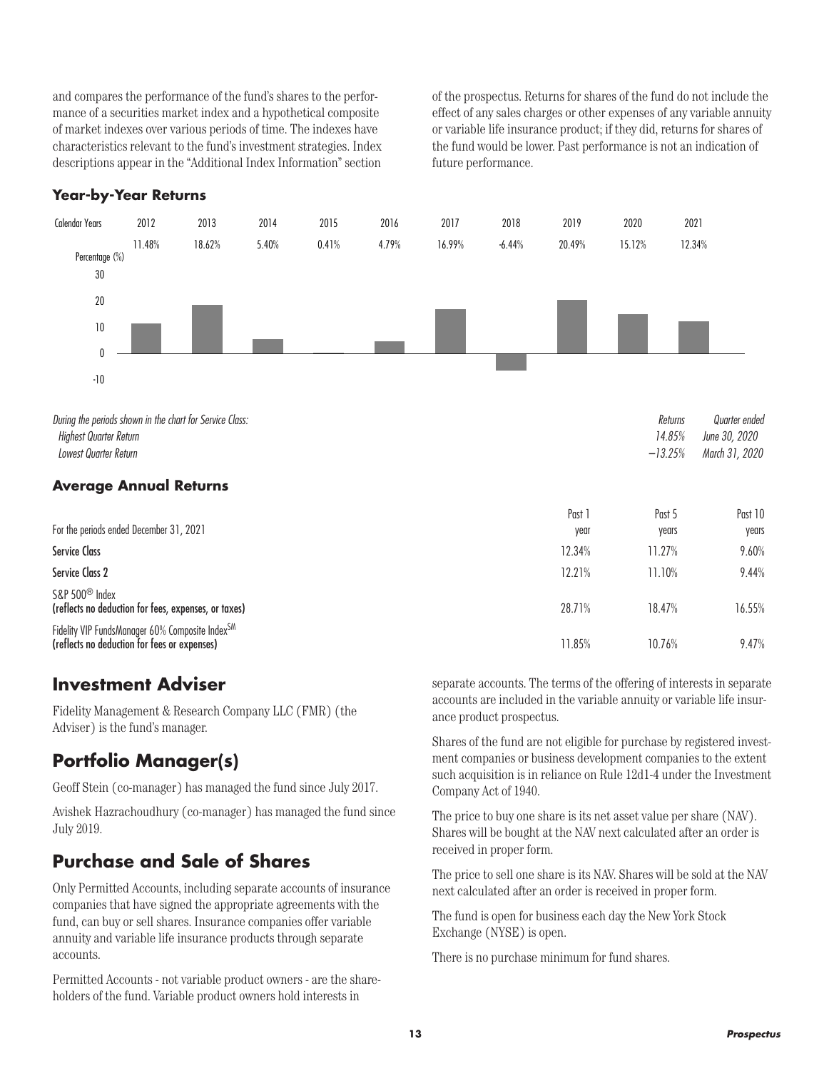and compares the performance of the fund's shares to the performance of a securities market index and a hypothetical composite of market indexes over various periods of time. The indexes have characteristics relevant to the fund's investment strategies. Index descriptions appear in the "Additional Index Information" section of the prospectus. Returns for shares of the fund do not include the effect of any sales charges or other expenses of any variable annuity or variable life insurance product; if they did, returns for shares of the fund would be lower. Past performance is not an indication of future performance.

### Year-by-Year Returns

| Calendar Years | 2012 | 2013 | 2014 | 2015 | 2016 | 2017 | 2018 | 2019 | 2020 | 2021 |
|---|---|---|---|---|---|---|---|---|---|---|
| Percentage (%) | 11.48% | 18.62% | 5.40% | 0.41% | 4.79% | 16.99% | -6.44% | 20.49% | 15.12% | 12.34% |

| *During the periods shown in the chart for Service Class:* | *Returns* | *Quarter ended* |
|---|---|---|
| *Highest Quarter Return* | *14.85%* | *June 30, 2020* |
| *Lowest Quarter Return* | *−13.25%* | *March 31, 2020* |

### Average Annual Returns

| For the periods ended December 31, 2021 | Past 1 year | Past 5 years | Past 10 years |
|---|---|---|---|
| **Service Class** | 12.34% | 11.27% | 9.60% |
| **Service Class 2** | 12.21% | 11.10% | 9.44% |
| S&P 500® Index **(reflects no deduction for fees, expenses, or taxes)** | 28.71% | 18.47% | 16.55% |
| Fidelity VIP FundsManager 60% Composite Index℠ **(reflects no deduction for fees or expenses)** | 11.85% | 10.76% | 9.47% |

## Investment Adviser

Fidelity Management & Research Company LLC (FMR) (the Adviser) is the fund's manager.

## Portfolio Manager(s)

Geoff Stein (co-manager) has managed the fund since July 2017.

Avishek Hazrachoudhury (co-manager) has managed the fund since July 2019.

## Purchase and Sale of Shares

Only Permitted Accounts, including separate accounts of insurance companies that have signed the appropriate agreements with the fund, can buy or sell shares. Insurance companies offer variable annuity and variable life insurance products through separate accounts.

Permitted Accounts - not variable product owners - are the shareholders of the fund. Variable product owners hold interests in separate accounts. The terms of the offering of interests in separate accounts are included in the variable annuity or variable life insurance product prospectus.

Shares of the fund are not eligible for purchase by registered investment companies or business development companies to the extent such acquisition is in reliance on Rule 12d1-4 under the Investment Company Act of 1940.

The price to buy one share is its net asset value per share (NAV). Shares will be bought at the NAV next calculated after an order is received in proper form.

The price to sell one share is its NAV. Shares will be sold at the NAV next calculated after an order is received in proper form.

The fund is open for business each day the New York Stock Exchange (NYSE) is open.

There is no purchase minimum for fund shares.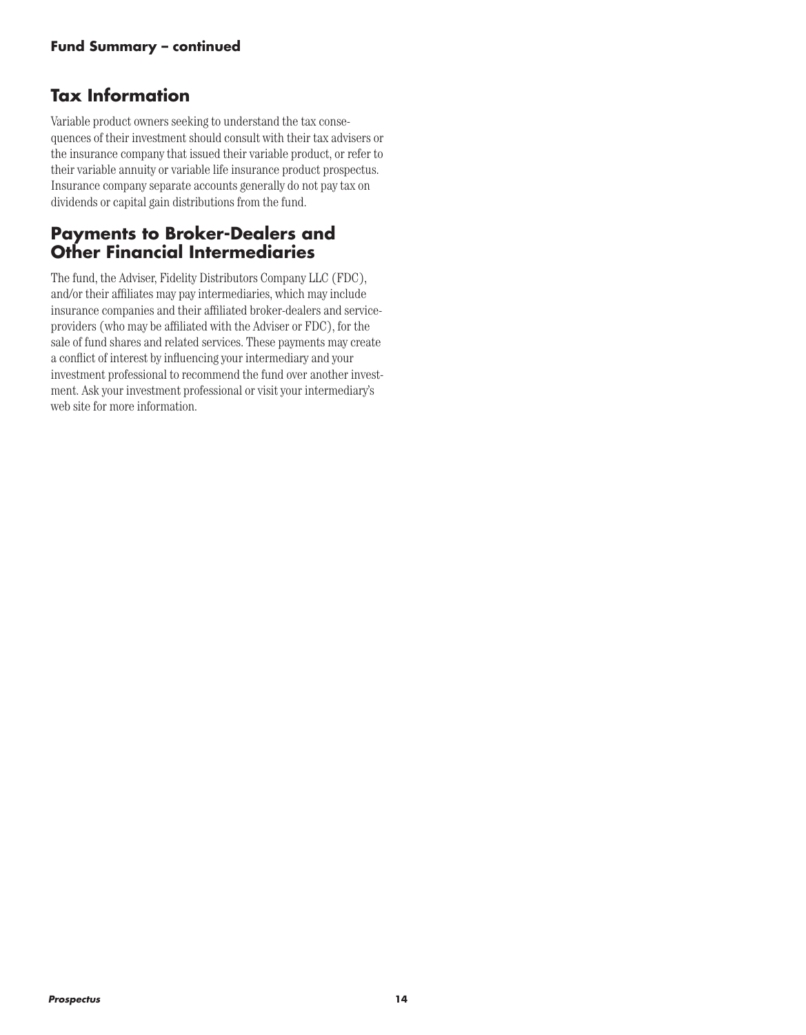## Tax Information

Variable product owners seeking to understand the tax consequences of their investment should consult with their tax advisers or the insurance company that issued their variable product, or refer to their variable annuity or variable life insurance product prospectus. Insurance company separate accounts generally do not pay tax on dividends or capital gain distributions from the fund.

## Payments to Broker-Dealers and Other Financial Intermediaries

The fund, the Adviser, Fidelity Distributors Company LLC (FDC), and/or their affiliates may pay intermediaries, which may include insurance companies and their affiliated broker-dealers and service-providers (who may be affiliated with the Adviser or FDC), for the sale of fund shares and related services. These payments may create a conflict of interest by influencing your intermediary and your investment professional to recommend the fund over another investment. Ask your investment professional or visit your intermediary's web site for more information.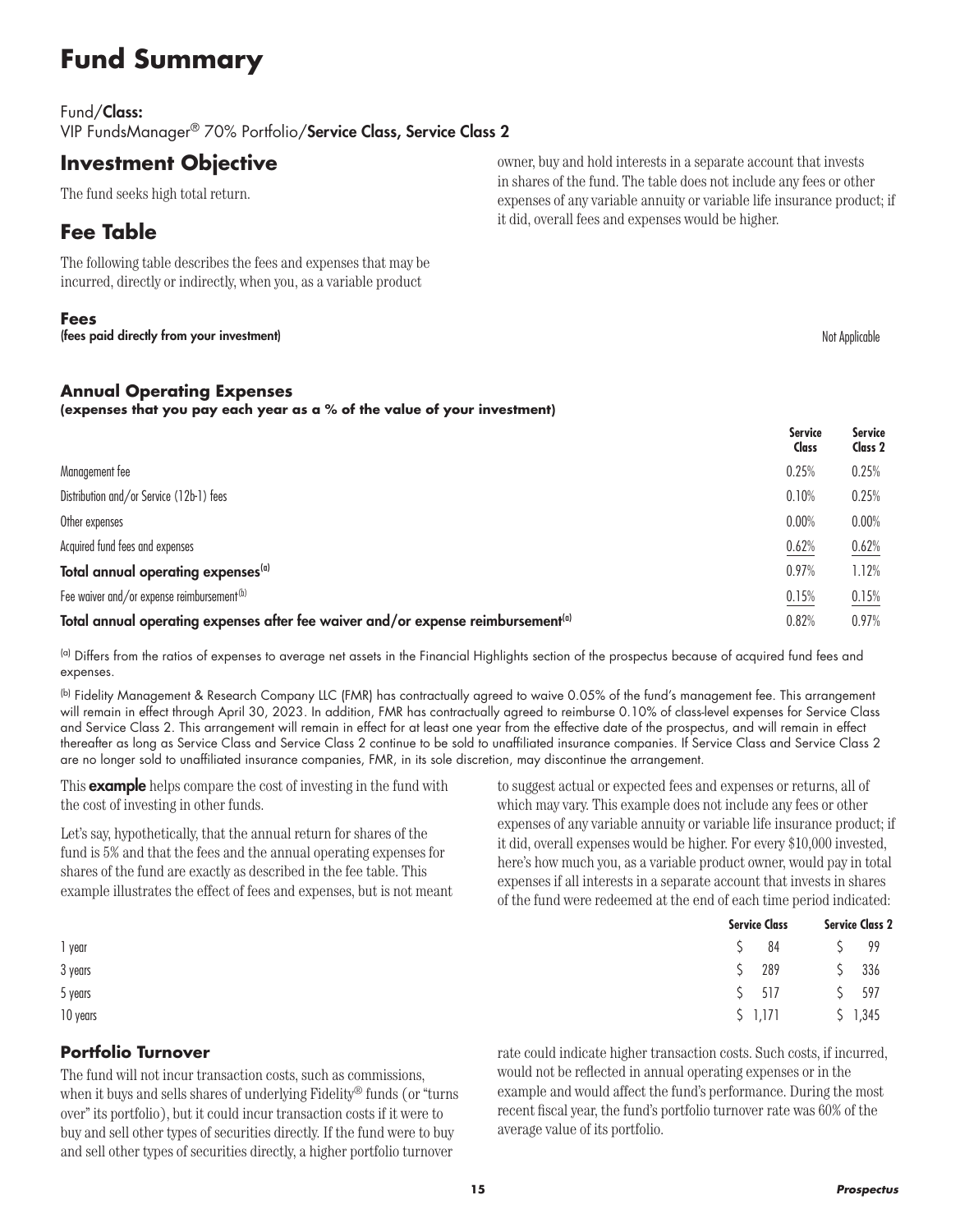# Fund Summary

Fund/**Class:**
VIP FundsManager® 70% Portfolio/**Service Class, Service Class 2**

## Investment Objective

The fund seeks high total return.

## Fee Table

The following table describes the fees and expenses that may be incurred, directly or indirectly, when you, as a variable product owner, buy and hold interests in a separate account that invests in shares of the fund. The table does not include any fees or other expenses of any variable annuity or variable life insurance product; if it did, overall fees and expenses would be higher.

### Fees

**(fees paid directly from your investment)** Not Applicable

### Annual Operating Expenses

**(expenses that you pay each year as a % of the value of your investment)**

| | Service Class | Service Class 2 |
|---|---|---|
| Management fee | 0.25% | 0.25% |
| Distribution and/or Service (12b-1) fees | 0.10% | 0.25% |
| Other expenses | 0.00% | 0.00% |
| Acquired fund fees and expenses | 0.62% | 0.62% |
| **Total annual operating expenses**[a] | 0.97% | 1.12% |
| Fee waiver and/or expense reimbursement[b] | 0.15% | 0.15% |
| **Total annual operating expenses after fee waiver and/or expense reimbursement**[a] | 0.82% | 0.97% |

[a] Differs from the ratios of expenses to average net assets in the Financial Highlights section of the prospectus because of acquired fund fees and expenses.

[b] Fidelity Management & Research Company LLC (FMR) has contractually agreed to waive 0.05% of the fund's management fee. This arrangement will remain in effect through April 30, 2023. In addition, FMR has contractually agreed to reimburse 0.10% of class-level expenses for Service Class and Service Class 2. This arrangement will remain in effect for at least one year from the effective date of the prospectus, and will remain in effect thereafter as long as Service Class and Service Class 2 continue to be sold to unaffiliated insurance companies. If Service Class and Service Class 2 are no longer sold to unaffiliated insurance companies, FMR, in its sole discretion, may discontinue the arrangement.

This **example** helps compare the cost of investing in the fund with the cost of investing in other funds.

Let's say, hypothetically, that the annual return for shares of the fund is 5% and that the fees and the annual operating expenses for shares of the fund are exactly as described in the fee table. This example illustrates the effect of fees and expenses, but is not meant to suggest actual or expected fees and expenses or returns, all of which may vary. This example does not include any fees or other expenses of any variable annuity or variable life insurance product; if it did, overall expenses would be higher. For every $10,000 invested, here's how much you, as a variable product owner, would pay in total expenses if all interests in a separate account that invests in shares of the fund were redeemed at the end of each time period indicated:

| | Service Class | Service Class 2 |
|---|---|---|
| 1 year | $ 84 | $ 99 |
| 3 years | $ 289 | $ 336 |
| 5 years | $ 517 | $ 597 |
| 10 years | $ 1,171 | $ 1,345 |

### Portfolio Turnover

The fund will not incur transaction costs, such as commissions, when it buys and sells shares of underlying Fidelity® funds (or "turns over" its portfolio), but it could incur transaction costs if it were to buy and sell other types of securities directly. If the fund were to buy and sell other types of securities directly, a higher portfolio turnover rate could indicate higher transaction costs. Such costs, if incurred, would not be reflected in annual operating expenses or in the example and would affect the fund's performance. During the most recent fiscal year, the fund's portfolio turnover rate was 60% of the average value of its portfolio.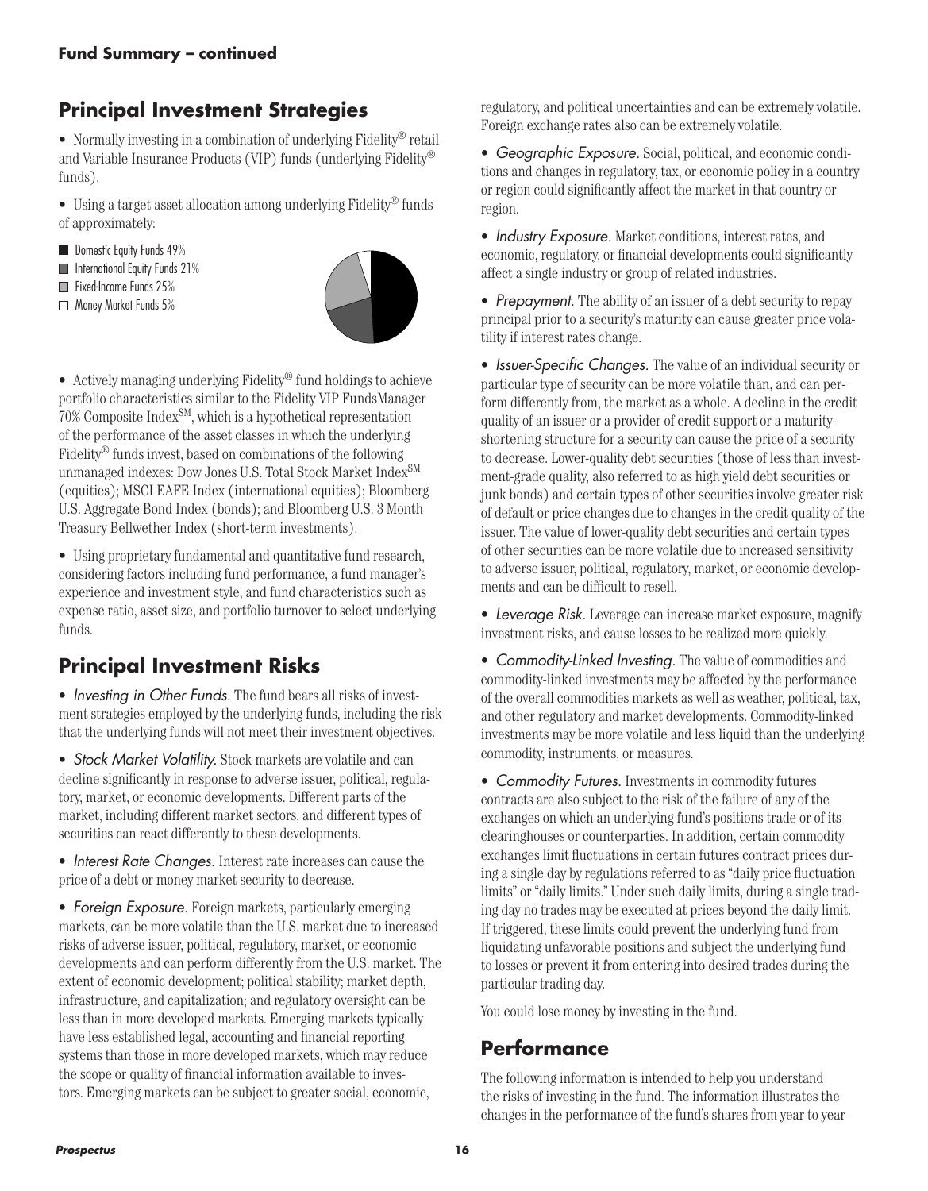Fund Summary – continued

## Principal Investment Strategies

- Normally investing in a combination of underlying Fidelity® retail and Variable Insurance Products (VIP) funds (underlying Fidelity® funds).
- Using a target asset allocation among underlying Fidelity® funds of approximately:

- Domestic Equity Funds 49%
- International Equity Funds 21%
- Fixed-Income Funds 25%
- Money Market Funds 5%

- Actively managing underlying Fidelity® fund holdings to achieve portfolio characteristics similar to the Fidelity VIP FundsManager 70% Composite Index℠, which is a hypothetical representation of the performance of the asset classes in which the underlying Fidelity® funds invest, based on combinations of the following unmanaged indexes: Dow Jones U.S. Total Stock Market Index℠ (equities); MSCI EAFE Index (international equities); Bloomberg U.S. Aggregate Bond Index (bonds); and Bloomberg U.S. 3 Month Treasury Bellwether Index (short-term investments).
- Using proprietary fundamental and quantitative fund research, considering factors including fund performance, a fund manager's experience and investment style, and fund characteristics such as expense ratio, asset size, and portfolio turnover to select underlying funds.

## Principal Investment Risks

- *Investing in Other Funds.* The fund bears all risks of investment strategies employed by the underlying funds, including the risk that the underlying funds will not meet their investment objectives.
- *Stock Market Volatility.* Stock markets are volatile and can decline significantly in response to adverse issuer, political, regulatory, market, or economic developments. Different parts of the market, including different market sectors, and different types of securities can react differently to these developments.
- *Interest Rate Changes.* Interest rate increases can cause the price of a debt or money market security to decrease.
- *Foreign Exposure.* Foreign markets, particularly emerging markets, can be more volatile than the U.S. market due to increased risks of adverse issuer, political, regulatory, market, or economic developments and can perform differently from the U.S. market. The extent of economic development; political stability; market depth, infrastructure, and capitalization; and regulatory oversight can be less than in more developed markets. Emerging markets typically have less established legal, accounting and financial reporting systems than those in more developed markets, which may reduce the scope or quality of financial information available to investors. Emerging markets can be subject to greater social, economic, regulatory, and political uncertainties and can be extremely volatile. Foreign exchange rates also can be extremely volatile.
- *Geographic Exposure.* Social, political, and economic conditions and changes in regulatory, tax, or economic policy in a country or region could significantly affect the market in that country or region.
- *Industry Exposure.* Market conditions, interest rates, and economic, regulatory, or financial developments could significantly affect a single industry or group of related industries.
- *Prepayment.* The ability of an issuer of a debt security to repay principal prior to a security's maturity can cause greater price volatility if interest rates change.
- *Issuer-Specific Changes.* The value of an individual security or particular type of security can be more volatile than, and can perform differently from, the market as a whole. A decline in the credit quality of an issuer or a provider of credit support or a maturity-shortening structure for a security can cause the price of a security to decrease. Lower-quality debt securities (those of less than investment-grade quality, also referred to as high yield debt securities or junk bonds) and certain types of other securities involve greater risk of default or price changes due to changes in the credit quality of the issuer. The value of lower-quality debt securities and certain types of other securities can be more volatile due to increased sensitivity to adverse issuer, political, regulatory, market, or economic developments and can be difficult to resell.
- *Leverage Risk.* Leverage can increase market exposure, magnify investment risks, and cause losses to be realized more quickly.
- *Commodity-Linked Investing.* The value of commodities and commodity-linked investments may be affected by the performance of the overall commodities markets as well as weather, political, tax, and other regulatory and market developments. Commodity-linked investments may be more volatile and less liquid than the underlying commodity, instruments, or measures.
- *Commodity Futures.* Investments in commodity futures contracts are also subject to the risk of the failure of any of the exchanges on which an underlying fund's positions trade or of its clearinghouses or counterparties. In addition, certain commodity exchanges limit fluctuations in certain futures contract prices during a single day by regulations referred to as "daily price fluctuation limits" or "daily limits." Under such daily limits, during a single trading day no trades may be executed at prices beyond the daily limit. If triggered, these limits could prevent the underlying fund from liquidating unfavorable positions and subject the underlying fund to losses or prevent it from entering into desired trades during the particular trading day.

You could lose money by investing in the fund.

## Performance

The following information is intended to help you understand the risks of investing in the fund. The information illustrates the changes in the performance of the fund's shares from year to year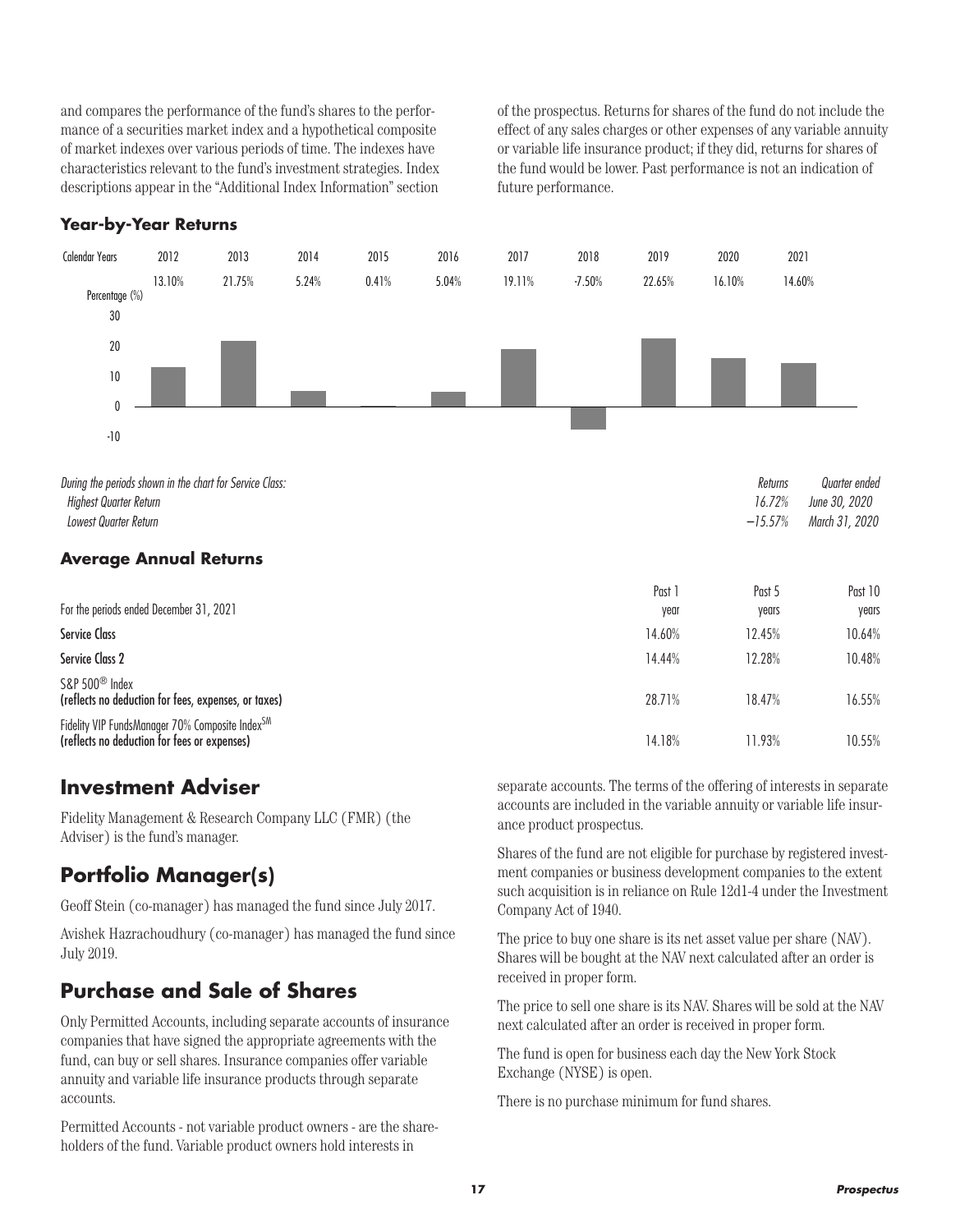and compares the performance of the fund's shares to the performance of a securities market index and a hypothetical composite of market indexes over various periods of time. The indexes have characteristics relevant to the fund's investment strategies. Index descriptions appear in the "Additional Index Information" section of the prospectus. Returns for shares of the fund do not include the effect of any sales charges or other expenses of any variable annuity or variable life insurance product; if they did, returns for shares of the fund would be lower. Past performance is not an indication of future performance.

### Year-by-Year Returns

| Calendar Years | 2012 | 2013 | 2014 | 2015 | 2016 | 2017 | 2018 | 2019 | 2020 | 2021 |
|---|---|---|---|---|---|---|---|---|---|---|
| Percentage (%) | 13.10% | 21.75% | 5.24% | 0.41% | 5.04% | 19.11% | -7.50% | 22.65% | 16.10% | 14.60% |

| *During the periods shown in the chart for Service Class:* | *Returns* | *Quarter ended* |
|---|---|---|
| *Highest Quarter Return* | *16.72%* | *June 30, 2020* |
| *Lowest Quarter Return* | *−15.57%* | *March 31, 2020* |

### Average Annual Returns

| For the periods ended December 31, 2021 | Past 1 year | Past 5 years | Past 10 years |
|---|---|---|---|
| **Service Class** | 14.60% | 12.45% | 10.64% |
| **Service Class 2** | 14.44% | 12.28% | 10.48% |
| S&P 500® Index (reflects no deduction for fees, expenses, or taxes) | 28.71% | 18.47% | 16.55% |
| Fidelity VIP FundsManager 70% Composite Index℠ (reflects no deduction for fees or expenses) | 14.18% | 11.93% | 10.55% |

## Investment Adviser

Fidelity Management & Research Company LLC (FMR) (the Adviser) is the fund's manager.

## Portfolio Manager(s)

Geoff Stein (co-manager) has managed the fund since July 2017.

Avishek Hazrachoudhury (co-manager) has managed the fund since July 2019.

## Purchase and Sale of Shares

Only Permitted Accounts, including separate accounts of insurance companies that have signed the appropriate agreements with the fund, can buy or sell shares. Insurance companies offer variable annuity and variable life insurance products through separate accounts.

Permitted Accounts - not variable product owners - are the shareholders of the fund. Variable product owners hold interests in separate accounts. The terms of the offering of interests in separate accounts are included in the variable annuity or variable life insurance product prospectus.

Shares of the fund are not eligible for purchase by registered investment companies or business development companies to the extent such acquisition is in reliance on Rule 12d1-4 under the Investment Company Act of 1940.

The price to buy one share is its net asset value per share (NAV). Shares will be bought at the NAV next calculated after an order is received in proper form.

The price to sell one share is its NAV. Shares will be sold at the NAV next calculated after an order is received in proper form.

The fund is open for business each day the New York Stock Exchange (NYSE) is open.

There is no purchase minimum for fund shares.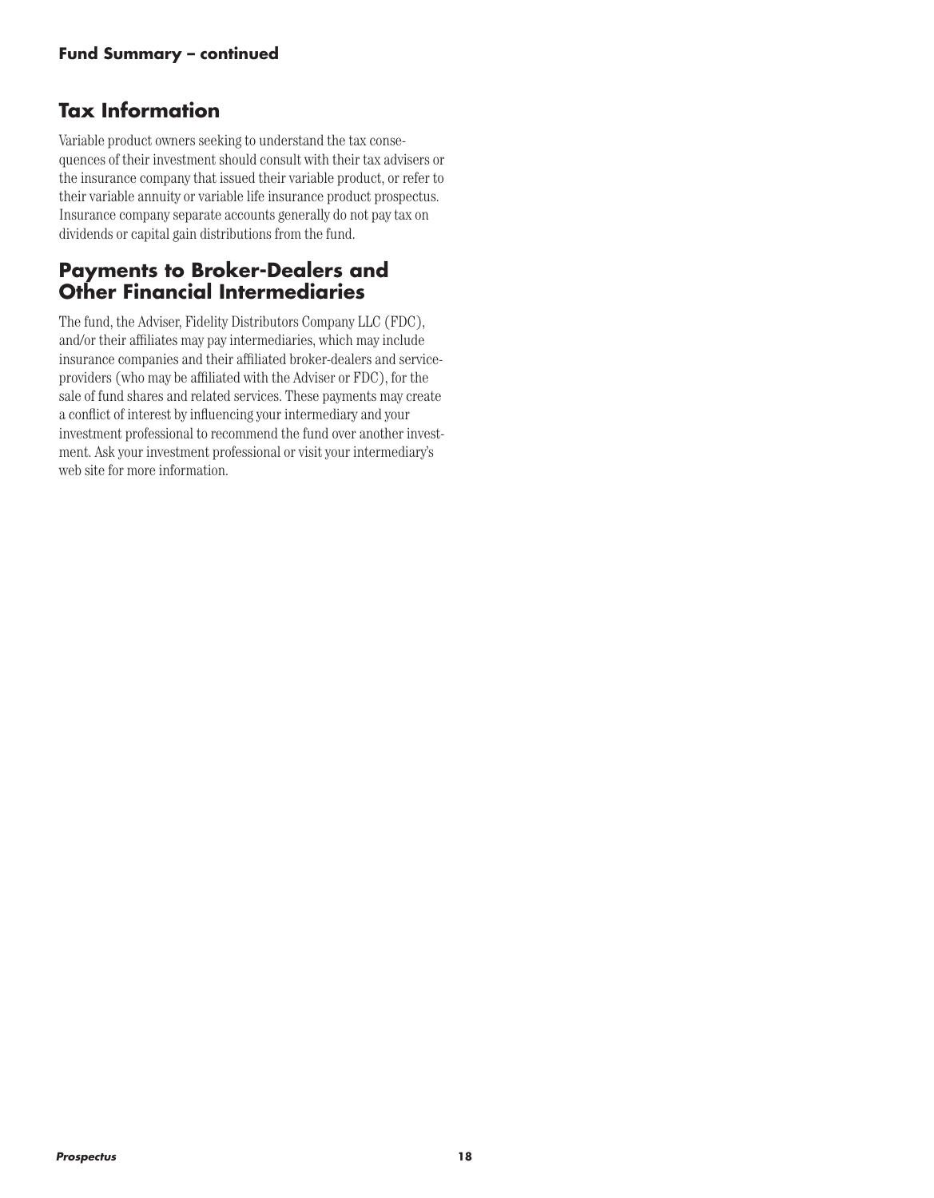## Tax Information

Variable product owners seeking to understand the tax consequences of their investment should consult with their tax advisers or the insurance company that issued their variable product, or refer to their variable annuity or variable life insurance product prospectus. Insurance company separate accounts generally do not pay tax on dividends or capital gain distributions from the fund.

## Payments to Broker-Dealers and Other Financial Intermediaries

The fund, the Adviser, Fidelity Distributors Company LLC (FDC), and/or their affiliates may pay intermediaries, which may include insurance companies and their affiliated broker-dealers and service-providers (who may be affiliated with the Adviser or FDC), for the sale of fund shares and related services. These payments may create a conflict of interest by influencing your intermediary and your investment professional to recommend the fund over another investment. Ask your investment professional or visit your intermediary's web site for more information.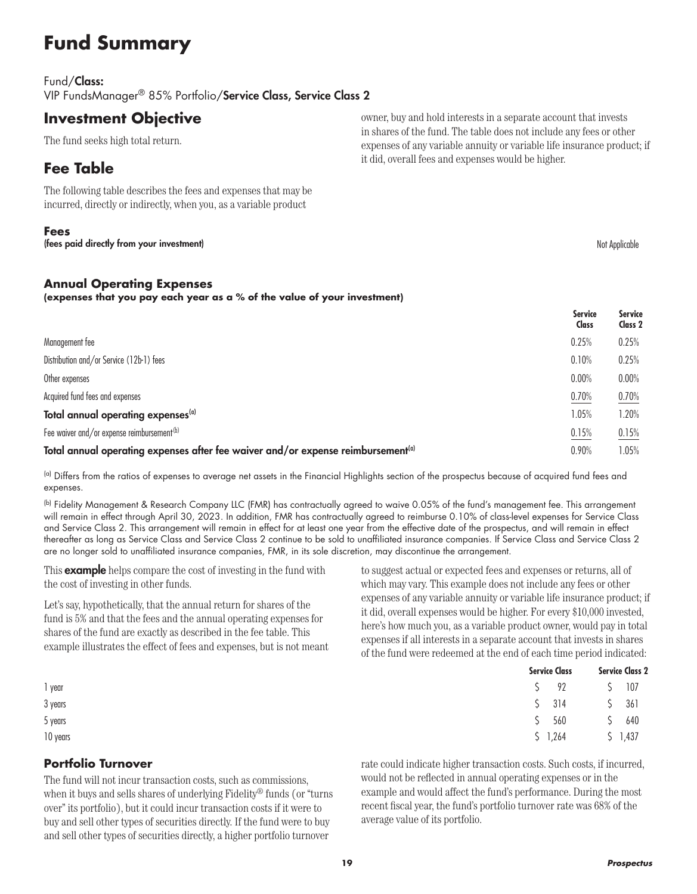# Fund Summary

Fund/**Class:**
VIP FundsManager® 85% Portfolio/**Service Class, Service Class 2**

## Investment Objective

The fund seeks high total return.

## Fee Table

The following table describes the fees and expenses that may be incurred, directly or indirectly, when you, as a variable product owner, buy and hold interests in a separate account that invests in shares of the fund. The table does not include any fees or other expenses of any variable annuity or variable life insurance product; if it did, overall fees and expenses would be higher.

### Fees

**(fees paid directly from your investment)** Not Applicable

### Annual Operating Expenses

**(expenses that you pay each year as a % of the value of your investment)**

| | Service Class | Service Class 2 |
|---|---|---|
| Management fee | 0.25% | 0.25% |
| Distribution and/or Service (12b-1) fees | 0.10% | 0.25% |
| Other expenses | 0.00% | 0.00% |
| Acquired fund fees and expenses | 0.70% | 0.70% |
| **Total annual operating expenses[a]** | 1.05% | 1.20% |
| Fee waiver and/or expense reimbursement[b] | 0.15% | 0.15% |
| **Total annual operating expenses after fee waiver and/or expense reimbursement[a]** | 0.90% | 1.05% |

[a] Differs from the ratios of expenses to average net assets in the Financial Highlights section of the prospectus because of acquired fund fees and expenses.

[b] Fidelity Management & Research Company LLC (FMR) has contractually agreed to waive 0.05% of the fund's management fee. This arrangement will remain in effect through April 30, 2023. In addition, FMR has contractually agreed to reimburse 0.10% of class-level expenses for Service Class and Service Class 2. This arrangement will remain in effect for at least one year from the effective date of the prospectus, and will remain in effect thereafter as long as Service Class and Service Class 2 continue to be sold to unaffiliated insurance companies. If Service Class and Service Class 2 are no longer sold to unaffiliated insurance companies, FMR, in its sole discretion, may discontinue the arrangement.

This **example** helps compare the cost of investing in the fund with the cost of investing in other funds.

Let's say, hypothetically, that the annual return for shares of the fund is 5% and that the fees and the annual operating expenses for shares of the fund are exactly as described in the fee table. This example illustrates the effect of fees and expenses, but is not meant to suggest actual or expected fees and expenses or returns, all of which may vary. This example does not include any fees or other expenses of any variable annuity or variable life insurance product; if it did, overall expenses would be higher. For every $10,000 invested, here's how much you, as a variable product owner, would pay in total expenses if all interests in a separate account that invests in shares of the fund were redeemed at the end of each time period indicated:

| | Service Class | Service Class 2 |
|---|---|---|
| 1 year | $ 92 | $ 107 |
| 3 years | $ 314 | $ 361 |
| 5 years | $ 560 | $ 640 |
| 10 years | $ 1,264 | $ 1,437 |

### Portfolio Turnover

The fund will not incur transaction costs, such as commissions, when it buys and sells shares of underlying Fidelity® funds (or "turns over" its portfolio), but it could incur transaction costs if it were to buy and sell other types of securities directly. If the fund were to buy and sell other types of securities directly, a higher portfolio turnover rate could indicate higher transaction costs. Such costs, if incurred, would not be reflected in annual operating expenses or in the example and would affect the fund's performance. During the most recent fiscal year, the fund's portfolio turnover rate was 68% of the average value of its portfolio.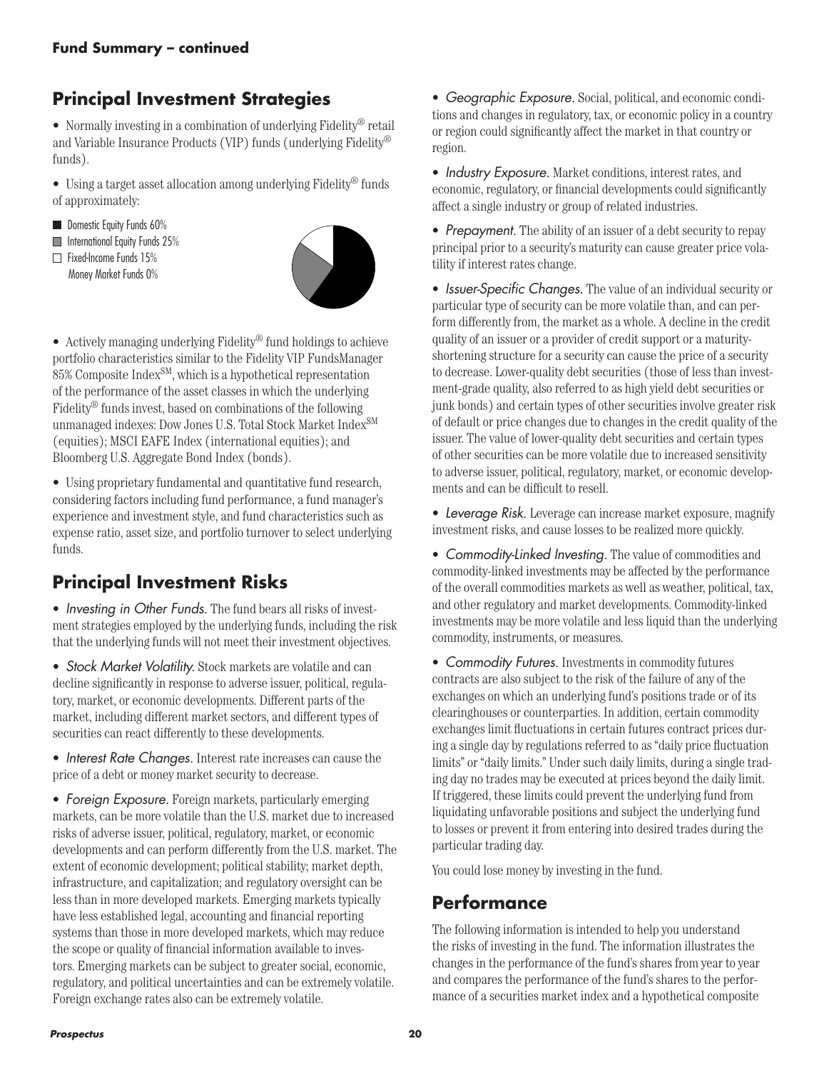## Principal Investment Strategies

- Normally investing in a combination of underlying Fidelity® retail and Variable Insurance Products (VIP) funds (underlying Fidelity® funds).
- Using a target asset allocation among underlying Fidelity® funds of approximately:

Domestic Equity Funds 60%
International Equity Funds 25%
Fixed-Income Funds 15%
Money Market Funds 0%

- Actively managing underlying Fidelity® fund holdings to achieve portfolio characteristics similar to the Fidelity VIP FundsManager 85% Composite Index℠, which is a hypothetical representation of the performance of the asset classes in which the underlying Fidelity® funds invest, based on combinations of the following unmanaged indexes: Dow Jones U.S. Total Stock Market Index℠ (equities); MSCI EAFE Index (international equities); and Bloomberg U.S. Aggregate Bond Index (bonds).
- Using proprietary fundamental and quantitative fund research, considering factors including fund performance, a fund manager's experience and investment style, and fund characteristics such as expense ratio, asset size, and portfolio turnover to select underlying funds.

## Principal Investment Risks

- *Investing in Other Funds.* The fund bears all risks of investment strategies employed by the underlying funds, including the risk that the underlying funds will not meet their investment objectives.
- *Stock Market Volatility.* Stock markets are volatile and can decline significantly in response to adverse issuer, political, regulatory, market, or economic developments. Different parts of the market, including different market sectors, and different types of securities can react differently to these developments.
- *Interest Rate Changes.* Interest rate increases can cause the price of a debt or money market security to decrease.
- *Foreign Exposure.* Foreign markets, particularly emerging markets, can be more volatile than the U.S. market due to increased risks of adverse issuer, political, regulatory, market, or economic developments and can perform differently from the U.S. market. The extent of economic development; political stability; market depth, infrastructure, and capitalization; and regulatory oversight can be less than in more developed markets. Emerging markets typically have less established legal, accounting and financial reporting systems than those in more developed markets, which may reduce the scope or quality of financial information available to investors. Emerging markets can be subject to greater social, economic, regulatory, and political uncertainties and can be extremely volatile. Foreign exchange rates also can be extremely volatile.
- *Geographic Exposure.* Social, political, and economic conditions and changes in regulatory, tax, or economic policy in a country or region could significantly affect the market in that country or region.
- *Industry Exposure.* Market conditions, interest rates, and economic, regulatory, or financial developments could significantly affect a single industry or group of related industries.
- *Prepayment.* The ability of an issuer of a debt security to repay principal prior to a security's maturity can cause greater price volatility if interest rates change.
- *Issuer-Specific Changes.* The value of an individual security or particular type of security can be more volatile than, and can perform differently from, the market as a whole. A decline in the credit quality of an issuer or a provider of credit support or a maturity-shortening structure for a security can cause the price of a security to decrease. Lower-quality debt securities (those of less than investment-grade quality, also referred to as high yield debt securities or junk bonds) and certain types of other securities involve greater risk of default or price changes due to changes in the credit quality of the issuer. The value of lower-quality debt securities and certain types of other securities can be more volatile due to increased sensitivity to adverse issuer, political, regulatory, market, or economic developments and can be difficult to resell.
- *Leverage Risk.* Leverage can increase market exposure, magnify investment risks, and cause losses to be realized more quickly.
- *Commodity-Linked Investing.* The value of commodities and commodity-linked investments may be affected by the performance of the overall commodities markets as well as weather, political, tax, and other regulatory and market developments. Commodity-linked investments may be more volatile and less liquid than the underlying commodity, instruments, or measures.
- *Commodity Futures.* Investments in commodity futures contracts are also subject to the risk of the failure of any of the exchanges on which an underlying fund's positions trade or of its clearinghouses or counterparties. In addition, certain commodity exchanges limit fluctuations in certain futures contract prices during a single day by regulations referred to as "daily price fluctuation limits" or "daily limits." Under such daily limits, during a single trading day no trades may be executed at prices beyond the daily limit. If triggered, these limits could prevent the underlying fund from liquidating unfavorable positions and subject the underlying fund to losses or prevent it from entering into desired trades during the particular trading day.

You could lose money by investing in the fund.

## Performance

The following information is intended to help you understand the risks of investing in the fund. The information illustrates the changes in the performance of the fund's shares from year to year and compares the performance of the fund's shares to the performance of a securities market index and a hypothetical composite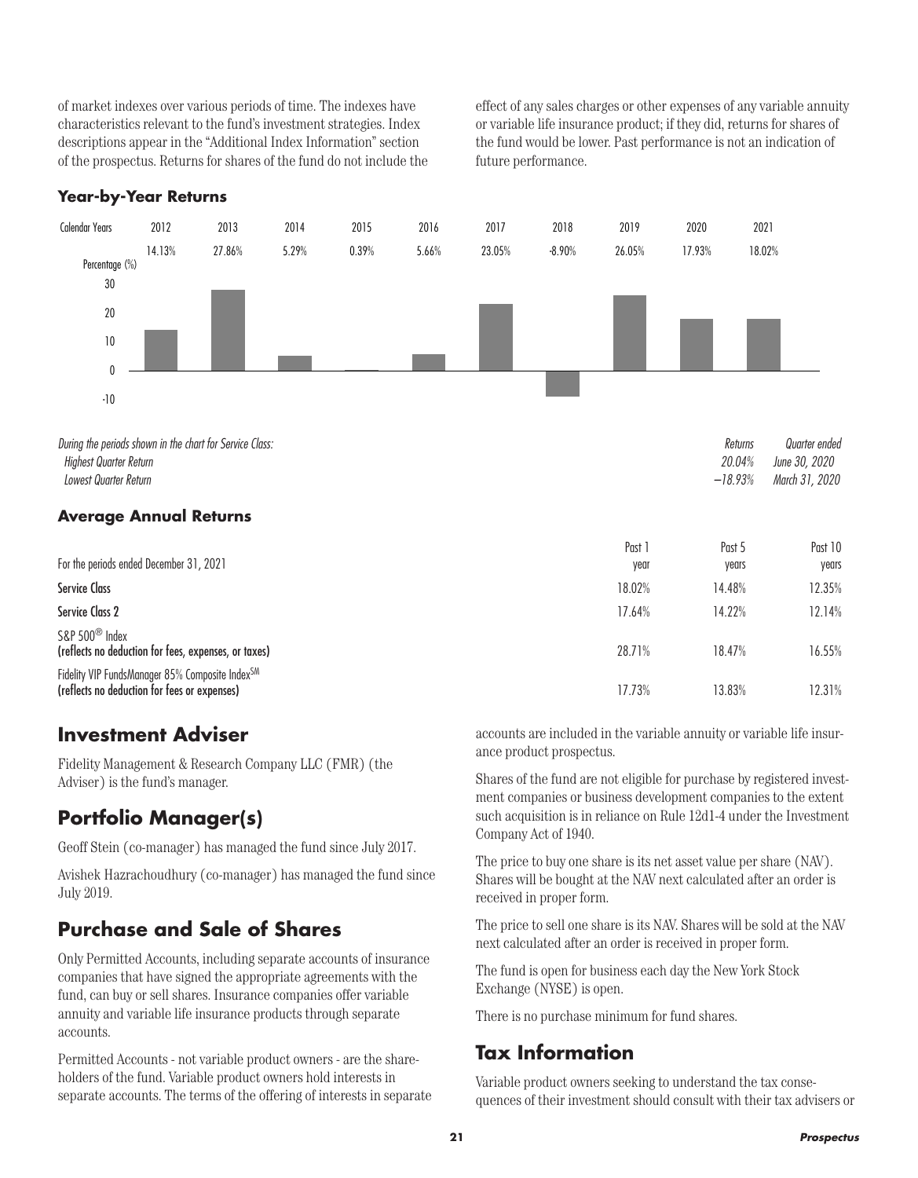of market indexes over various periods of time. The indexes have characteristics relevant to the fund's investment strategies. Index descriptions appear in the "Additional Index Information" section of the prospectus. Returns for shares of the fund do not include the effect of any sales charges or other expenses of any variable annuity or variable life insurance product; if they did, returns for shares of the fund would be lower. Past performance is not an indication of future performance.

### Year-by-Year Returns

| Calendar Years | 2012 | 2013 | 2014 | 2015 | 2016 | 2017 | 2018 | 2019 | 2020 | 2021 |
|---|---|---|---|---|---|---|---|---|---|---|
| Percentage (%) | 14.13% | 27.86% | 5.29% | 0.39% | 5.66% | 23.05% | -8.90% | 26.05% | 17.93% | 18.02% |

| *During the periods shown in the chart for Service Class:* | *Returns* | *Quarter ended* |
|---|---|---|
| *Highest Quarter Return* | *20.04%* | *June 30, 2020* |
| *Lowest Quarter Return* | *−18.93%* | *March 31, 2020* |

### Average Annual Returns

| For the periods ended December 31, 2021 | Past 1 year | Past 5 years | Past 10 years |
|---|---|---|---|
| **Service Class** | 18.02% | 14.48% | 12.35% |
| **Service Class 2** | 17.64% | 14.22% | 12.14% |
| S&P 500® Index **(reflects no deduction for fees, expenses, or taxes)** | 28.71% | 18.47% | 16.55% |
| Fidelity VIP FundsManager 85% Composite Index℠ **(reflects no deduction for fees or expenses)** | 17.73% | 13.83% | 12.31% |

## Investment Adviser

Fidelity Management & Research Company LLC (FMR) (the Adviser) is the fund's manager.

## Portfolio Manager(s)

Geoff Stein (co-manager) has managed the fund since July 2017.

Avishek Hazrachoudhury (co-manager) has managed the fund since July 2019.

## Purchase and Sale of Shares

Only Permitted Accounts, including separate accounts of insurance companies that have signed the appropriate agreements with the fund, can buy or sell shares. Insurance companies offer variable annuity and variable life insurance products through separate accounts.

Permitted Accounts - not variable product owners - are the shareholders of the fund. Variable product owners hold interests in separate accounts. The terms of the offering of interests in separate accounts are included in the variable annuity or variable life insurance product prospectus.

Shares of the fund are not eligible for purchase by registered investment companies or business development companies to the extent such acquisition is in reliance on Rule 12d1-4 under the Investment Company Act of 1940.

The price to buy one share is its net asset value per share (NAV). Shares will be bought at the NAV next calculated after an order is received in proper form.

The price to sell one share is its NAV. Shares will be sold at the NAV next calculated after an order is received in proper form.

The fund is open for business each day the New York Stock Exchange (NYSE) is open.

There is no purchase minimum for fund shares.

## Tax Information

Variable product owners seeking to understand the tax consequences of their investment should consult with their tax advisers or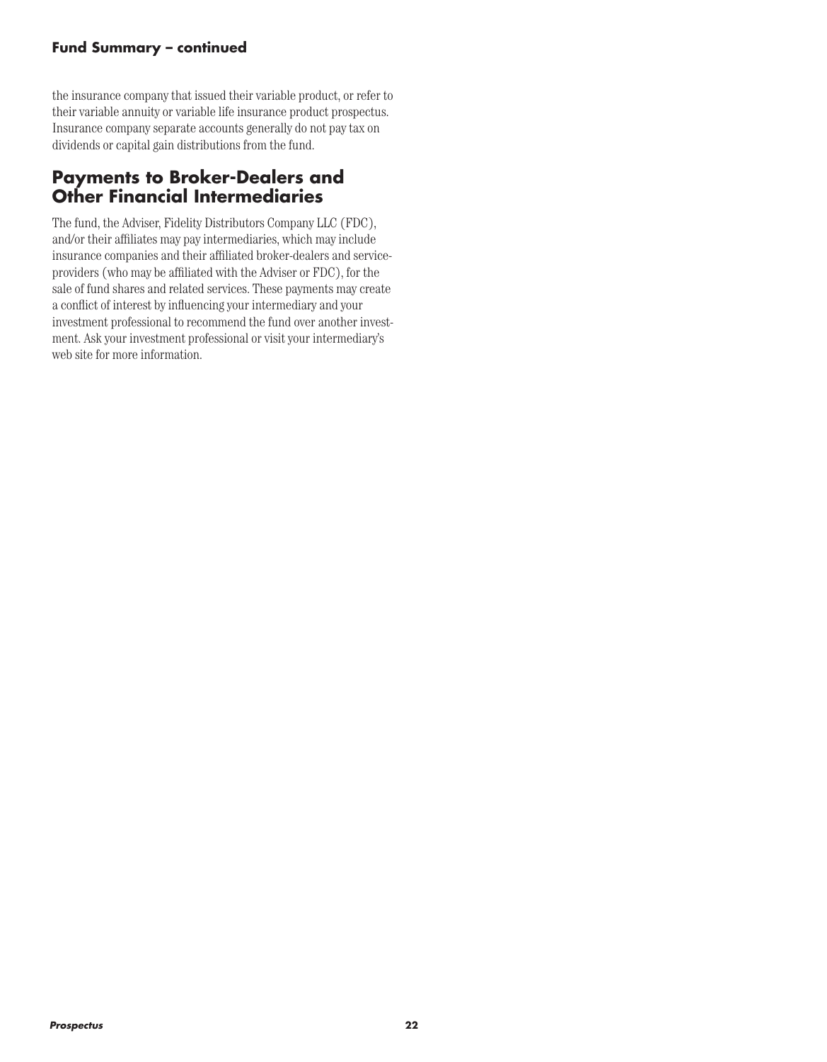the insurance company that issued their variable product, or refer to their variable annuity or variable life insurance product prospectus. Insurance company separate accounts generally do not pay tax on dividends or capital gain distributions from the fund.

## Payments to Broker-Dealers and Other Financial Intermediaries

The fund, the Adviser, Fidelity Distributors Company LLC (FDC), and/or their affiliates may pay intermediaries, which may include insurance companies and their affiliated broker-dealers and service-providers (who may be affiliated with the Adviser or FDC), for the sale of fund shares and related services. These payments may create a conflict of interest by influencing your intermediary and your investment professional to recommend the fund over another investment. Ask your investment professional or visit your intermediary's web site for more information.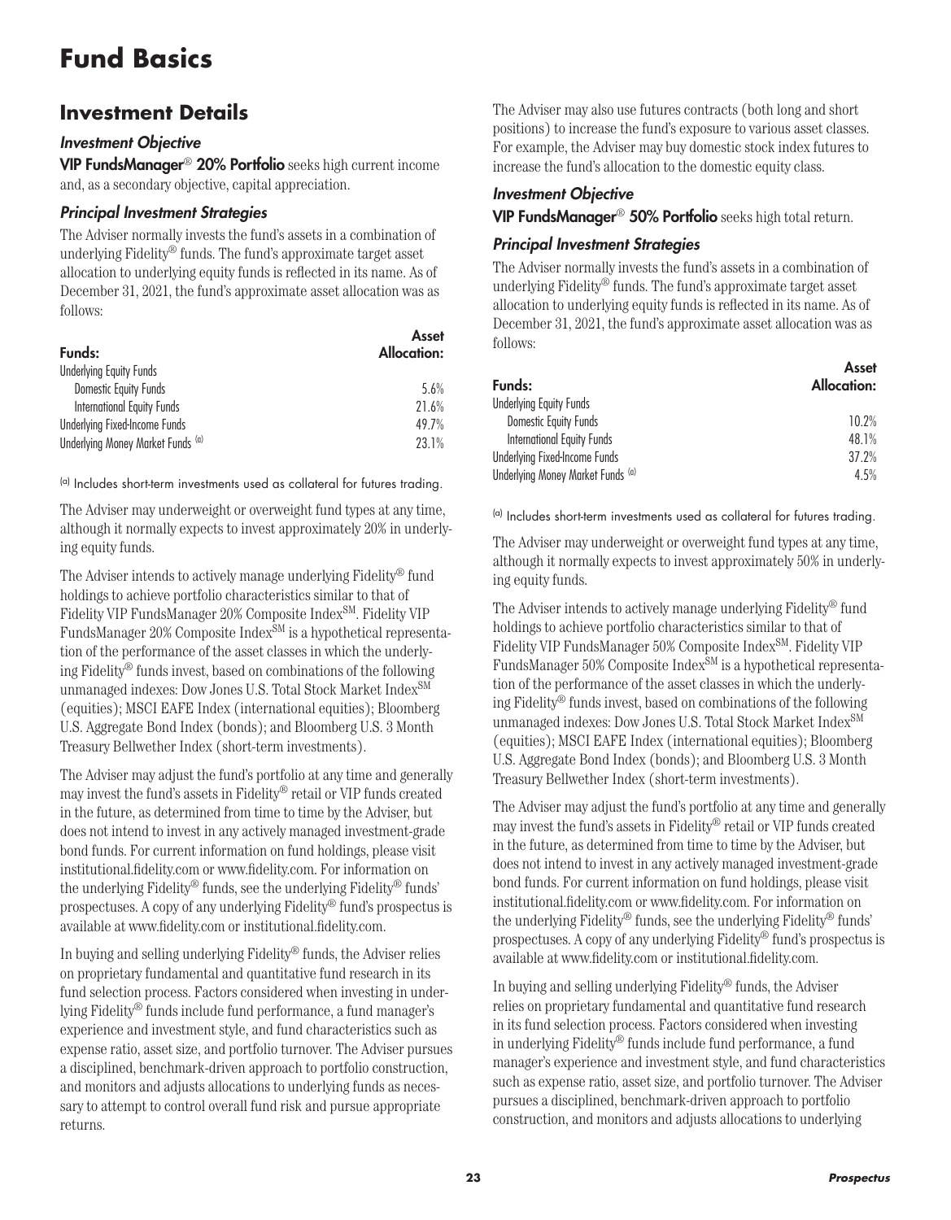# Fund Basics

## Investment Details

### *Investment Objective*

**VIP FundsManager® 20% Portfolio** seeks high current income and, as a secondary objective, capital appreciation.

### *Principal Investment Strategies*

The Adviser normally invests the fund's assets in a combination of underlying Fidelity® funds. The fund's approximate target asset allocation to underlying equity funds is reflected in its name. As of December 31, 2021, the fund's approximate asset allocation was as follows:

| Funds: | Asset Allocation: |
|---|---|
| Underlying Equity Funds | |
| Domestic Equity Funds | 5.6% |
| International Equity Funds | 21.6% |
| Underlying Fixed-Income Funds | 49.7% |
| Underlying Money Market Funds (a) | 23.1% |

(a) Includes short-term investments used as collateral for futures trading.

The Adviser may underweight or overweight fund types at any time, although it normally expects to invest approximately 20% in underlying equity funds.

The Adviser intends to actively manage underlying Fidelity® fund holdings to achieve portfolio characteristics similar to that of Fidelity VIP FundsManager 20% Composite Index℠. Fidelity VIP FundsManager 20% Composite Index℠ is a hypothetical representation of the performance of the asset classes in which the underlying Fidelity® funds invest, based on combinations of the following unmanaged indexes: Dow Jones U.S. Total Stock Market Index℠ (equities); MSCI EAFE Index (international equities); Bloomberg U.S. Aggregate Bond Index (bonds); and Bloomberg U.S. 3 Month Treasury Bellwether Index (short-term investments).

The Adviser may adjust the fund's portfolio at any time and generally may invest the fund's assets in Fidelity® retail or VIP funds created in the future, as determined from time to time by the Adviser, but does not intend to invest in any actively managed investment-grade bond funds. For current information on fund holdings, please visit institutional.fidelity.com or www.fidelity.com. For information on the underlying Fidelity® funds, see the underlying Fidelity® funds' prospectuses. A copy of any underlying Fidelity® fund's prospectus is available at www.fidelity.com or institutional.fidelity.com.

In buying and selling underlying Fidelity® funds, the Adviser relies on proprietary fundamental and quantitative fund research in its fund selection process. Factors considered when investing in underlying Fidelity® funds include fund performance, a fund manager's experience and investment style, and fund characteristics such as expense ratio, asset size, and portfolio turnover. The Adviser pursues a disciplined, benchmark-driven approach to portfolio construction, and monitors and adjusts allocations to underlying funds as necessary to attempt to control overall fund risk and pursue appropriate returns.

The Adviser may also use futures contracts (both long and short positions) to increase the fund's exposure to various asset classes. For example, the Adviser may buy domestic stock index futures to increase the fund's allocation to the domestic equity class.

### *Investment Objective*

**VIP FundsManager® 50% Portfolio** seeks high total return.

### *Principal Investment Strategies*

The Adviser normally invests the fund's assets in a combination of underlying Fidelity® funds. The fund's approximate target asset allocation to underlying equity funds is reflected in its name. As of December 31, 2021, the fund's approximate asset allocation was as follows:

| Funds: | Asset Allocation: |
|---|---|
| Underlying Equity Funds | |
| Domestic Equity Funds | 10.2% |
| International Equity Funds | 48.1% |
| Underlying Fixed-Income Funds | 37.2% |
| Underlying Money Market Funds (a) | 4.5% |

(a) Includes short-term investments used as collateral for futures trading.

The Adviser may underweight or overweight fund types at any time, although it normally expects to invest approximately 50% in underlying equity funds.

The Adviser intends to actively manage underlying Fidelity® fund holdings to achieve portfolio characteristics similar to that of Fidelity VIP FundsManager 50% Composite Index℠. Fidelity VIP FundsManager 50% Composite Index℠ is a hypothetical representation of the performance of the asset classes in which the underlying Fidelity® funds invest, based on combinations of the following unmanaged indexes: Dow Jones U.S. Total Stock Market Index℠ (equities); MSCI EAFE Index (international equities); Bloomberg U.S. Aggregate Bond Index (bonds); and Bloomberg U.S. 3 Month Treasury Bellwether Index (short-term investments).

The Adviser may adjust the fund's portfolio at any time and generally may invest the fund's assets in Fidelity® retail or VIP funds created in the future, as determined from time to time by the Adviser, but does not intend to invest in any actively managed investment-grade bond funds. For current information on fund holdings, please visit institutional.fidelity.com or www.fidelity.com. For information on the underlying Fidelity® funds, see the underlying Fidelity® funds' prospectuses. A copy of any underlying Fidelity® fund's prospectus is available at www.fidelity.com or institutional.fidelity.com.

In buying and selling underlying Fidelity® funds, the Adviser relies on proprietary fundamental and quantitative fund research in its fund selection process. Factors considered when investing in underlying Fidelity® funds include fund performance, a fund manager's experience and investment style, and fund characteristics such as expense ratio, asset size, and portfolio turnover. The Adviser pursues a disciplined, benchmark-driven approach to portfolio construction, and monitors and adjusts allocations to underlying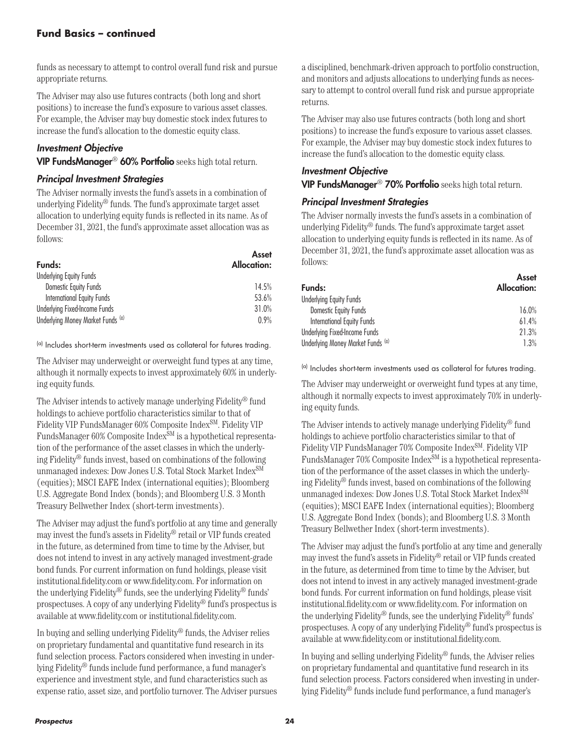funds as necessary to attempt to control overall fund risk and pursue appropriate returns.

The Adviser may also use futures contracts (both long and short positions) to increase the fund's exposure to various asset classes. For example, the Adviser may buy domestic stock index futures to increase the fund's allocation to the domestic equity class.

### *Investment Objective*

**VIP FundsManager® 60% Portfolio** seeks high total return.

### *Principal Investment Strategies*

The Adviser normally invests the fund's assets in a combination of underlying Fidelity® funds. The fund's approximate target asset allocation to underlying equity funds is reflected in its name. As of December 31, 2021, the fund's approximate asset allocation was as follows:

| Funds: | Asset Allocation: |
|---|---|
| Underlying Equity Funds | |
| Domestic Equity Funds | 14.5% |
| International Equity Funds | 53.6% |
| Underlying Fixed-Income Funds | 31.0% |
| Underlying Money Market Funds [(a)] | 0.9% |

[(a)] Includes short-term investments used as collateral for futures trading.

The Adviser may underweight or overweight fund types at any time, although it normally expects to invest approximately 60% in underlying equity funds.

The Adviser intends to actively manage underlying Fidelity® fund holdings to achieve portfolio characteristics similar to that of Fidelity VIP FundsManager 60% Composite Index℠. Fidelity VIP FundsManager 60% Composite Index℠ is a hypothetical representation of the performance of the asset classes in which the underlying Fidelity® funds invest, based on combinations of the following unmanaged indexes: Dow Jones U.S. Total Stock Market Index℠ (equities); MSCI EAFE Index (international equities); Bloomberg U.S. Aggregate Bond Index (bonds); and Bloomberg U.S. 3 Month Treasury Bellwether Index (short-term investments).

The Adviser may adjust the fund's portfolio at any time and generally may invest the fund's assets in Fidelity® retail or VIP funds created in the future, as determined from time to time by the Adviser, but does not intend to invest in any actively managed investment-grade bond funds. For current information on fund holdings, please visit institutional.fidelity.com or www.fidelity.com. For information on the underlying Fidelity® funds, see the underlying Fidelity® funds' prospectuses. A copy of any underlying Fidelity® fund's prospectus is available at www.fidelity.com or institutional.fidelity.com.

In buying and selling underlying Fidelity® funds, the Adviser relies on proprietary fundamental and quantitative fund research in its fund selection process. Factors considered when investing in underlying Fidelity® funds include fund performance, a fund manager's experience and investment style, and fund characteristics such as expense ratio, asset size, and portfolio turnover. The Adviser pursues a disciplined, benchmark-driven approach to portfolio construction, and monitors and adjusts allocations to underlying funds as necessary to attempt to control overall fund risk and pursue appropriate returns.

The Adviser may also use futures contracts (both long and short positions) to increase the fund's exposure to various asset classes. For example, the Adviser may buy domestic stock index futures to increase the fund's allocation to the domestic equity class.

### *Investment Objective*

**VIP FundsManager® 70% Portfolio** seeks high total return.

### *Principal Investment Strategies*

The Adviser normally invests the fund's assets in a combination of underlying Fidelity® funds. The fund's approximate target asset allocation to underlying equity funds is reflected in its name. As of December 31, 2021, the fund's approximate asset allocation was as follows:

| Funds: | Asset Allocation: |
|---|---|
| Underlying Equity Funds | |
| Domestic Equity Funds | 16.0% |
| International Equity Funds | 61.4% |
| Underlying Fixed-Income Funds | 21.3% |
| Underlying Money Market Funds [(a)] | 1.3% |

[(a)] Includes short-term investments used as collateral for futures trading.

The Adviser may underweight or overweight fund types at any time, although it normally expects to invest approximately 70% in underlying equity funds.

The Adviser intends to actively manage underlying Fidelity® fund holdings to achieve portfolio characteristics similar to that of Fidelity VIP FundsManager 70% Composite Index℠. Fidelity VIP FundsManager 70% Composite Index℠ is a hypothetical representation of the performance of the asset classes in which the underlying Fidelity® funds invest, based on combinations of the following unmanaged indexes: Dow Jones U.S. Total Stock Market Index℠ (equities); MSCI EAFE Index (international equities); Bloomberg U.S. Aggregate Bond Index (bonds); and Bloomberg U.S. 3 Month Treasury Bellwether Index (short-term investments).

The Adviser may adjust the fund's portfolio at any time and generally may invest the fund's assets in Fidelity® retail or VIP funds created in the future, as determined from time to time by the Adviser, but does not intend to invest in any actively managed investment-grade bond funds. For current information on fund holdings, please visit institutional.fidelity.com or www.fidelity.com. For information on the underlying Fidelity® funds, see the underlying Fidelity® funds' prospectuses. A copy of any underlying Fidelity® fund's prospectus is available at www.fidelity.com or institutional.fidelity.com.

In buying and selling underlying Fidelity® funds, the Adviser relies on proprietary fundamental and quantitative fund research in its fund selection process. Factors considered when investing in underlying Fidelity® funds include fund performance, a fund manager's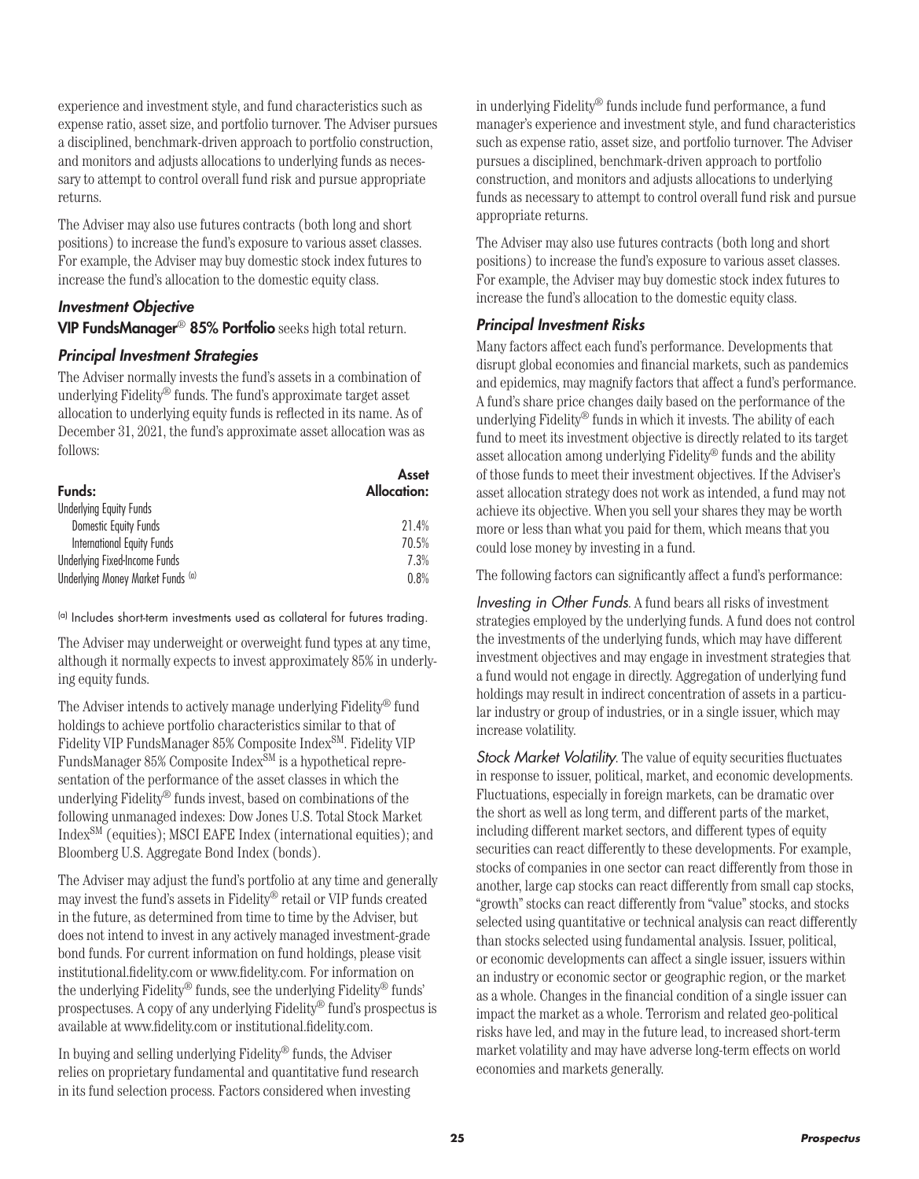experience and investment style, and fund characteristics such as expense ratio, asset size, and portfolio turnover. The Adviser pursues a disciplined, benchmark-driven approach to portfolio construction, and monitors and adjusts allocations to underlying funds as necessary to attempt to control overall fund risk and pursue appropriate returns.

The Adviser may also use futures contracts (both long and short positions) to increase the fund's exposure to various asset classes. For example, the Adviser may buy domestic stock index futures to increase the fund's allocation to the domestic equity class.

### *Investment Objective*

**VIP FundsManager® 85% Portfolio** seeks high total return.

### *Principal Investment Strategies*

The Adviser normally invests the fund's assets in a combination of underlying Fidelity® funds. The fund's approximate target asset allocation to underlying equity funds is reflected in its name. As of December 31, 2021, the fund's approximate asset allocation was as follows:

| Funds: | Asset Allocation: |
|---|---|
| Underlying Equity Funds | |
| Domestic Equity Funds | 21.4% |
| International Equity Funds | 70.5% |
| Underlying Fixed-Income Funds | 7.3% |
| Underlying Money Market Funds [(a)] | 0.8% |

[(a)] Includes short-term investments used as collateral for futures trading.

The Adviser may underweight or overweight fund types at any time, although it normally expects to invest approximately 85% in underlying equity funds.

The Adviser intends to actively manage underlying Fidelity® fund holdings to achieve portfolio characteristics similar to that of Fidelity VIP FundsManager 85% Composite Index℠. Fidelity VIP FundsManager 85% Composite Index℠ is a hypothetical representation of the performance of the asset classes in which the underlying Fidelity® funds invest, based on combinations of the following unmanaged indexes: Dow Jones U.S. Total Stock Market Index℠ (equities); MSCI EAFE Index (international equities); and Bloomberg U.S. Aggregate Bond Index (bonds).

The Adviser may adjust the fund's portfolio at any time and generally may invest the fund's assets in Fidelity® retail or VIP funds created in the future, as determined from time to time by the Adviser, but does not intend to invest in any actively managed investment-grade bond funds. For current information on fund holdings, please visit institutional.fidelity.com or www.fidelity.com. For information on the underlying Fidelity® funds, see the underlying Fidelity® funds' prospectuses. A copy of any underlying Fidelity® fund's prospectus is available at www.fidelity.com or institutional.fidelity.com.

In buying and selling underlying Fidelity® funds, the Adviser relies on proprietary fundamental and quantitative fund research in its fund selection process. Factors considered when investing in underlying Fidelity® funds include fund performance, a fund manager's experience and investment style, and fund characteristics such as expense ratio, asset size, and portfolio turnover. The Adviser pursues a disciplined, benchmark-driven approach to portfolio construction, and monitors and adjusts allocations to underlying funds as necessary to attempt to control overall fund risk and pursue appropriate returns.

The Adviser may also use futures contracts (both long and short positions) to increase the fund's exposure to various asset classes. For example, the Adviser may buy domestic stock index futures to increase the fund's allocation to the domestic equity class.

### *Principal Investment Risks*

Many factors affect each fund's performance. Developments that disrupt global economies and financial markets, such as pandemics and epidemics, may magnify factors that affect a fund's performance. A fund's share price changes daily based on the performance of the underlying Fidelity® funds in which it invests. The ability of each fund to meet its investment objective is directly related to its target asset allocation among underlying Fidelity® funds and the ability of those funds to meet their investment objectives. If the Adviser's asset allocation strategy does not work as intended, a fund may not achieve its objective. When you sell your shares they may be worth more or less than what you paid for them, which means that you could lose money by investing in a fund.

The following factors can significantly affect a fund's performance:

*Investing in Other Funds*. A fund bears all risks of investment strategies employed by the underlying funds. A fund does not control the investments of the underlying funds, which may have different investment objectives and may engage in investment strategies that a fund would not engage in directly. Aggregation of underlying fund holdings may result in indirect concentration of assets in a particular industry or group of industries, or in a single issuer, which may increase volatility.

*Stock Market Volatility*. The value of equity securities fluctuates in response to issuer, political, market, and economic developments. Fluctuations, especially in foreign markets, can be dramatic over the short as well as long term, and different parts of the market, including different market sectors, and different types of equity securities can react differently to these developments. For example, stocks of companies in one sector can react differently from those in another, large cap stocks can react differently from small cap stocks, "growth" stocks can react differently from "value" stocks, and stocks selected using quantitative or technical analysis can react differently than stocks selected using fundamental analysis. Issuer, political, or economic developments can affect a single issuer, issuers within an industry or economic sector or geographic region, or the market as a whole. Changes in the financial condition of a single issuer can impact the market as a whole. Terrorism and related geo-political risks have led, and may in the future lead, to increased short-term market volatility and may have adverse long-term effects on world economies and markets generally.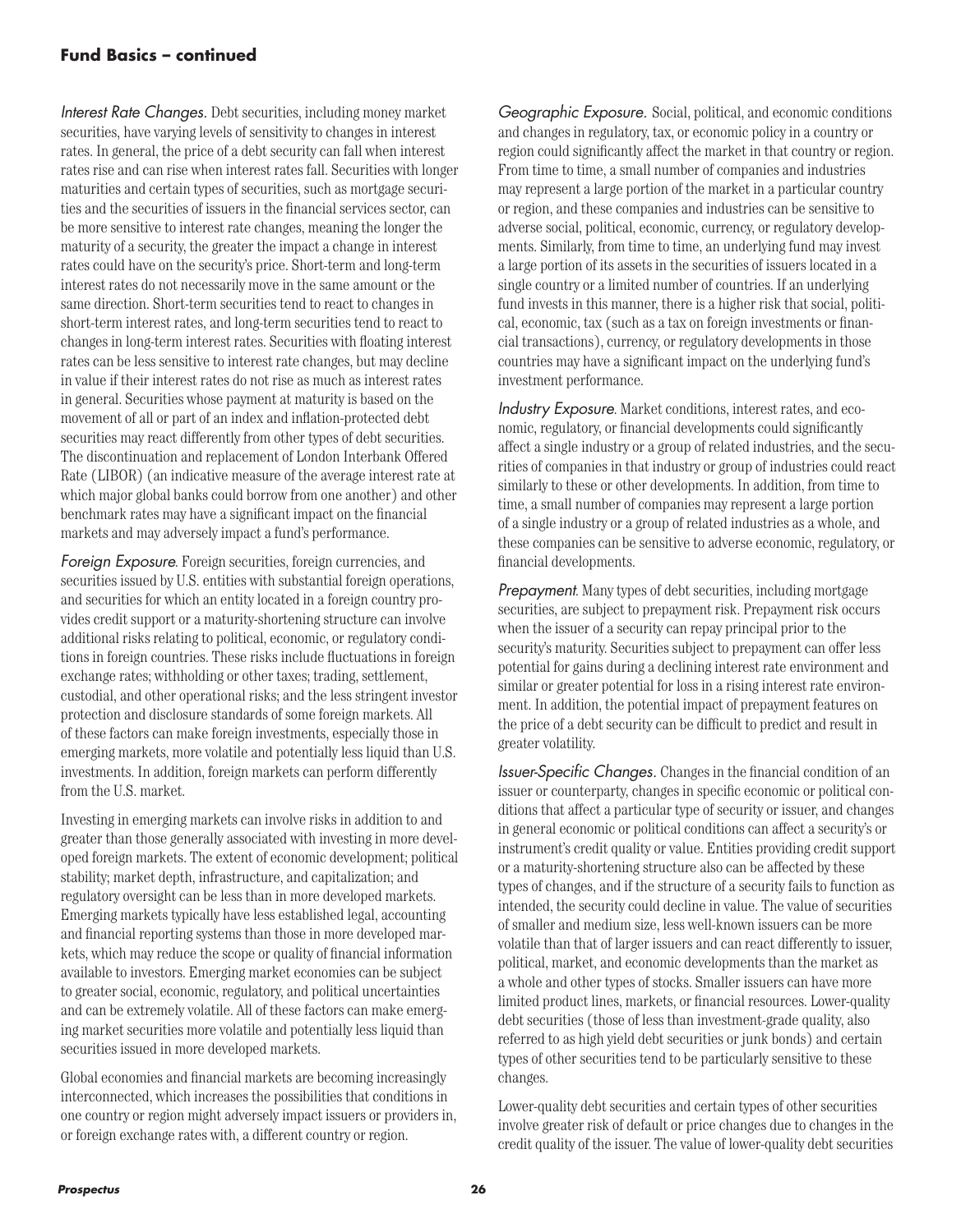*Interest Rate Changes.* Debt securities, including money market securities, have varying levels of sensitivity to changes in interest rates. In general, the price of a debt security can fall when interest rates rise and can rise when interest rates fall. Securities with longer maturities and certain types of securities, such as mortgage securities and the securities of issuers in the financial services sector, can be more sensitive to interest rate changes, meaning the longer the maturity of a security, the greater the impact a change in interest rates could have on the security's price. Short-term and long-term interest rates do not necessarily move in the same amount or the same direction. Short-term securities tend to react to changes in short-term interest rates, and long-term securities tend to react to changes in long-term interest rates. Securities with floating interest rates can be less sensitive to interest rate changes, but may decline in value if their interest rates do not rise as much as interest rates in general. Securities whose payment at maturity is based on the movement of all or part of an index and inflation-protected debt securities may react differently from other types of debt securities. The discontinuation and replacement of London Interbank Offered Rate (LIBOR) (an indicative measure of the average interest rate at which major global banks could borrow from one another) and other benchmark rates may have a significant impact on the financial markets and may adversely impact a fund's performance.

*Foreign Exposure.* Foreign securities, foreign currencies, and securities issued by U.S. entities with substantial foreign operations, and securities for which an entity located in a foreign country provides credit support or a maturity-shortening structure can involve additional risks relating to political, economic, or regulatory conditions in foreign countries. These risks include fluctuations in foreign exchange rates; withholding or other taxes; trading, settlement, custodial, and other operational risks; and the less stringent investor protection and disclosure standards of some foreign markets. All of these factors can make foreign investments, especially those in emerging markets, more volatile and potentially less liquid than U.S. investments. In addition, foreign markets can perform differently from the U.S. market.

Investing in emerging markets can involve risks in addition to and greater than those generally associated with investing in more developed foreign markets. The extent of economic development; political stability; market depth, infrastructure, and capitalization; and regulatory oversight can be less than in more developed markets. Emerging markets typically have less established legal, accounting and financial reporting systems than those in more developed markets, which may reduce the scope or quality of financial information available to investors. Emerging market economies can be subject to greater social, economic, regulatory, and political uncertainties and can be extremely volatile. All of these factors can make emerging market securities more volatile and potentially less liquid than securities issued in more developed markets.

Global economies and financial markets are becoming increasingly interconnected, which increases the possibilities that conditions in one country or region might adversely impact issuers or providers in, or foreign exchange rates with, a different country or region.

*Geographic Exposure.* Social, political, and economic conditions and changes in regulatory, tax, or economic policy in a country or region could significantly affect the market in that country or region. From time to time, a small number of companies and industries may represent a large portion of the market in a particular country or region, and these companies and industries can be sensitive to adverse social, political, economic, currency, or regulatory developments. Similarly, from time to time, an underlying fund may invest a large portion of its assets in the securities of issuers located in a single country or a limited number of countries. If an underlying fund invests in this manner, there is a higher risk that social, political, economic, tax (such as a tax on foreign investments or financial transactions), currency, or regulatory developments in those countries may have a significant impact on the underlying fund's investment performance.

*Industry Exposure.* Market conditions, interest rates, and economic, regulatory, or financial developments could significantly affect a single industry or a group of related industries, and the securities of companies in that industry or group of industries could react similarly to these or other developments. In addition, from time to time, a small number of companies may represent a large portion of a single industry or a group of related industries as a whole, and these companies can be sensitive to adverse economic, regulatory, or financial developments.

*Prepayment.* Many types of debt securities, including mortgage securities, are subject to prepayment risk. Prepayment risk occurs when the issuer of a security can repay principal prior to the security's maturity. Securities subject to prepayment can offer less potential for gains during a declining interest rate environment and similar or greater potential for loss in a rising interest rate environment. In addition, the potential impact of prepayment features on the price of a debt security can be difficult to predict and result in greater volatility.

*Issuer-Specific Changes.* Changes in the financial condition of an issuer or counterparty, changes in specific economic or political conditions that affect a particular type of security or issuer, and changes in general economic or political conditions can affect a security's or instrument's credit quality or value. Entities providing credit support or a maturity-shortening structure also can be affected by these types of changes, and if the structure of a security fails to function as intended, the security could decline in value. The value of securities of smaller and medium size, less well-known issuers can be more volatile than that of larger issuers and can react differently to issuer, political, market, and economic developments than the market as a whole and other types of stocks. Smaller issuers can have more limited product lines, markets, or financial resources. Lower-quality debt securities (those of less than investment-grade quality, also referred to as high yield debt securities or junk bonds) and certain types of other securities tend to be particularly sensitive to these changes.

Lower-quality debt securities and certain types of other securities involve greater risk of default or price changes due to changes in the credit quality of the issuer. The value of lower-quality debt securities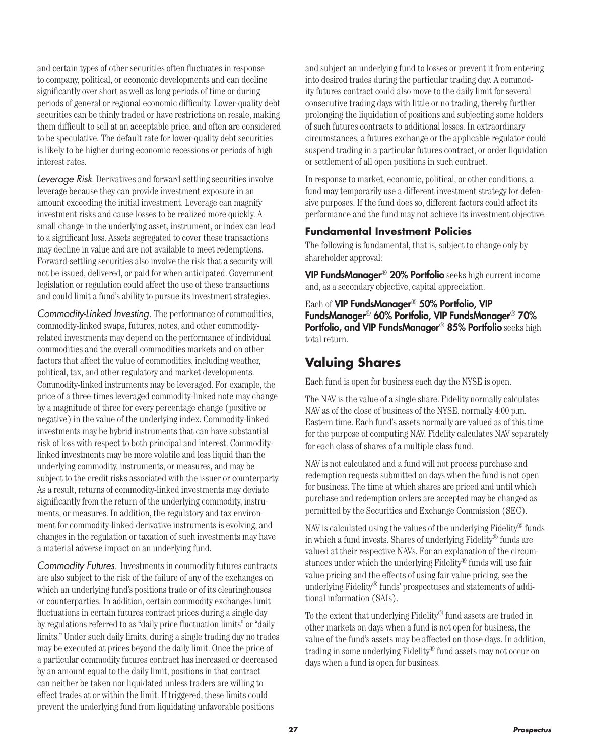and certain types of other securities often fluctuates in response to company, political, or economic developments and can decline significantly over short as well as long periods of time or during periods of general or regional economic difficulty. Lower-quality debt securities can be thinly traded or have restrictions on resale, making them difficult to sell at an acceptable price, and often are considered to be speculative. The default rate for lower-quality debt securities is likely to be higher during economic recessions or periods of high interest rates.

*Leverage Risk*. Derivatives and forward-settling securities involve leverage because they can provide investment exposure in an amount exceeding the initial investment. Leverage can magnify investment risks and cause losses to be realized more quickly. A small change in the underlying asset, instrument, or index can lead to a significant loss. Assets segregated to cover these transactions may decline in value and are not available to meet redemptions. Forward-settling securities also involve the risk that a security will not be issued, delivered, or paid for when anticipated. Government legislation or regulation could affect the use of these transactions and could limit a fund's ability to pursue its investment strategies.

*Commodity-Linked Investing*. The performance of commodities, commodity-linked swaps, futures, notes, and other commodity-related investments may depend on the performance of individual commodities and the overall commodities markets and on other factors that affect the value of commodities, including weather, political, tax, and other regulatory and market developments. Commodity-linked instruments may be leveraged. For example, the price of a three-times leveraged commodity-linked note may change by a magnitude of three for every percentage change (positive or negative) in the value of the underlying index. Commodity-linked investments may be hybrid instruments that can have substantial risk of loss with respect to both principal and interest. Commodity-linked investments may be more volatile and less liquid than the underlying commodity, instruments, or measures, and may be subject to the credit risks associated with the issuer or counterparty. As a result, returns of commodity-linked investments may deviate significantly from the return of the underlying commodity, instruments, or measures. In addition, the regulatory and tax environment for commodity-linked derivative instruments is evolving, and changes in the regulation or taxation of such investments may have a material adverse impact on an underlying fund.

*Commodity Futures*. Investments in commodity futures contracts are also subject to the risk of the failure of any of the exchanges on which an underlying fund's positions trade or of its clearinghouses or counterparties. In addition, certain commodity exchanges limit fluctuations in certain futures contract prices during a single day by regulations referred to as "daily price fluctuation limits" or "daily limits." Under such daily limits, during a single trading day no trades may be executed at prices beyond the daily limit. Once the price of a particular commodity futures contract has increased or decreased by an amount equal to the daily limit, positions in that contract can neither be taken nor liquidated unless traders are willing to effect trades at or within the limit. If triggered, these limits could prevent the underlying fund from liquidating unfavorable positions and subject an underlying fund to losses or prevent it from entering into desired trades during the particular trading day. A commodity futures contract could also move to the daily limit for several consecutive trading days with little or no trading, thereby further prolonging the liquidation of positions and subjecting some holders of such futures contracts to additional losses. In extraordinary circumstances, a futures exchange or the applicable regulator could suspend trading in a particular futures contract, or order liquidation or settlement of all open positions in such contract.

In response to market, economic, political, or other conditions, a fund may temporarily use a different investment strategy for defensive purposes. If the fund does so, different factors could affect its performance and the fund may not achieve its investment objective.

### Fundamental Investment Policies

The following is fundamental, that is, subject to change only by shareholder approval:

**VIP FundsManager® 20% Portfolio** seeks high current income and, as a secondary objective, capital appreciation.

Each of **VIP FundsManager® 50% Portfolio, VIP FundsManager® 60% Portfolio, VIP FundsManager® 70% Portfolio, and VIP FundsManager® 85% Portfolio** seeks high total return.

## Valuing Shares

Each fund is open for business each day the NYSE is open.

The NAV is the value of a single share. Fidelity normally calculates NAV as of the close of business of the NYSE, normally 4:00 p.m. Eastern time. Each fund's assets normally are valued as of this time for the purpose of computing NAV. Fidelity calculates NAV separately for each class of shares of a multiple class fund.

NAV is not calculated and a fund will not process purchase and redemption requests submitted on days when the fund is not open for business. The time at which shares are priced and until which purchase and redemption orders are accepted may be changed as permitted by the Securities and Exchange Commission (SEC).

NAV is calculated using the values of the underlying Fidelity® funds in which a fund invests. Shares of underlying Fidelity® funds are valued at their respective NAVs. For an explanation of the circumstances under which the underlying Fidelity® funds will use fair value pricing and the effects of using fair value pricing, see the underlying Fidelity® funds' prospectuses and statements of additional information (SAIs).

To the extent that underlying Fidelity® fund assets are traded in other markets on days when a fund is not open for business, the value of the fund's assets may be affected on those days. In addition, trading in some underlying Fidelity® fund assets may not occur on days when a fund is open for business.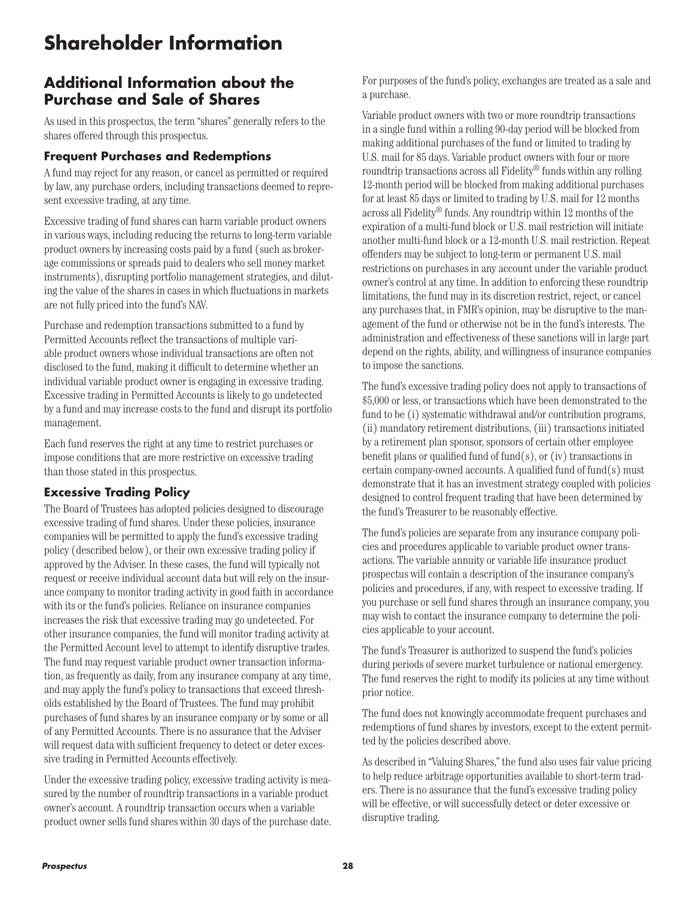# Shareholder Information

## Additional Information about the Purchase and Sale of Shares

As used in this prospectus, the term "shares" generally refers to the shares offered through this prospectus.

### Frequent Purchases and Redemptions

A fund may reject for any reason, or cancel as permitted or required by law, any purchase orders, including transactions deemed to represent excessive trading, at any time.

Excessive trading of fund shares can harm variable product owners in various ways, including reducing the returns to long-term variable product owners by increasing costs paid by a fund (such as brokerage commissions or spreads paid to dealers who sell money market instruments), disrupting portfolio management strategies, and diluting the value of the shares in cases in which fluctuations in markets are not fully priced into the fund's NAV.

Purchase and redemption transactions submitted to a fund by Permitted Accounts reflect the transactions of multiple variable product owners whose individual transactions are often not disclosed to the fund, making it difficult to determine whether an individual variable product owner is engaging in excessive trading. Excessive trading in Permitted Accounts is likely to go undetected by a fund and may increase costs to the fund and disrupt its portfolio management.

Each fund reserves the right at any time to restrict purchases or impose conditions that are more restrictive on excessive trading than those stated in this prospectus.

### Excessive Trading Policy

The Board of Trustees has adopted policies designed to discourage excessive trading of fund shares. Under these policies, insurance companies will be permitted to apply the fund's excessive trading policy (described below), or their own excessive trading policy if approved by the Adviser. In these cases, the fund will typically not request or receive individual account data but will rely on the insurance company to monitor trading activity in good faith in accordance with its or the fund's policies. Reliance on insurance companies increases the risk that excessive trading may go undetected. For other insurance companies, the fund will monitor trading activity at the Permitted Account level to attempt to identify disruptive trades. The fund may request variable product owner transaction information, as frequently as daily, from any insurance company at any time, and may apply the fund's policy to transactions that exceed thresholds established by the Board of Trustees. The fund may prohibit purchases of fund shares by an insurance company or by some or all of any Permitted Accounts. There is no assurance that the Adviser will request data with sufficient frequency to detect or deter excessive trading in Permitted Accounts effectively.

Under the excessive trading policy, excessive trading activity is measured by the number of roundtrip transactions in a variable product owner's account. A roundtrip transaction occurs when a variable product owner sells fund shares within 30 days of the purchase date. For purposes of the fund's policy, exchanges are treated as a sale and a purchase.

Variable product owners with two or more roundtrip transactions in a single fund within a rolling 90-day period will be blocked from making additional purchases of the fund or limited to trading by U.S. mail for 85 days. Variable product owners with four or more roundtrip transactions across all Fidelity® funds within any rolling 12-month period will be blocked from making additional purchases for at least 85 days or limited to trading by U.S. mail for 12 months across all Fidelity® funds. Any roundtrip within 12 months of the expiration of a multi-fund block or U.S. mail restriction will initiate another multi-fund block or a 12-month U.S. mail restriction. Repeat offenders may be subject to long-term or permanent U.S. mail restrictions on purchases in any account under the variable product owner's control at any time. In addition to enforcing these roundtrip limitations, the fund may in its discretion restrict, reject, or cancel any purchases that, in FMR's opinion, may be disruptive to the management of the fund or otherwise not be in the fund's interests. The administration and effectiveness of these sanctions will in large part depend on the rights, ability, and willingness of insurance companies to impose the sanctions.

The fund's excessive trading policy does not apply to transactions of $5,000 or less, or transactions which have been demonstrated to the fund to be (i) systematic withdrawal and/or contribution programs, (ii) mandatory retirement distributions, (iii) transactions initiated by a retirement plan sponsor, sponsors of certain other employee benefit plans or qualified fund of fund(s), or (iv) transactions in certain company-owned accounts. A qualified fund of fund(s) must demonstrate that it has an investment strategy coupled with policies designed to control frequent trading that have been determined by the fund's Treasurer to be reasonably effective.

The fund's policies are separate from any insurance company policies and procedures applicable to variable product owner transactions. The variable annuity or variable life insurance product prospectus will contain a description of the insurance company's policies and procedures, if any, with respect to excessive trading. If you purchase or sell fund shares through an insurance company, you may wish to contact the insurance company to determine the policies applicable to your account.

The fund's Treasurer is authorized to suspend the fund's policies during periods of severe market turbulence or national emergency. The fund reserves the right to modify its policies at any time without prior notice.

The fund does not knowingly accommodate frequent purchases and redemptions of fund shares by investors, except to the extent permitted by the policies described above.

As described in "Valuing Shares," the fund also uses fair value pricing to help reduce arbitrage opportunities available to short-term traders. There is no assurance that the fund's excessive trading policy will be effective, or will successfully detect or deter excessive or disruptive trading.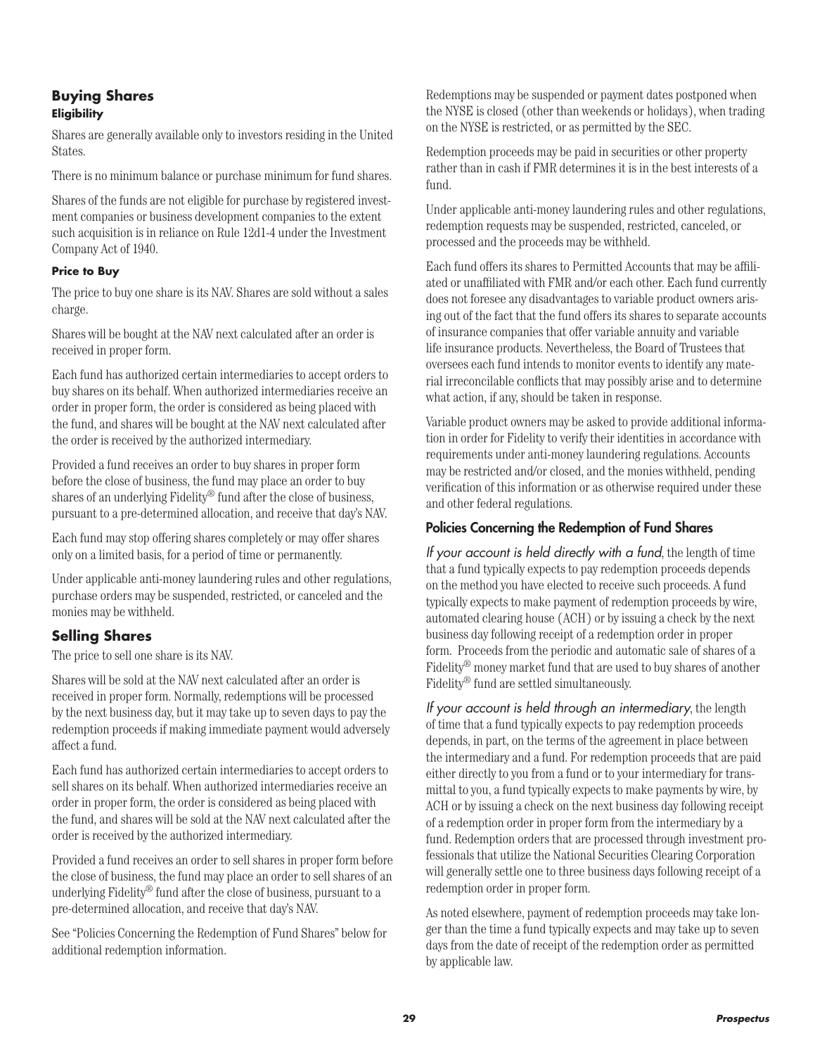## Buying Shares

#### Eligibility

Shares are generally available only to investors residing in the United States.

There is no minimum balance or purchase minimum for fund shares.

Shares of the funds are not eligible for purchase by registered investment companies or business development companies to the extent such acquisition is in reliance on Rule 12d1-4 under the Investment Company Act of 1940.

#### Price to Buy

The price to buy one share is its NAV. Shares are sold without a sales charge.

Shares will be bought at the NAV next calculated after an order is received in proper form.

Each fund has authorized certain intermediaries to accept orders to buy shares on its behalf. When authorized intermediaries receive an order in proper form, the order is considered as being placed with the fund, and shares will be bought at the NAV next calculated after the order is received by the authorized intermediary.

Provided a fund receives an order to buy shares in proper form before the close of business, the fund may place an order to buy shares of an underlying Fidelity® fund after the close of business, pursuant to a pre-determined allocation, and receive that day's NAV.

Each fund may stop offering shares completely or may offer shares only on a limited basis, for a period of time or permanently.

Under applicable anti-money laundering rules and other regulations, purchase orders may be suspended, restricted, or canceled and the monies may be withheld.

## Selling Shares

The price to sell one share is its NAV.

Shares will be sold at the NAV next calculated after an order is received in proper form. Normally, redemptions will be processed by the next business day, but it may take up to seven days to pay the redemption proceeds if making immediate payment would adversely affect a fund.

Each fund has authorized certain intermediaries to accept orders to sell shares on its behalf. When authorized intermediaries receive an order in proper form, the order is considered as being placed with the fund, and shares will be sold at the NAV next calculated after the order is received by the authorized intermediary.

Provided a fund receives an order to sell shares in proper form before the close of business, the fund may place an order to sell shares of an underlying Fidelity® fund after the close of business, pursuant to a pre-determined allocation, and receive that day's NAV.

See "Policies Concerning the Redemption of Fund Shares" below for additional redemption information.

Redemptions may be suspended or payment dates postponed when the NYSE is closed (other than weekends or holidays), when trading on the NYSE is restricted, or as permitted by the SEC.

Redemption proceeds may be paid in securities or other property rather than in cash if FMR determines it is in the best interests of a fund.

Under applicable anti-money laundering rules and other regulations, redemption requests may be suspended, restricted, canceled, or processed and the proceeds may be withheld.

Each fund offers its shares to Permitted Accounts that may be affiliated or unaffiliated with FMR and/or each other. Each fund currently does not foresee any disadvantages to variable product owners arising out of the fact that the fund offers its shares to separate accounts of insurance companies that offer variable annuity and variable life insurance products. Nevertheless, the Board of Trustees that oversees each fund intends to monitor events to identify any material irreconcilable conflicts that may possibly arise and to determine what action, if any, should be taken in response.

Variable product owners may be asked to provide additional information in order for Fidelity to verify their identities in accordance with requirements under anti-money laundering regulations. Accounts may be restricted and/or closed, and the monies withheld, pending verification of this information or as otherwise required under these and other federal regulations.

### Policies Concerning the Redemption of Fund Shares

*If your account is held directly with a fund*, the length of time that a fund typically expects to pay redemption proceeds depends on the method you have elected to receive such proceeds. A fund typically expects to make payment of redemption proceeds by wire, automated clearing house (ACH) or by issuing a check by the next business day following receipt of a redemption order in proper form. Proceeds from the periodic and automatic sale of shares of a Fidelity® money market fund that are used to buy shares of another Fidelity® fund are settled simultaneously.

*If your account is held through an intermediary*, the length of time that a fund typically expects to pay redemption proceeds depends, in part, on the terms of the agreement in place between the intermediary and a fund. For redemption proceeds that are paid either directly to you from a fund or to your intermediary for transmittal to you, a fund typically expects to make payments by wire, by ACH or by issuing a check on the next business day following receipt of a redemption order in proper form from the intermediary by a fund. Redemption orders that are processed through investment professionals that utilize the National Securities Clearing Corporation will generally settle one to three business days following receipt of a redemption order in proper form.

As noted elsewhere, payment of redemption proceeds may take longer than the time a fund typically expects and may take up to seven days from the date of receipt of the redemption order as permitted by applicable law.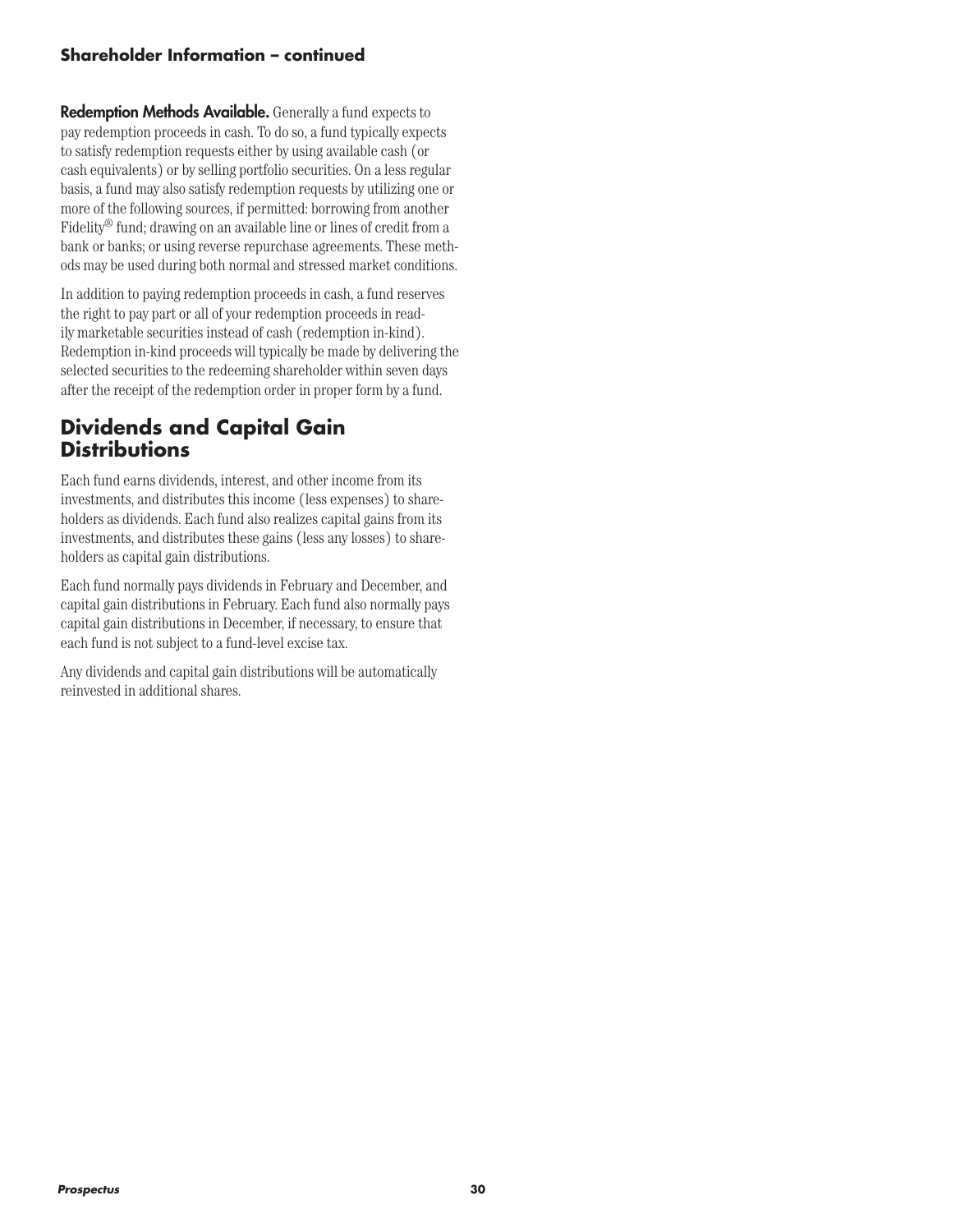**Redemption Methods Available.** Generally a fund expects to pay redemption proceeds in cash. To do so, a fund typically expects to satisfy redemption requests either by using available cash (or cash equivalents) or by selling portfolio securities. On a less regular basis, a fund may also satisfy redemption requests by utilizing one or more of the following sources, if permitted: borrowing from another Fidelity® fund; drawing on an available line or lines of credit from a bank or banks; or using reverse repurchase agreements. These methods may be used during both normal and stressed market conditions.

In addition to paying redemption proceeds in cash, a fund reserves the right to pay part or all of your redemption proceeds in readily marketable securities instead of cash (redemption in-kind). Redemption in-kind proceeds will typically be made by delivering the selected securities to the redeeming shareholder within seven days after the receipt of the redemption order in proper form by a fund.

## Dividends and Capital Gain Distributions

Each fund earns dividends, interest, and other income from its investments, and distributes this income (less expenses) to shareholders as dividends. Each fund also realizes capital gains from its investments, and distributes these gains (less any losses) to shareholders as capital gain distributions.

Each fund normally pays dividends in February and December, and capital gain distributions in February. Each fund also normally pays capital gain distributions in December, if necessary, to ensure that each fund is not subject to a fund-level excise tax.

Any dividends and capital gain distributions will be automatically reinvested in additional shares.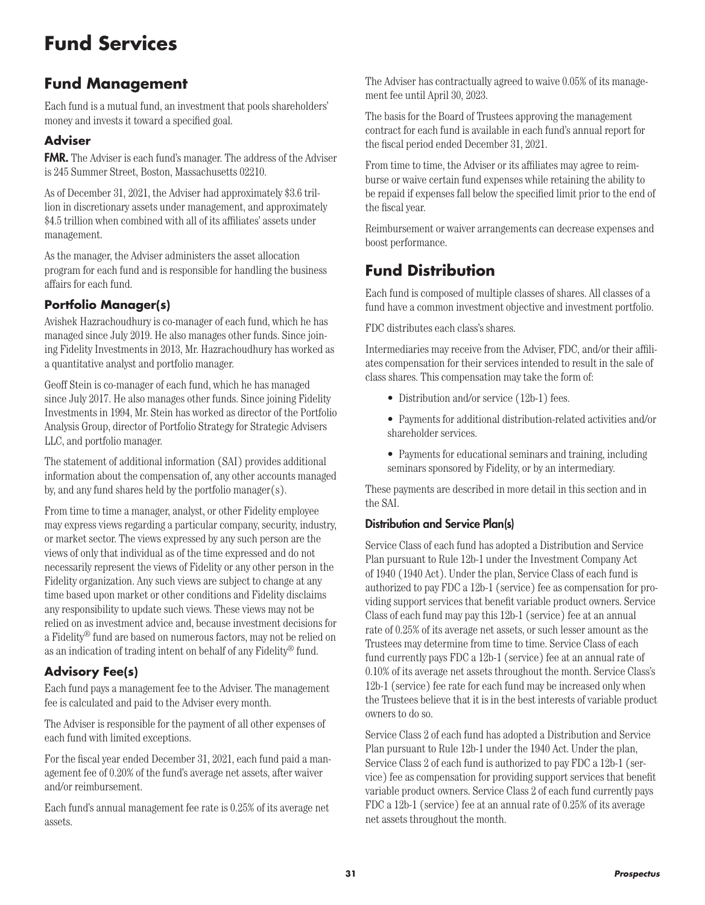# Fund Services

## Fund Management

Each fund is a mutual fund, an investment that pools shareholders' money and invests it toward a specified goal.

### Adviser

**FMR.** The Adviser is each fund's manager. The address of the Adviser is 245 Summer Street, Boston, Massachusetts 02210.

As of December 31, 2021, the Adviser had approximately $3.6 trillion in discretionary assets under management, and approximately $4.5 trillion when combined with all of its affiliates' assets under management.

As the manager, the Adviser administers the asset allocation program for each fund and is responsible for handling the business affairs for each fund.

### Portfolio Manager(s)

Avishek Hazrachoudhury is co-manager of each fund, which he has managed since July 2019. He also manages other funds. Since joining Fidelity Investments in 2013, Mr. Hazrachoudhury has worked as a quantitative analyst and portfolio manager.

Geoff Stein is co-manager of each fund, which he has managed since July 2017. He also manages other funds. Since joining Fidelity Investments in 1994, Mr. Stein has worked as director of the Portfolio Analysis Group, director of Portfolio Strategy for Strategic Advisers LLC, and portfolio manager.

The statement of additional information (SAI) provides additional information about the compensation of, any other accounts managed by, and any fund shares held by the portfolio manager(s).

From time to time a manager, analyst, or other Fidelity employee may express views regarding a particular company, security, industry, or market sector. The views expressed by any such person are the views of only that individual as of the time expressed and do not necessarily represent the views of Fidelity or any other person in the Fidelity organization. Any such views are subject to change at any time based upon market or other conditions and Fidelity disclaims any responsibility to update such views. These views may not be relied on as investment advice and, because investment decisions for a Fidelity® fund are based on numerous factors, may not be relied on as an indication of trading intent on behalf of any Fidelity® fund.

### Advisory Fee(s)

Each fund pays a management fee to the Adviser. The management fee is calculated and paid to the Adviser every month.

The Adviser is responsible for the payment of all other expenses of each fund with limited exceptions.

For the fiscal year ended December 31, 2021, each fund paid a management fee of 0.20% of the fund's average net assets, after waiver and/or reimbursement.

Each fund's annual management fee rate is 0.25% of its average net assets.

The Adviser has contractually agreed to waive 0.05% of its management fee until April 30, 2023.

The basis for the Board of Trustees approving the management contract for each fund is available in each fund's annual report for the fiscal period ended December 31, 2021.

From time to time, the Adviser or its affiliates may agree to reimburse or waive certain fund expenses while retaining the ability to be repaid if expenses fall below the specified limit prior to the end of the fiscal year.

Reimbursement or waiver arrangements can decrease expenses and boost performance.

## Fund Distribution

Each fund is composed of multiple classes of shares. All classes of a fund have a common investment objective and investment portfolio.

FDC distributes each class's shares.

Intermediaries may receive from the Adviser, FDC, and/or their affiliates compensation for their services intended to result in the sale of class shares. This compensation may take the form of:

- Distribution and/or service (12b-1) fees.
- Payments for additional distribution-related activities and/or shareholder services.
- Payments for educational seminars and training, including seminars sponsored by Fidelity, or by an intermediary.

These payments are described in more detail in this section and in the SAI.

#### Distribution and Service Plan(s)

Service Class of each fund has adopted a Distribution and Service Plan pursuant to Rule 12b-1 under the Investment Company Act of 1940 (1940 Act). Under the plan, Service Class of each fund is authorized to pay FDC a 12b-1 (service) fee as compensation for providing support services that benefit variable product owners. Service Class of each fund may pay this 12b-1 (service) fee at an annual rate of 0.25% of its average net assets, or such lesser amount as the Trustees may determine from time to time. Service Class of each fund currently pays FDC a 12b-1 (service) fee at an annual rate of 0.10% of its average net assets throughout the month. Service Class's 12b-1 (service) fee rate for each fund may be increased only when the Trustees believe that it is in the best interests of variable product owners to do so.

Service Class 2 of each fund has adopted a Distribution and Service Plan pursuant to Rule 12b-1 under the 1940 Act. Under the plan, Service Class 2 of each fund is authorized to pay FDC a 12b-1 (service) fee as compensation for providing support services that benefit variable product owners. Service Class 2 of each fund currently pays FDC a 12b-1 (service) fee at an annual rate of 0.25% of its average net assets throughout the month.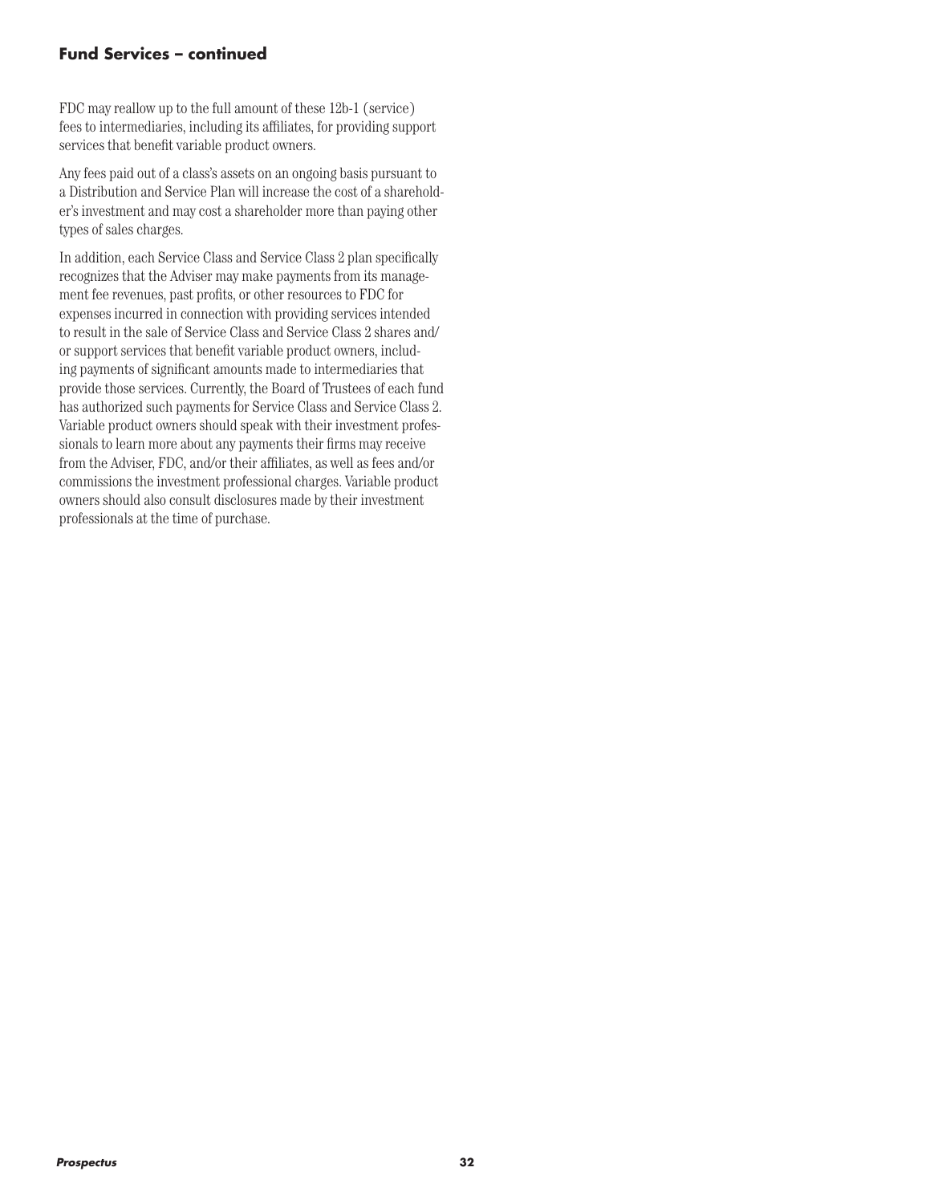## Fund Services – continued

FDC may reallow up to the full amount of these 12b-1 (service) fees to intermediaries, including its affiliates, for providing support services that benefit variable product owners.

Any fees paid out of a class's assets on an ongoing basis pursuant to a Distribution and Service Plan will increase the cost of a shareholder's investment and may cost a shareholder more than paying other types of sales charges.

In addition, each Service Class and Service Class 2 plan specifically recognizes that the Adviser may make payments from its management fee revenues, past profits, or other resources to FDC for expenses incurred in connection with providing services intended to result in the sale of Service Class and Service Class 2 shares and/or support services that benefit variable product owners, including payments of significant amounts made to intermediaries that provide those services. Currently, the Board of Trustees of each fund has authorized such payments for Service Class and Service Class 2. Variable product owners should speak with their investment professionals to learn more about any payments their firms may receive from the Adviser, FDC, and/or their affiliates, as well as fees and/or commissions the investment professional charges. Variable product owners should also consult disclosures made by their investment professionals at the time of purchase.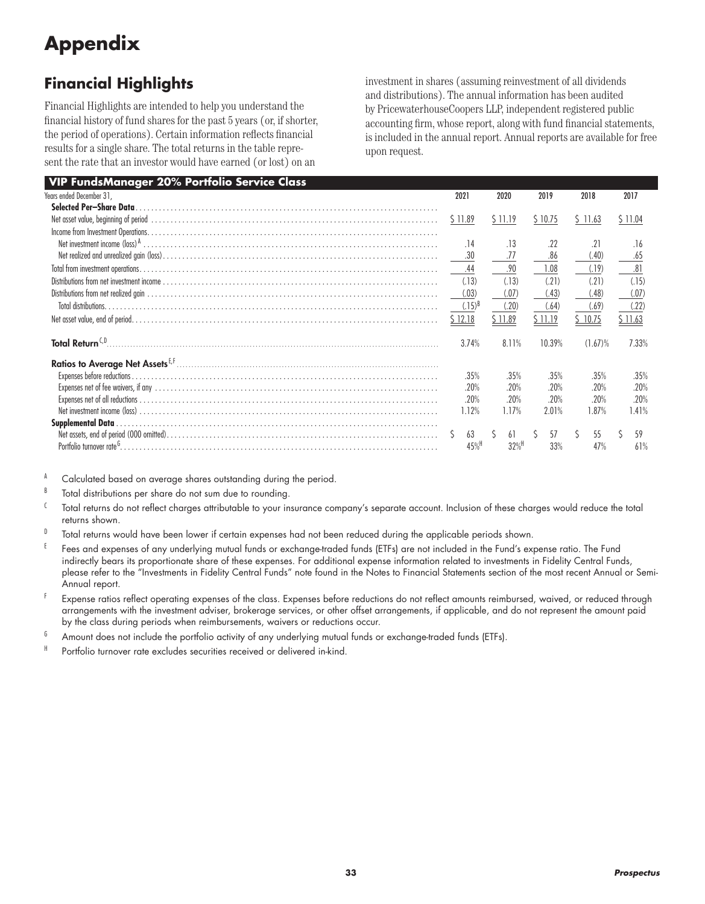# Appendix

## Financial Highlights

Financial Highlights are intended to help you understand the financial history of fund shares for the past 5 years (or, if shorter, the period of operations). Certain information reflects financial results for a single share. The total returns in the table represent the rate that an investor would have earned (or lost) on an investment in shares (assuming reinvestment of all dividends and distributions). The annual information has been audited by PricewaterhouseCoopers LLP, independent registered public accounting firm, whose report, along with fund financial statements, is included in the annual report. Annual reports are available for free upon request.

| VIP FundsManager 20% Portfolio Service Class | | | | | |
|---|---|---|---|---|---|
| Years ended December 31, | 2021 | 2020 | 2019 | 2018 | 2017 |
| **Selected Per–Share Data** | | | | | |
| Net asset value, beginning of period | $ 11.89 | $ 11.19 | $ 10.75 | $ 11.63 | $ 11.04 |
| Income from Investment Operations | | | | | |
| Net investment income (loss) [A] | .14 | .13 | .22 | .21 | .16 |
| Net realized and unrealized gain (loss) | .30 | .77 | .86 | (.40) | .65 |
| Total from investment operations | .44 | .90 | 1.08 | (.19) | .81 |
| Distributions from net investment income | (.13) | (.13) | (.21) | (.21) | (.15) |
| Distributions from net realized gain | (.03) | (.07) | (.43) | (.48) | (.07) |
| Total distributions | (.15) [B] | (.20) | (.64) | (.69) | (.22) |
| Net asset value, end of period | $ 12.18 | $ 11.89 | $ 11.19 | $ 10.75 | $ 11.63 |
| **Total Return** [C,D] | 3.74% | 8.11% | 10.39% | (1.67)% | 7.33% |
| **Ratios to Average Net Assets** [E,F] | | | | | |
| Expenses before reductions | .35% | .35% | .35% | .35% | .35% |
| Expenses net of fee waivers, if any | .20% | .20% | .20% | .20% | .20% |
| Expenses net of all reductions | .20% | .20% | .20% | .20% | .20% |
| Net investment income (loss) | 1.12% | 1.17% | 2.01% | 1.87% | 1.41% |
| **Supplemental Data** | | | | | |
| Net assets, end of period (000 omitted) | $ 63 | $ 61 | $ 57 | $ 55 | $ 59 |
| Portfolio turnover rate [G] | 45% [H] | 32% [H] | 33% | 47% | 61% |

[A] Calculated based on average shares outstanding during the period.

[B] Total distributions per share do not sum due to rounding.

[C] Total returns do not reflect charges attributable to your insurance company's separate account. Inclusion of these charges would reduce the total returns shown.

[D] Total returns would have been lower if certain expenses had not been reduced during the applicable periods shown.

[E] Fees and expenses of any underlying mutual funds or exchange-traded funds (ETFs) are not included in the Fund's expense ratio. The Fund indirectly bears its proportionate share of these expenses. For additional expense information related to investments in Fidelity Central Funds, please refer to the "Investments in Fidelity Central Funds" note found in the Notes to Financial Statements section of the most recent Annual or Semi-Annual report.

[F] Expense ratios reflect operating expenses of the class. Expenses before reductions do not reflect amounts reimbursed, waived, or reduced through arrangements with the investment adviser, brokerage services, or other offset arrangements, if applicable, and do not represent the amount paid by the class during periods when reimbursements, waivers or reductions occur.

[G] Amount does not include the portfolio activity of any underlying mutual funds or exchange-traded funds (ETFs).

[H] Portfolio turnover rate excludes securities received or delivered in-kind.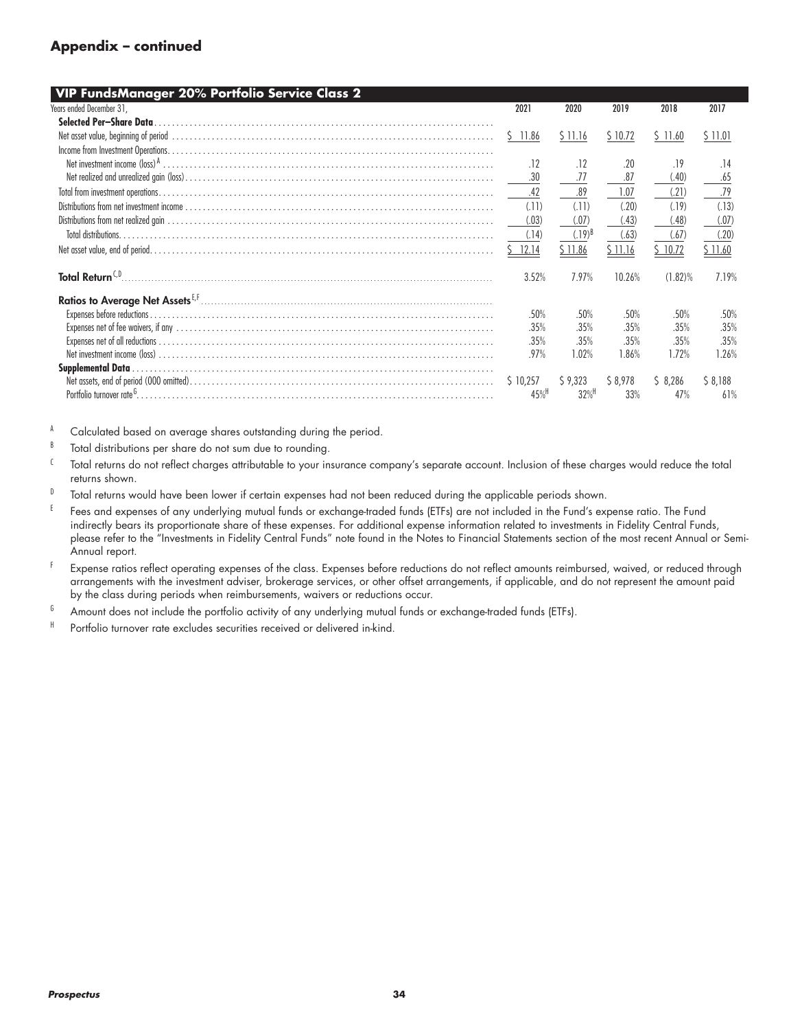## Appendix – continued

| VIP FundsManager 20% Portfolio Service Class 2 | | | | | |
|---|---|---|---|---|---|
| Years ended December 31, | 2021 | 2020 | 2019 | 2018 | 2017 |
| **Selected Per–Share Data** | | | | | |
| Net asset value, beginning of period | $ 11.86 | $ 11.16 | $ 10.72 | $ 11.60 | $ 11.01 |
| Income from Investment Operations | | | | | |
| Net investment income (loss)[A] | .12 | .12 | .20 | .19 | .14 |
| Net realized and unrealized gain (loss) | .30 | .77 | .87 | (.40) | .65 |
| Total from investment operations | .42 | .89 | 1.07 | (.21) | .79 |
| Distributions from net investment income | (.11) | (.11) | (.20) | (.19) | (.13) |
| Distributions from net realized gain | (.03) | (.07) | (.43) | (.48) | (.07) |
| Total distributions | (.14) | (.19)[B] | (.63) | (.67) | (.20) |
| Net asset value, end of period | $ 12.14 | $ 11.86 | $ 11.16 | $ 10.72 | $ 11.60 |
| **Total Return**[C,D] | 3.52% | 7.97% | 10.26% | (1.82)% | 7.19% |
| **Ratios to Average Net Assets**[E,F] | | | | | |
| Expenses before reductions | .50% | .50% | .50% | .50% | .50% |
| Expenses net of fee waivers, if any | .35% | .35% | .35% | .35% | .35% |
| Expenses net of all reductions | .35% | .35% | .35% | .35% | .35% |
| Net investment income (loss) | .97% | 1.02% | 1.86% | 1.72% | 1.26% |
| **Supplemental Data** | | | | | |
| Net assets, end of period (000 omitted) | $ 10,257 | $ 9,323 | $ 8,978 | $ 8,286 | $ 8,188 |
| Portfolio turnover rate[G] | 45%[H] | 32%[H] | 33% | 47% | 61% |

[A] Calculated based on average shares outstanding during the period.

[B] Total distributions per share do not sum due to rounding.

[C] Total returns do not reflect charges attributable to your insurance company's separate account. Inclusion of these charges would reduce the total returns shown.

[D] Total returns would have been lower if certain expenses had not been reduced during the applicable periods shown.

[E] Fees and expenses of any underlying mutual funds or exchange-traded funds (ETFs) are not included in the Fund's expense ratio. The Fund indirectly bears its proportionate share of these expenses. For additional expense information related to investments in Fidelity Central Funds, please refer to the "Investments in Fidelity Central Funds" note found in the Notes to Financial Statements section of the most recent Annual or Semi-Annual report.

[F] Expense ratios reflect operating expenses of the class. Expenses before reductions do not reflect amounts reimbursed, waived, or reduced through arrangements with the investment adviser, brokerage services, or other offset arrangements, if applicable, and do not represent the amount paid by the class during periods when reimbursements, waivers or reductions occur.

[G] Amount does not include the portfolio activity of any underlying mutual funds or exchange-traded funds (ETFs).

[H] Portfolio turnover rate excludes securities received or delivered in-kind.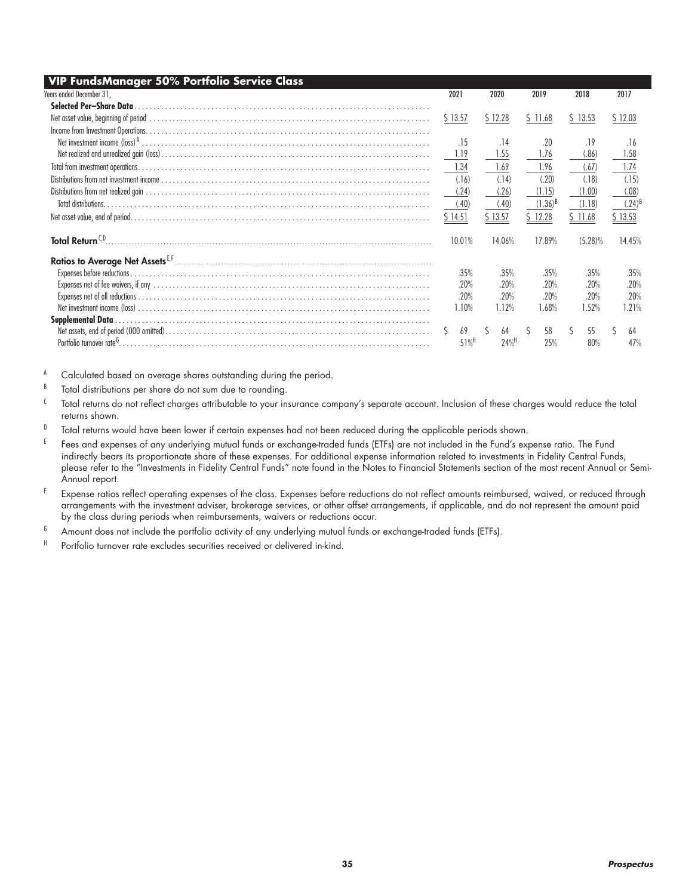## VIP FundsManager 50% Portfolio Service Class

| Years ended December 31, | 2021 | 2020 | 2019 | 2018 | 2017 |
|---|---|---|---|---|---|
| **Selected Per–Share Data** | | | | | |
| Net asset value, beginning of period | $ 13.57 | $ 12.28 | $ 11.68 | $ 13.53 | $ 12.03 |
| Income from Investment Operations | | | | | |
| Net investment income (loss)[A] | .15 | .14 | .20 | .19 | .16 |
| Net realized and unrealized gain (loss) | 1.19 | 1.55 | 1.76 | (.86) | 1.58 |
| Total from investment operations | 1.34 | 1.69 | 1.96 | (.67) | 1.74 |
| Distributions from net investment income | (.16) | (.14) | (.20) | (.18) | (.15) |
| Distributions from net realized gain | (.24) | (.26) | (1.15) | (1.00) | (.08) |
| Total distributions | (.40) | (.40) | (1.36)[B] | (1.18) | (.24)[B] |
| Net asset value, end of period | $ 14.51 | $ 13.57 | $ 12.28 | $ 11.68 | $ 13.53 |
| **Total Return**[C,D] | 10.01% | 14.06% | 17.89% | (5.28)% | 14.45% |
| **Ratios to Average Net Assets**[E,F] | | | | | |
| Expenses before reductions | .35% | .35% | .35% | .35% | .35% |
| Expenses net of fee waivers, if any | .20% | .20% | .20% | .20% | .20% |
| Expenses net of all reductions | .20% | .20% | .20% | .20% | .20% |
| Net investment income (loss) | 1.10% | 1.12% | 1.68% | 1.52% | 1.21% |
| **Supplemental Data** | | | | | |
| Net assets, end of period (000 omitted) | $ 69 | $ 64 | $ 58 | $ 55 | $ 64 |
| Portfolio turnover rate[G] | 51%[H] | 24%[H] | 25% | 80% | 47% |

[A] Calculated based on average shares outstanding during the period.

[B] Total distributions per share do not sum due to rounding.

[C] Total returns do not reflect charges attributable to your insurance company's separate account. Inclusion of these charges would reduce the total returns shown.

[D] Total returns would have been lower if certain expenses had not been reduced during the applicable periods shown.

[E] Fees and expenses of any underlying mutual funds or exchange-traded funds (ETFs) are not included in the Fund's expense ratio. The Fund indirectly bears its proportionate share of these expenses. For additional expense information related to investments in Fidelity Central Funds, please refer to the "Investments in Fidelity Central Funds" note found in the Notes to Financial Statements section of the most recent Annual or Semi-Annual report.

[F] Expense ratios reflect operating expenses of the class. Expenses before reductions do not reflect amounts reimbursed, waived, or reduced through arrangements with the investment adviser, brokerage services, or other offset arrangements, if applicable, and do not represent the amount paid by the class during periods when reimbursements, waivers or reductions occur.

[G] Amount does not include the portfolio activity of any underlying mutual funds or exchange-traded funds (ETFs).

[H] Portfolio turnover rate excludes securities received or delivered in-kind.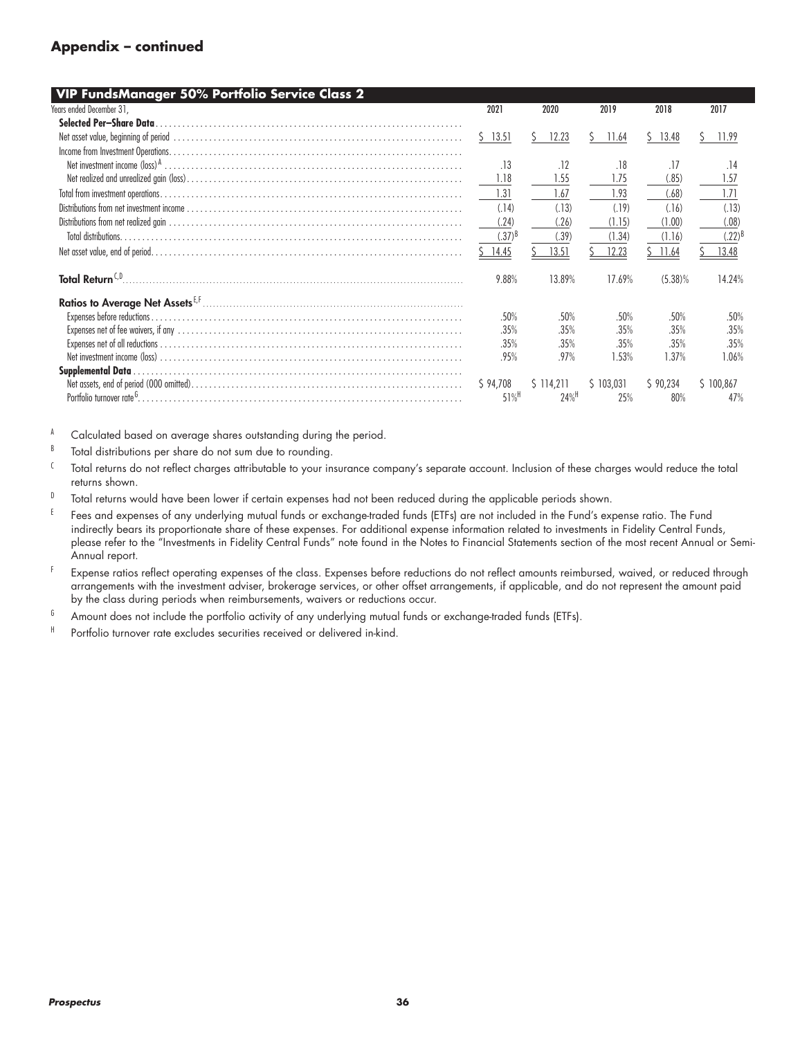## Appendix – continued

### VIP FundsManager 50% Portfolio Service Class 2

| Years ended December 31, | 2021 | 2020 | 2019 | 2018 | 2017 |
|---|---|---|---|---|---|
| **Selected Per–Share Data** | | | | | |
| Net asset value, beginning of period | $ 13.51 | $ 12.23 | $ 11.64 | $ 13.48 | $ 11.99 |
| Income from Investment Operations | | | | | |
| Net investment income (loss)[A] | .13 | .12 | .18 | .17 | .14 |
| Net realized and unrealized gain (loss) | 1.18 | 1.55 | 1.75 | (.85) | 1.57 |
| Total from investment operations | 1.31 | 1.67 | 1.93 | (.68) | 1.71 |
| Distributions from net investment income | (.14) | (.13) | (.19) | (.16) | (.13) |
| Distributions from net realized gain | (.24) | (.26) | (1.15) | (1.00) | (.08) |
| Total distributions | (.37)[B] | (.39) | (1.34) | (1.16) | (.22)[B] |
| Net asset value, end of period | $ 14.45 | $ 13.51 | $ 12.23 | $ 11.64 | $ 13.48 |
| **Total Return**[C,D] | 9.88% | 13.89% | 17.69% | (5.38)% | 14.24% |
| **Ratios to Average Net Assets**[E,F] | | | | | |
| Expenses before reductions | .50% | .50% | .50% | .50% | .50% |
| Expenses net of fee waivers, if any | .35% | .35% | .35% | .35% | .35% |
| Expenses net of all reductions | .35% | .35% | .35% | .35% | .35% |
| Net investment income (loss) | .95% | .97% | 1.53% | 1.37% | 1.06% |
| **Supplemental Data** | | | | | |
| Net assets, end of period (000 omitted) | $ 94,708 | $ 114,211 | $ 103,031 | $ 90,234 | $ 100,867 |
| Portfolio turnover rate[G] | 51%[H] | 24%[H] | 25% | 80% | 47% |

[A] Calculated based on average shares outstanding during the period.

[B] Total distributions per share do not sum due to rounding.

[C] Total returns do not reflect charges attributable to your insurance company's separate account. Inclusion of these charges would reduce the total returns shown.

[D] Total returns would have been lower if certain expenses had not been reduced during the applicable periods shown.

[E] Fees and expenses of any underlying mutual funds or exchange-traded funds (ETFs) are not included in the Fund's expense ratio. The Fund indirectly bears its proportionate share of these expenses. For additional expense information related to investments in Fidelity Central Funds, please refer to the "Investments in Fidelity Central Funds" note found in the Notes to Financial Statements section of the most recent Annual or Semi-Annual report.

[F] Expense ratios reflect operating expenses of the class. Expenses before reductions do not reflect amounts reimbursed, waived, or reduced through arrangements with the investment adviser, brokerage services, or other offset arrangements, if applicable, and do not represent the amount paid by the class during periods when reimbursements, waivers or reductions occur.

[G] Amount does not include the portfolio activity of any underlying mutual funds or exchange-traded funds (ETFs).

[H] Portfolio turnover rate excludes securities received or delivered in-kind.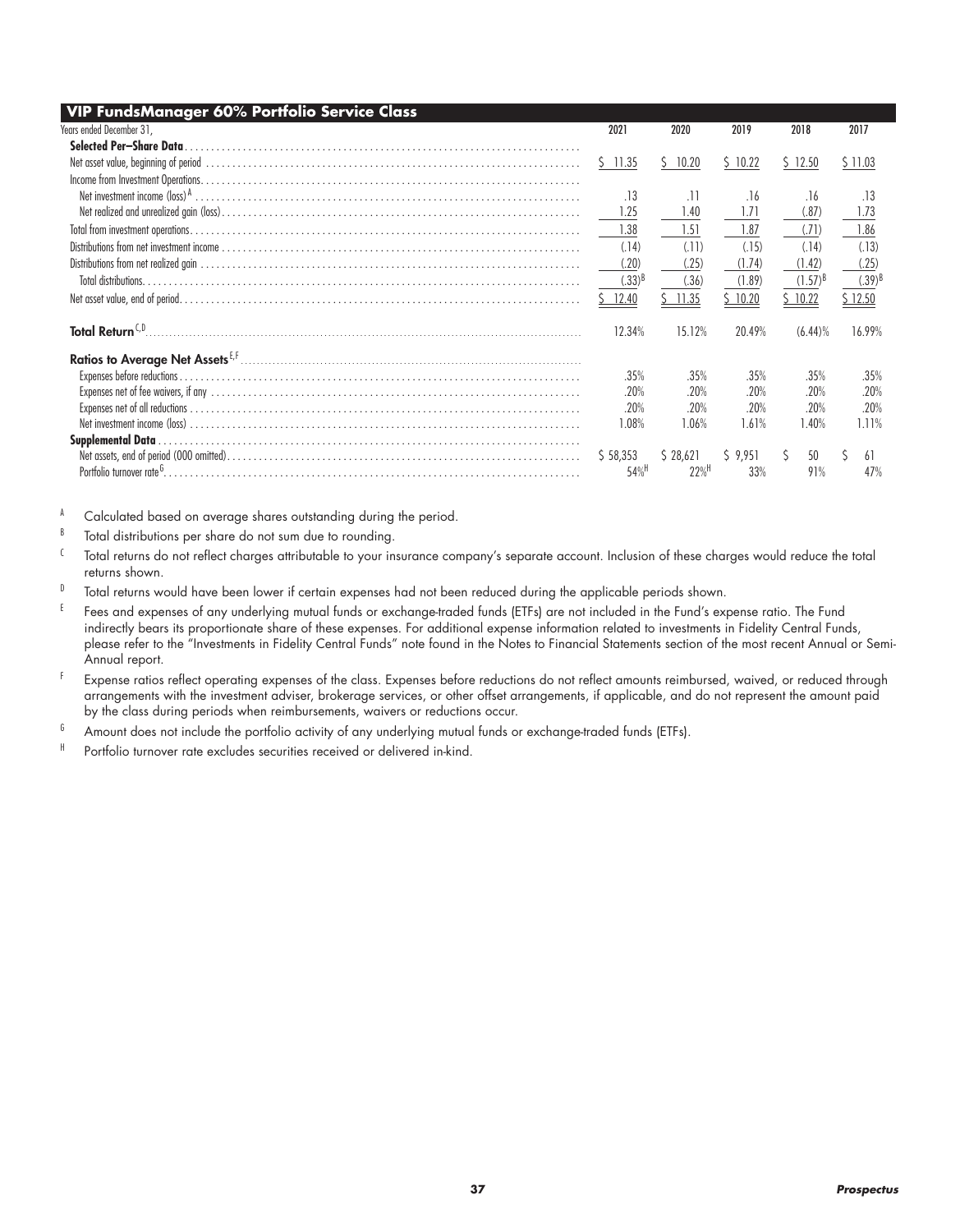## VIP FundsManager 60% Portfolio Service Class

| Years ended December 31, | 2021 | 2020 | 2019 | 2018 | 2017 |
|---|---|---|---|---|---|
| **Selected Per–Share Data** | | | | | |
| Net asset value, beginning of period | $ 11.35 | $ 10.20 | $ 10.22 | $ 12.50 | $ 11.03 |
| Income from Investment Operations | | | | | |
| Net investment income (loss)[A] | .13 | .11 | .16 | .16 | .13 |
| Net realized and unrealized gain (loss) | 1.25 | 1.40 | 1.71 | (.87) | 1.73 |
| Total from investment operations | 1.38 | 1.51 | 1.87 | (.71) | 1.86 |
| Distributions from net investment income | (.14) | (.11) | (.15) | (.14) | (.13) |
| Distributions from net realized gain | (.20) | (.25) | (1.74) | (1.42) | (.25) |
| Total distributions | (.33)[B] | (.36) | (1.89) | (1.57)[B] | (.39)[B] |
| Net asset value, end of period | $ 12.40 | $ 11.35 | $ 10.20 | $ 10.22 | $ 12.50 |
| **Total Return**[C,D] | 12.34% | 15.12% | 20.49% | (6.44)% | 16.99% |
| **Ratios to Average Net Assets**[E,F] | | | | | |
| Expenses before reductions | .35% | .35% | .35% | .35% | .35% |
| Expenses net of fee waivers, if any | .20% | .20% | .20% | .20% | .20% |
| Expenses net of all reductions | .20% | .20% | .20% | .20% | .20% |
| Net investment income (loss) | 1.08% | 1.06% | 1.61% | 1.40% | 1.11% |
| **Supplemental Data** | | | | | |
| Net assets, end of period (000 omitted) | $ 58,353 | $ 28,621 | $ 9,951 | $ 50 | $ 61 |
| Portfolio turnover rate[G] | 54%[H] | 22%[H] | 33% | 91% | 47% |

[A] Calculated based on average shares outstanding during the period.

[B] Total distributions per share do not sum due to rounding.

[C] Total returns do not reflect charges attributable to your insurance company's separate account. Inclusion of these charges would reduce the total returns shown.

[D] Total returns would have been lower if certain expenses had not been reduced during the applicable periods shown.

[E] Fees and expenses of any underlying mutual funds or exchange-traded funds (ETFs) are not included in the Fund's expense ratio. The Fund indirectly bears its proportionate share of these expenses. For additional expense information related to investments in Fidelity Central Funds, please refer to the "Investments in Fidelity Central Funds" note found in the Notes to Financial Statements section of the most recent Annual or Semi-Annual report.

[F] Expense ratios reflect operating expenses of the class. Expenses before reductions do not reflect amounts reimbursed, waived, or reduced through arrangements with the investment adviser, brokerage services, or other offset arrangements, if applicable, and do not represent the amount paid by the class during periods when reimbursements, waivers or reductions occur.

[G] Amount does not include the portfolio activity of any underlying mutual funds or exchange-traded funds (ETFs).

[H] Portfolio turnover rate excludes securities received or delivered in-kind.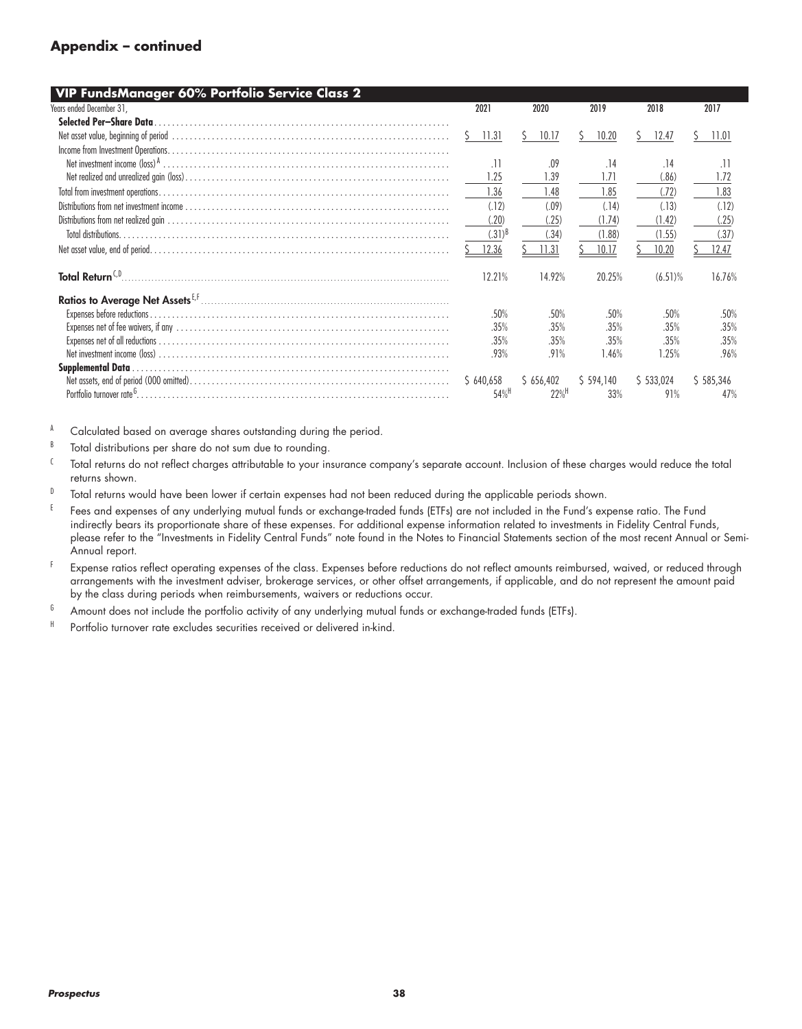## Appendix – continued

| VIP FundsManager 60% Portfolio Service Class 2 | | | | | |
|---|---|---|---|---|---|
| Years ended December 31, | 2021 | 2020 | 2019 | 2018 | 2017 |
| **Selected Per–Share Data** | | | | | |
| Net asset value, beginning of period | $ 11.31 | $ 10.17 | $ 10.20 | $ 12.47 | $ 11.01 |
| Income from Investment Operations | | | | | |
| Net investment income (loss)[A] | .11 | .09 | .14 | .14 | .11 |
| Net realized and unrealized gain (loss) | 1.25 | 1.39 | 1.71 | (.86) | 1.72 |
| Total from investment operations | 1.36 | 1.48 | 1.85 | (.72) | 1.83 |
| Distributions from net investment income | (.12) | (.09) | (.14) | (.13) | (.12) |
| Distributions from net realized gain | (.20) | (.25) | (1.74) | (1.42) | (.25) |
| Total distributions | (.31)[B] | (.34) | (1.88) | (1.55) | (.37) |
| Net asset value, end of period | $ 12.36 | $ 11.31 | $ 10.17 | $ 10.20 | $ 12.47 |
| **Total Return**[C,D] | 12.21% | 14.92% | 20.25% | (6.51)% | 16.76% |
| **Ratios to Average Net Assets**[E,F] | | | | | |
| Expenses before reductions | .50% | .50% | .50% | .50% | .50% |
| Expenses net of fee waivers, if any | .35% | .35% | .35% | .35% | .35% |
| Expenses net of all reductions | .35% | .35% | .35% | .35% | .35% |
| Net investment income (loss) | .93% | .91% | 1.46% | 1.25% | .96% |
| **Supplemental Data** | | | | | |
| Net assets, end of period (000 omitted) | $ 640,658 | $ 656,402 | $ 594,140 | $ 533,024 | $ 585,346 |
| Portfolio turnover rate[G] | 54%[H] | 22%[H] | 33% | 91% | 47% |

[A] Calculated based on average shares outstanding during the period.

[B] Total distributions per share do not sum due to rounding.

[C] Total returns do not reflect charges attributable to your insurance company's separate account. Inclusion of these charges would reduce the total returns shown.

[D] Total returns would have been lower if certain expenses had not been reduced during the applicable periods shown.

[E] Fees and expenses of any underlying mutual funds or exchange-traded funds (ETFs) are not included in the Fund's expense ratio. The Fund indirectly bears its proportionate share of these expenses. For additional expense information related to investments in Fidelity Central Funds, please refer to the "Investments in Fidelity Central Funds" note found in the Notes to Financial Statements section of the most recent Annual or Semi-Annual report.

[F] Expense ratios reflect operating expenses of the class. Expenses before reductions do not reflect amounts reimbursed, waived, or reduced through arrangements with the investment adviser, brokerage services, or other offset arrangements, if applicable, and do not represent the amount paid by the class during periods when reimbursements, waivers or reductions occur.

[G] Amount does not include the portfolio activity of any underlying mutual funds or exchange-traded funds (ETFs).

[H] Portfolio turnover rate excludes securities received or delivered in-kind.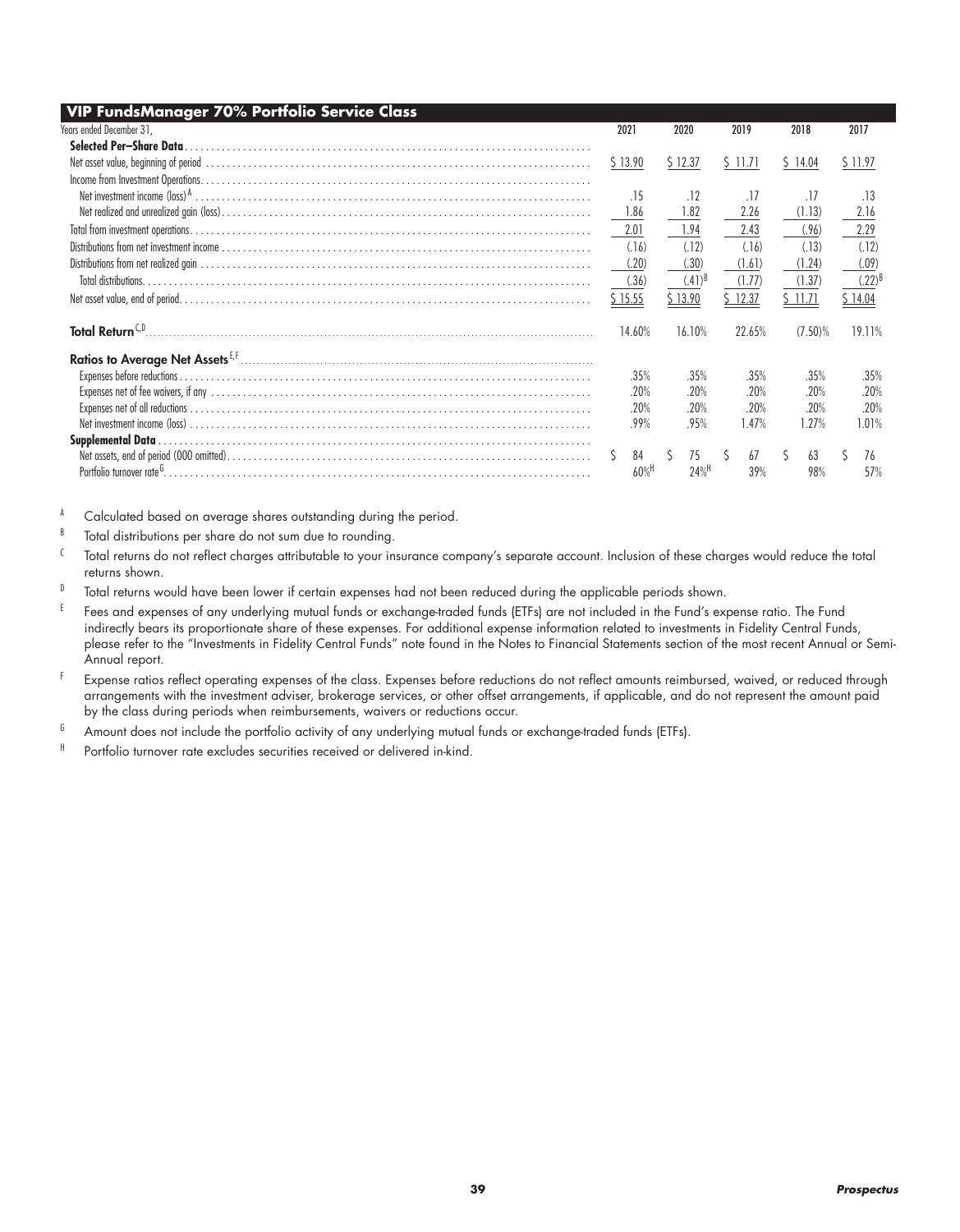## VIP FundsManager 70% Portfolio Service Class

| Years ended December 31, | 2021 | 2020 | 2019 | 2018 | 2017 |
|---|---|---|---|---|---|
| **Selected Per–Share Data** | | | | | |
| Net asset value, beginning of period | $ 13.90 | $ 12.37 | $ 11.71 | $ 14.04 | $ 11.97 |
| Income from Investment Operations | | | | | |
| Net investment income (loss)[A] | .15 | .12 | .17 | .17 | .13 |
| Net realized and unrealized gain (loss) | 1.86 | 1.82 | 2.26 | (1.13) | 2.16 |
| Total from investment operations | 2.01 | 1.94 | 2.43 | (.96) | 2.29 |
| Distributions from net investment income | (.16) | (.12) | (.16) | (.13) | (.12) |
| Distributions from net realized gain | (.20) | (.30) | (1.61) | (1.24) | (.09) |
| Total distributions | (.36) | (.41)[B] | (1.77) | (1.37) | (.22)[B] |
| Net asset value, end of period | $ 15.55 | $ 13.90 | $ 12.37 | $ 11.71 | $ 14.04 |
| **Total Return**[C,D] | 14.60% | 16.10% | 22.65% | (7.50)% | 19.11% |
| **Ratios to Average Net Assets**[E,F] | | | | | |
| Expenses before reductions | .35% | .35% | .35% | .35% | .35% |
| Expenses net of fee waivers, if any | .20% | .20% | .20% | .20% | .20% |
| Expenses net of all reductions | .20% | .20% | .20% | .20% | .20% |
| Net investment income (loss) | .99% | .95% | 1.47% | 1.27% | 1.01% |
| **Supplemental Data** | | | | | |
| Net assets, end of period (000 omitted) | $ 84 | $ 75 | $ 67 | $ 63 | $ 76 |
| Portfolio turnover rate[G] | 60%[H] | 24%[H] | 39% | 98% | 57% |

[A] Calculated based on average shares outstanding during the period.

[B] Total distributions per share do not sum due to rounding.

[C] Total returns do not reflect charges attributable to your insurance company's separate account. Inclusion of these charges would reduce the total returns shown.

[D] Total returns would have been lower if certain expenses had not been reduced during the applicable periods shown.

[E] Fees and expenses of any underlying mutual funds or exchange-traded funds (ETFs) are not included in the Fund's expense ratio. The Fund indirectly bears its proportionate share of these expenses. For additional expense information related to investments in Fidelity Central Funds, please refer to the "Investments in Fidelity Central Funds" note found in the Notes to Financial Statements section of the most recent Annual or Semi-Annual report.

[F] Expense ratios reflect operating expenses of the class. Expenses before reductions do not reflect amounts reimbursed, waived, or reduced through arrangements with the investment adviser, brokerage services, or other offset arrangements, if applicable, and do not represent the amount paid by the class during periods when reimbursements, waivers or reductions occur.

[G] Amount does not include the portfolio activity of any underlying mutual funds or exchange-traded funds (ETFs).

[H] Portfolio turnover rate excludes securities received or delivered in-kind.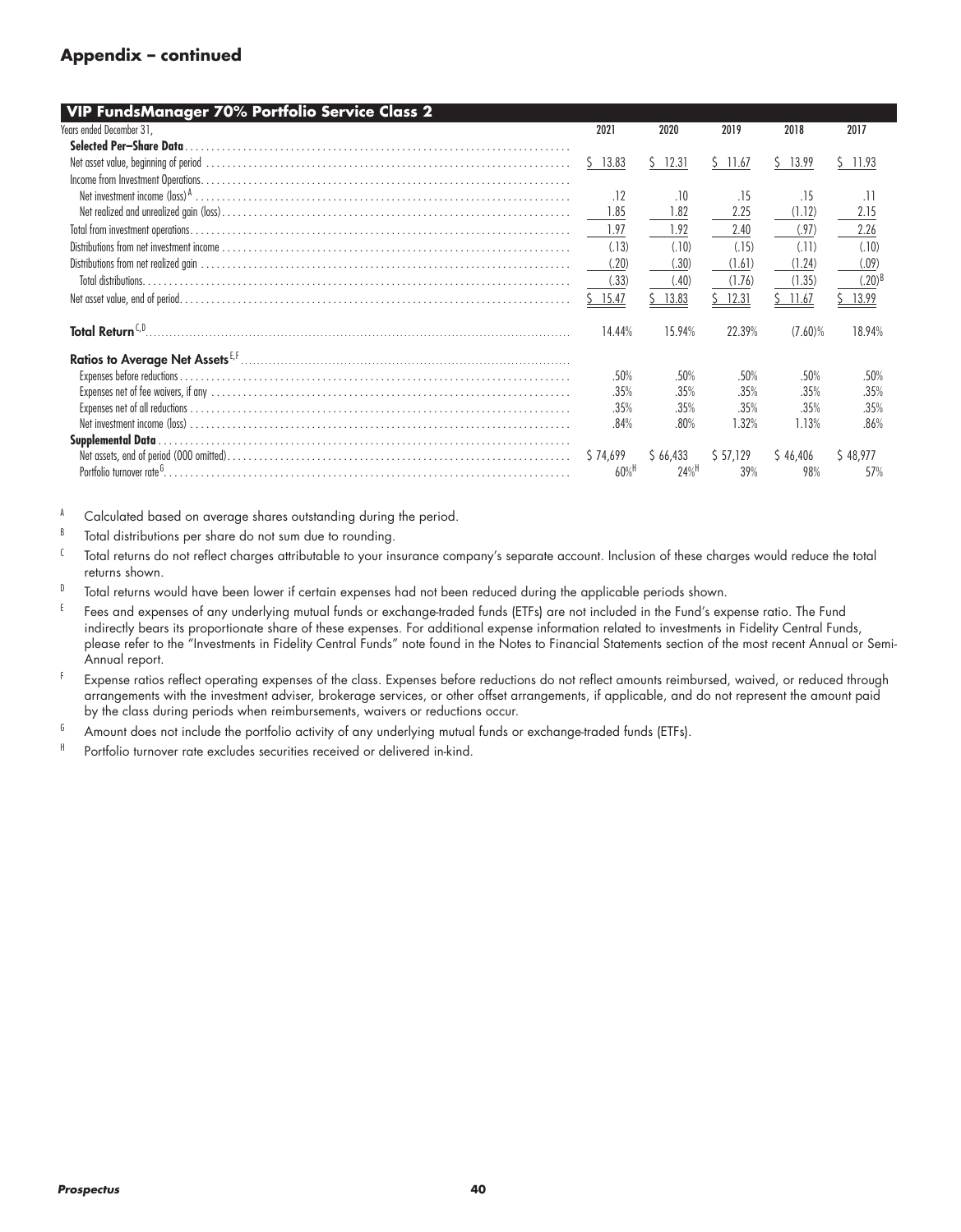## Appendix – continued

| VIP FundsManager 70% Portfolio Service Class 2 | | | | | |
|---|---|---|---|---|---|
| Years ended December 31, | 2021 | 2020 | 2019 | 2018 | 2017 |
| **Selected Per–Share Data** | | | | | |
| Net asset value, beginning of period | $ 13.83 | $ 12.31 | $ 11.67 | $ 13.99 | $ 11.93 |
| Income from Investment Operations | | | | | |
| Net investment income (loss)[A] | .12 | .10 | .15 | .15 | .11 |
| Net realized and unrealized gain (loss) | 1.85 | 1.82 | 2.25 | (1.12) | 2.15 |
| Total from investment operations | 1.97 | 1.92 | 2.40 | (.97) | 2.26 |
| Distributions from net investment income | (.13) | (.10) | (.15) | (.11) | (.10) |
| Distributions from net realized gain | (.20) | (.30) | (1.61) | (1.24) | (.09) |
| Total distributions | (.33) | (.40) | (1.76) | (1.35) | (.20)[B] |
| Net asset value, end of period | $ 15.47 | $ 13.83 | $ 12.31 | $ 11.67 | $ 13.99 |
| **Total Return**[C,D] | 14.44% | 15.94% | 22.39% | (7.60)% | 18.94% |
| **Ratios to Average Net Assets**[E,F] | | | | | |
| Expenses before reductions | .50% | .50% | .50% | .50% | .50% |
| Expenses net of fee waivers, if any | .35% | .35% | .35% | .35% | .35% |
| Expenses net of all reductions | .35% | .35% | .35% | .35% | .35% |
| Net investment income (loss) | .84% | .80% | 1.32% | 1.13% | .86% |
| **Supplemental Data** | | | | | |
| Net assets, end of period (000 omitted) | $ 74,699 | $ 66,433 | $ 57,129 | $ 46,406 | $ 48,977 |
| Portfolio turnover rate[G] | 60%[H] | 24%[H] | 39% | 98% | 57% |

[A] Calculated based on average shares outstanding during the period.

[B] Total distributions per share do not sum due to rounding.

[C] Total returns do not reflect charges attributable to your insurance company's separate account. Inclusion of these charges would reduce the total returns shown.

[D] Total returns would have been lower if certain expenses had not been reduced during the applicable periods shown.

[E] Fees and expenses of any underlying mutual funds or exchange-traded funds (ETFs) are not included in the Fund's expense ratio. The Fund indirectly bears its proportionate share of these expenses. For additional expense information related to investments in Fidelity Central Funds, please refer to the "Investments in Fidelity Central Funds" note found in the Notes to Financial Statements section of the most recent Annual or Semi-Annual report.

[F] Expense ratios reflect operating expenses of the class. Expenses before reductions do not reflect amounts reimbursed, waived, or reduced through arrangements with the investment adviser, brokerage services, or other offset arrangements, if applicable, and do not represent the amount paid by the class during periods when reimbursements, waivers or reductions occur.

[G] Amount does not include the portfolio activity of any underlying mutual funds or exchange-traded funds (ETFs).

[H] Portfolio turnover rate excludes securities received or delivered in-kind.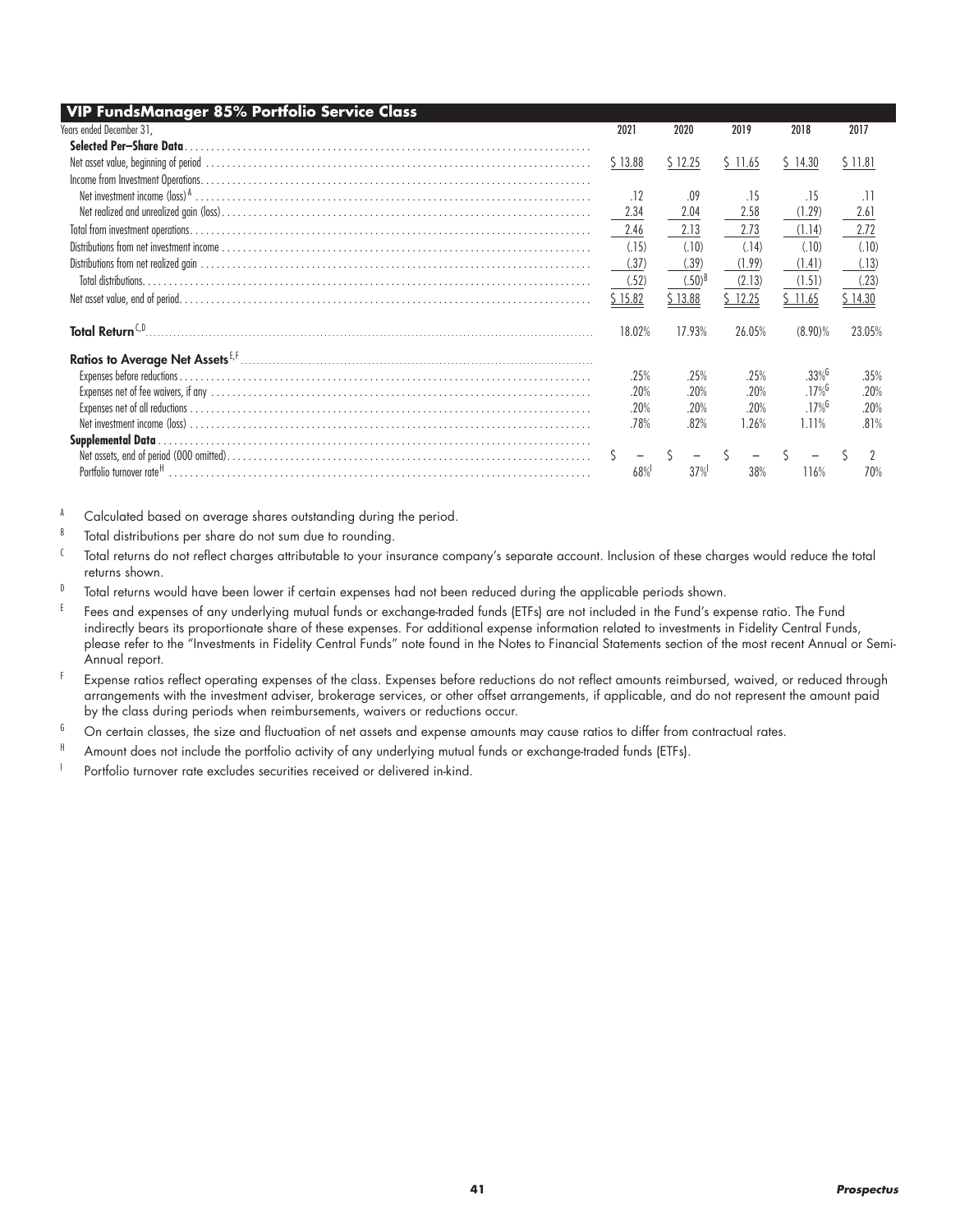## VIP FundsManager 85% Portfolio Service Class

| Years ended December 31, | 2021 | 2020 | 2019 | 2018 | 2017 |
|---|---|---|---|---|---|
| **Selected Per–Share Data** | | | | | |
| Net asset value, beginning of period | $ 13.88 | $ 12.25 | $ 11.65 | $ 14.30 | $ 11.81 |
| Income from Investment Operations | | | | | |
| Net investment income (loss)[A] | .12 | .09 | .15 | .15 | .11 |
| Net realized and unrealized gain (loss) | 2.34 | 2.04 | 2.58 | (1.29) | 2.61 |
| Total from investment operations | 2.46 | 2.13 | 2.73 | (1.14) | 2.72 |
| Distributions from net investment income | (.15) | (.10) | (.14) | (.10) | (.10) |
| Distributions from net realized gain | (.37) | (.39) | (1.99) | (1.41) | (.13) |
| Total distributions | (.52) | (.50)[B] | (2.13) | (1.51) | (.23) |
| Net asset value, end of period | $ 15.82 | $ 13.88 | $ 12.25 | $ 11.65 | $ 14.30 |
| **Total Return**[C,D] | 18.02% | 17.93% | 26.05% | (8.90)% | 23.05% |
| **Ratios to Average Net Assets**[E,F] | | | | | |
| Expenses before reductions | .25% | .25% | .25% | .33%[G] | .35% |
| Expenses net of fee waivers, if any | .20% | .20% | .20% | .17%[G] | .20% |
| Expenses net of all reductions | .20% | .20% | .20% | .17%[G] | .20% |
| Net investment income (loss) | .78% | .82% | 1.26% | 1.11% | .81% |
| **Supplemental Data** | | | | | |
| Net assets, end of period (000 omitted) | $ – | $ – | $ – | $ – | $ 2 |
| Portfolio turnover rate[H] | 68%[I] | 37%[I] | 38% | 116% | 70% |

[A] Calculated based on average shares outstanding during the period.

[B] Total distributions per share do not sum due to rounding.

[C] Total returns do not reflect charges attributable to your insurance company's separate account. Inclusion of these charges would reduce the total returns shown.

[D] Total returns would have been lower if certain expenses had not been reduced during the applicable periods shown.

[E] Fees and expenses of any underlying mutual funds or exchange-traded funds (ETFs) are not included in the Fund's expense ratio. The Fund indirectly bears its proportionate share of these expenses. For additional expense information related to investments in Fidelity Central Funds, please refer to the "Investments in Fidelity Central Funds" note found in the Notes to Financial Statements section of the most recent Annual or Semi-Annual report.

[F] Expense ratios reflect operating expenses of the class. Expenses before reductions do not reflect amounts reimbursed, waived, or reduced through arrangements with the investment adviser, brokerage services, or other offset arrangements, if applicable, and do not represent the amount paid by the class during periods when reimbursements, waivers or reductions occur.

[G] On certain classes, the size and fluctuation of net assets and expense amounts may cause ratios to differ from contractual rates.

[H] Amount does not include the portfolio activity of any underlying mutual funds or exchange-traded funds (ETFs).

[I] Portfolio turnover rate excludes securities received or delivered in-kind.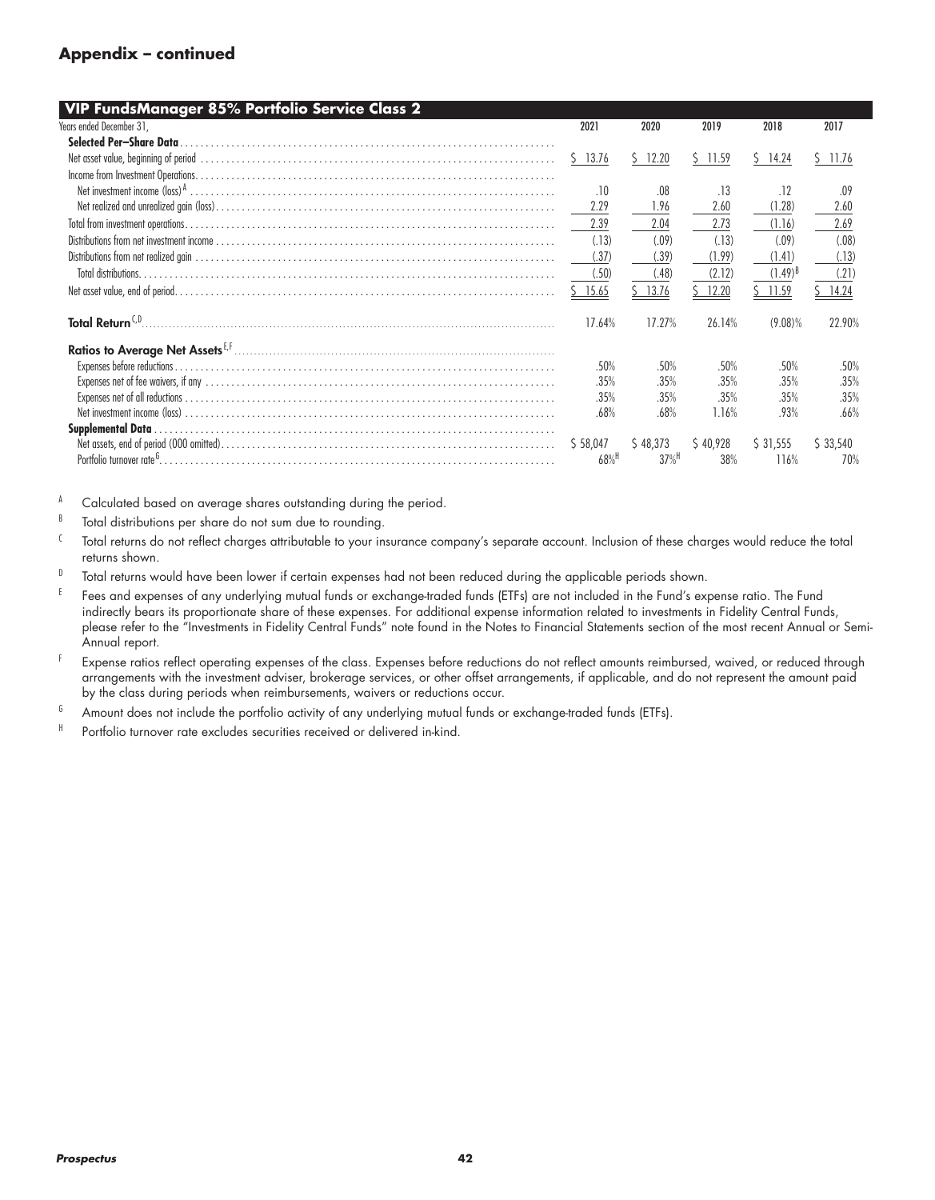## Appendix – continued

| VIP FundsManager 85% Portfolio Service Class 2 | | | | | |
|---|---|---|---|---|---|
| Years ended December 31, | 2021 | 2020 | 2019 | 2018 | 2017 |
| **Selected Per–Share Data** | | | | | |
| Net asset value, beginning of period | $ 13.76 | $ 12.20 | $ 11.59 | $ 14.24 | $ 11.76 |
| Income from Investment Operations | | | | | |
| Net investment income (loss)[A] | .10 | .08 | .13 | .12 | .09 |
| Net realized and unrealized gain (loss) | 2.29 | 1.96 | 2.60 | (1.28) | 2.60 |
| Total from investment operations | 2.39 | 2.04 | 2.73 | (1.16) | 2.69 |
| Distributions from net investment income | (.13) | (.09) | (.13) | (.09) | (.08) |
| Distributions from net realized gain | (.37) | (.39) | (1.99) | (1.41) | (.13) |
| Total distributions | (.50) | (.48) | (2.12) | (1.49)[B] | (.21) |
| Net asset value, end of period | $ 15.65 | $ 13.76 | $ 12.20 | $ 11.59 | $ 14.24 |
| **Total Return**[C,D] | 17.64% | 17.27% | 26.14% | (9.08)% | 22.90% |
| **Ratios to Average Net Assets**[E,F] | | | | | |
| Expenses before reductions | .50% | .50% | .50% | .50% | .50% |
| Expenses net of fee waivers, if any | .35% | .35% | .35% | .35% | .35% |
| Expenses net of all reductions | .35% | .35% | .35% | .35% | .35% |
| Net investment income (loss) | .68% | .68% | 1.16% | .93% | .66% |
| **Supplemental Data** | | | | | |
| Net assets, end of period (000 omitted) | $ 58,047 | $ 48,373 | $ 40,928 | $ 31,555 | $ 33,540 |
| Portfolio turnover rate[G] | 68%[H] | 37%[H] | 38% | 116% | 70% |

[A] Calculated based on average shares outstanding during the period.

[B] Total distributions per share do not sum due to rounding.

[C] Total returns do not reflect charges attributable to your insurance company's separate account. Inclusion of these charges would reduce the total returns shown.

[D] Total returns would have been lower if certain expenses had not been reduced during the applicable periods shown.

[E] Fees and expenses of any underlying mutual funds or exchange-traded funds (ETFs) are not included in the Fund's expense ratio. The Fund indirectly bears its proportionate share of these expenses. For additional expense information related to investments in Fidelity Central Funds, please refer to the "Investments in Fidelity Central Funds" note found in the Notes to Financial Statements section of the most recent Annual or Semi-Annual report.

[F] Expense ratios reflect operating expenses of the class. Expenses before reductions do not reflect amounts reimbursed, waived, or reduced through arrangements with the investment adviser, brokerage services, or other offset arrangements, if applicable, and do not represent the amount paid by the class during periods when reimbursements, waivers or reductions occur.

[G] Amount does not include the portfolio activity of any underlying mutual funds or exchange-traded funds (ETFs).

[H] Portfolio turnover rate excludes securities received or delivered in-kind.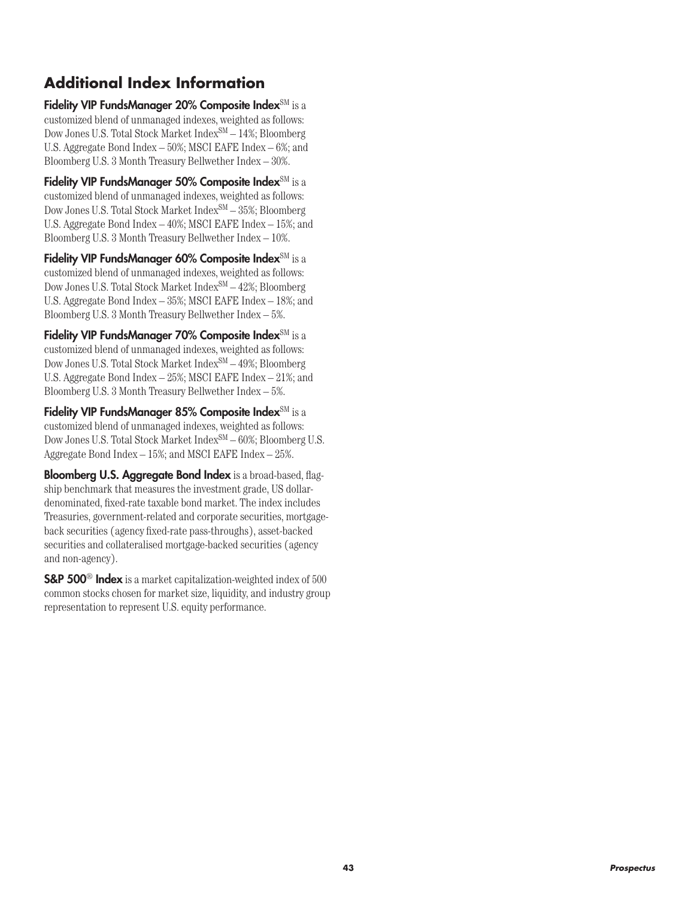## Additional Index Information

**Fidelity VIP FundsManager 20% Composite Index**SM is a customized blend of unmanaged indexes, weighted as follows: Dow Jones U.S. Total Stock Market IndexSM – 14%; Bloomberg U.S. Aggregate Bond Index – 50%; MSCI EAFE Index – 6%; and Bloomberg U.S. 3 Month Treasury Bellwether Index – 30%.

**Fidelity VIP FundsManager 50% Composite Index**SM is a customized blend of unmanaged indexes, weighted as follows: Dow Jones U.S. Total Stock Market IndexSM – 35%; Bloomberg U.S. Aggregate Bond Index – 40%; MSCI EAFE Index – 15%; and Bloomberg U.S. 3 Month Treasury Bellwether Index – 10%.

**Fidelity VIP FundsManager 60% Composite Index**SM is a customized blend of unmanaged indexes, weighted as follows: Dow Jones U.S. Total Stock Market IndexSM – 42%; Bloomberg U.S. Aggregate Bond Index – 35%; MSCI EAFE Index – 18%; and Bloomberg U.S. 3 Month Treasury Bellwether Index – 5%.

**Fidelity VIP FundsManager 70% Composite Index**SM is a customized blend of unmanaged indexes, weighted as follows: Dow Jones U.S. Total Stock Market IndexSM – 49%; Bloomberg U.S. Aggregate Bond Index – 25%; MSCI EAFE Index – 21%; and Bloomberg U.S. 3 Month Treasury Bellwether Index – 5%.

**Fidelity VIP FundsManager 85% Composite Index**SM is a customized blend of unmanaged indexes, weighted as follows: Dow Jones U.S. Total Stock Market IndexSM – 60%; Bloomberg U.S. Aggregate Bond Index – 15%; and MSCI EAFE Index – 25%.

**Bloomberg U.S. Aggregate Bond Index** is a broad-based, flagship benchmark that measures the investment grade, US dollar-denominated, fixed-rate taxable bond market. The index includes Treasuries, government-related and corporate securities, mortgage-back securities (agency fixed-rate pass-throughs), asset-backed securities and collateralised mortgage-backed securities (agency and non-agency).

**S&P 500® Index** is a market capitalization-weighted index of 500 common stocks chosen for market size, liquidity, and industry group representation to represent U.S. equity performance.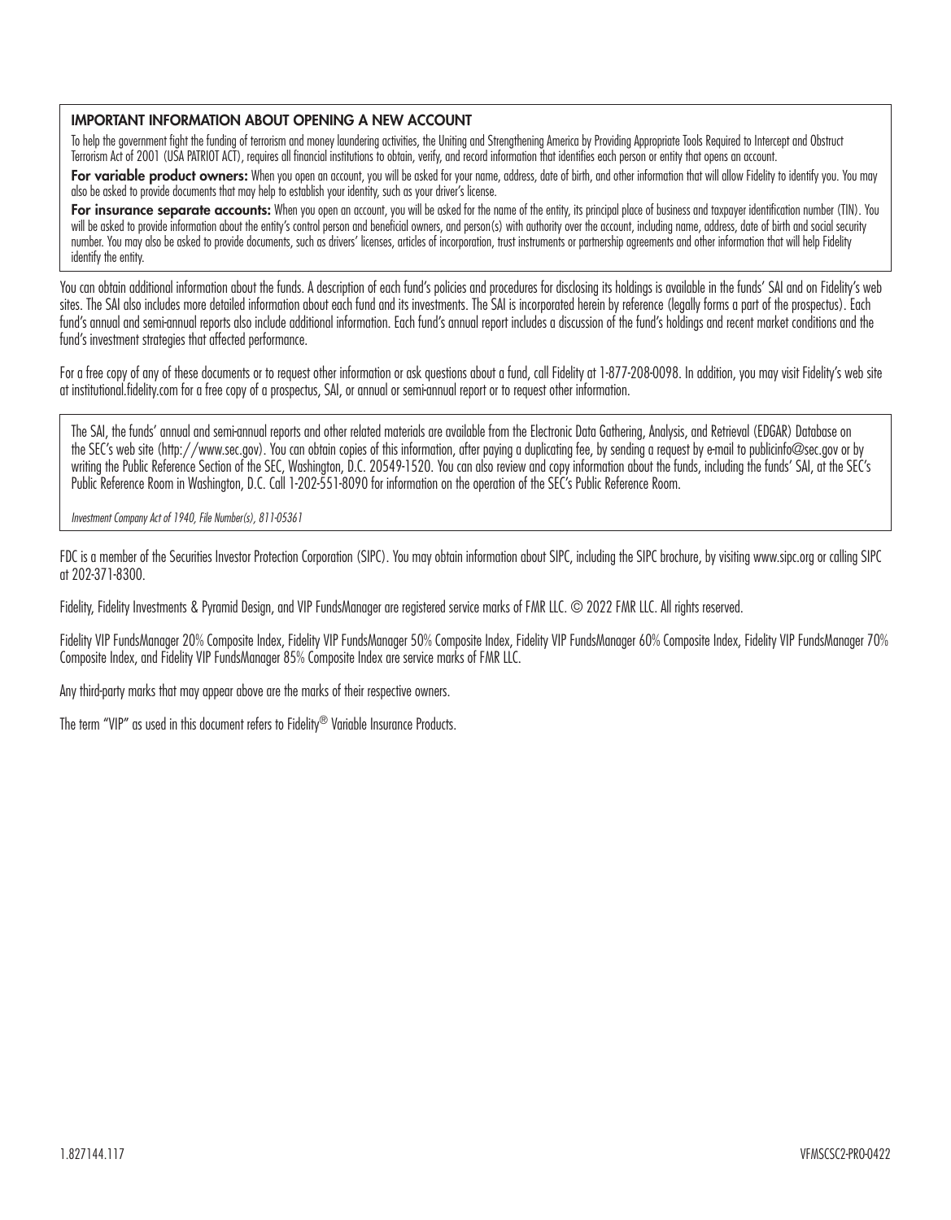## IMPORTANT INFORMATION ABOUT OPENING A NEW ACCOUNT

To help the government fight the funding of terrorism and money laundering activities, the Uniting and Strengthening America by Providing Appropriate Tools Required to Intercept and Obstruct Terrorism Act of 2001 (USA PATRIOT ACT), requires all financial institutions to obtain, verify, and record information that identifies each person or entity that opens an account.

**For variable product owners:** When you open an account, you will be asked for your name, address, date of birth, and other information that will allow Fidelity to identify you. You may also be asked to provide documents that may help to establish your identity, such as your driver's license.

**For insurance separate accounts:** When you open an account, you will be asked for the name of the entity, its principal place of business and taxpayer identification number (TIN). You will be asked to provide information about the entity's control person and beneficial owners, and person(s) with authority over the account, including name, address, date of birth and social security number. You may also be asked to provide documents, such as drivers' licenses, articles of incorporation, trust instruments or partnership agreements and other information that will help Fidelity identify the entity.

You can obtain additional information about the funds. A description of each fund's policies and procedures for disclosing its holdings is available in the funds' SAI and on Fidelity's web sites. The SAI also includes more detailed information about each fund and its investments. The SAI is incorporated herein by reference (legally forms a part of the prospectus). Each fund's annual and semi-annual reports also include additional information. Each fund's annual report includes a discussion of the fund's holdings and recent market conditions and the fund's investment strategies that affected performance.

For a free copy of any of these documents or to request other information or ask questions about a fund, call Fidelity at 1-877-208-0098. In addition, you may visit Fidelity's web site at institutional.fidelity.com for a free copy of a prospectus, SAI, or annual or semi-annual report or to request other information.

The SAI, the funds' annual and semi-annual reports and other related materials are available from the Electronic Data Gathering, Analysis, and Retrieval (EDGAR) Database on the SEC's web site (http://www.sec.gov). You can obtain copies of this information, after paying a duplicating fee, by sending a request by e-mail to publicinfo@sec.gov or by writing the Public Reference Section of the SEC, Washington, D.C. 20549-1520. You can also review and copy information about the funds, including the funds' SAI, at the SEC's Public Reference Room in Washington, D.C. Call 1-202-551-8090 for information on the operation of the SEC's Public Reference Room.

*Investment Company Act of 1940, File Number(s), 811-05361*

FDC is a member of the Securities Investor Protection Corporation (SIPC). You may obtain information about SIPC, including the SIPC brochure, by visiting www.sipc.org or calling SIPC at 202-371-8300.

Fidelity, Fidelity Investments & Pyramid Design, and VIP FundsManager are registered service marks of FMR LLC. © 2022 FMR LLC. All rights reserved.

Fidelity VIP FundsManager 20% Composite Index, Fidelity VIP FundsManager 50% Composite Index, Fidelity VIP FundsManager 60% Composite Index, Fidelity VIP FundsManager 70% Composite Index, and Fidelity VIP FundsManager 85% Composite Index are service marks of FMR LLC.

Any third-party marks that may appear above are the marks of their respective owners.

The term "VIP" as used in this document refers to Fidelity® Variable Insurance Products.

1.827144.117

VFMSCSC2-PRO-0422